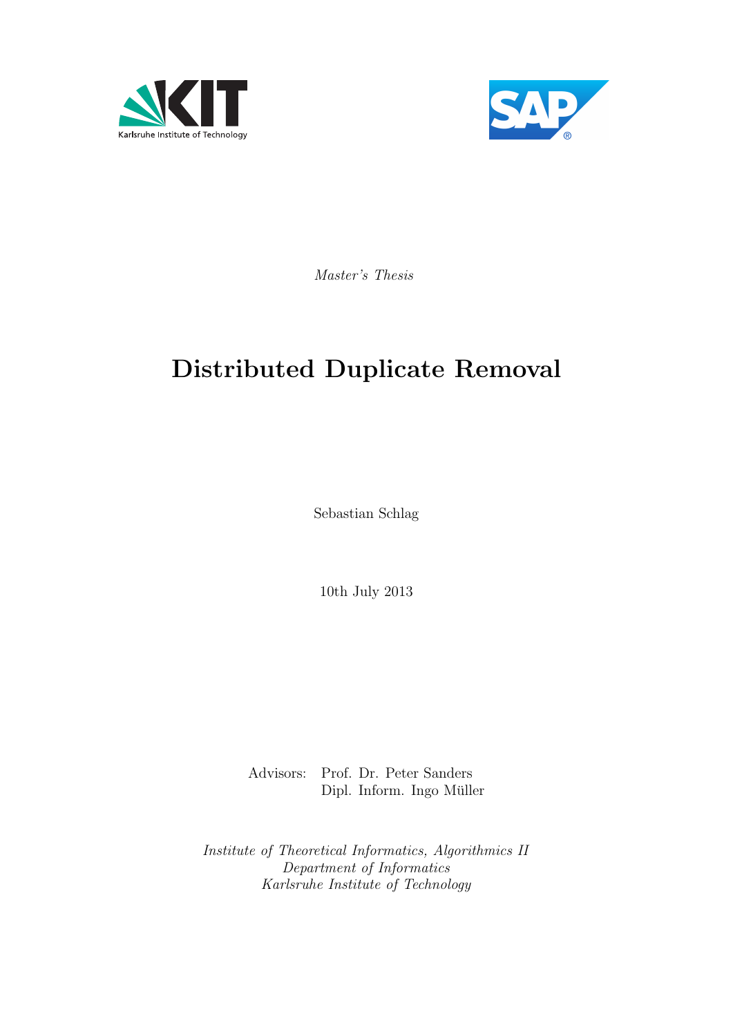Karlsruhe Institute of Technology

*Master's Thesis*

# Distributed Duplicate Removal

Sebastian Schlag

10th July 2013

Advisors: Prof. Dr. Peter Sanders
Dipl. Inform. Ingo Müller

*Institute of Theoretical Informatics, Algorithmics II*
*Department of Informatics*
*Karlsruhe Institute of Technology*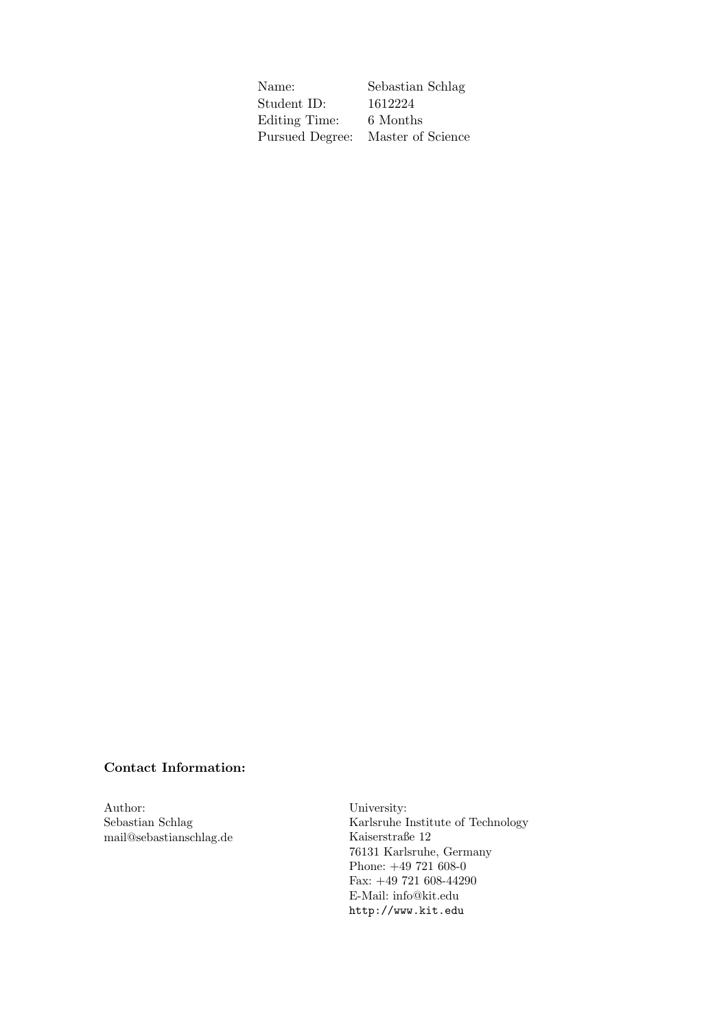| | |
|---|---|
| Name: | Sebastian Schlag |
| Student ID: | 1612224 |
| Editing Time: | 6 Months |
| Pursued Degree: | Master of Science |

**Contact Information:**

Author:
Sebastian Schlag
mail@sebastianschlag.de

University:
Karlsruhe Institute of Technology
Kaiserstraße 12
76131 Karlsruhe, Germany
Phone: +49 721 608-0
Fax: +49 721 608-44290
E-Mail: info@kit.edu
http://www.kit.edu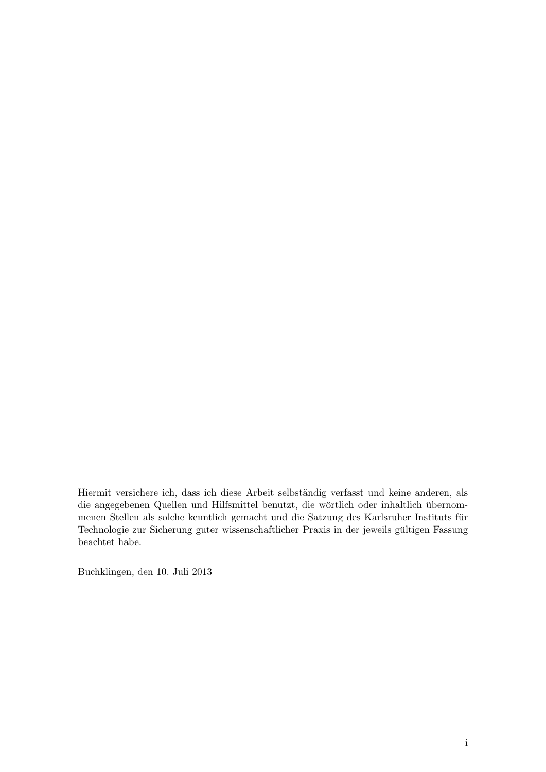---

Hiermit versichere ich, dass ich diese Arbeit selbständig verfasst und keine anderen, als die angegebenen Quellen und Hilfsmittel benutzt, die wörtlich oder inhaltlich übernommenen Stellen als solche kenntlich gemacht und die Satzung des Karlsruher Instituts für Technologie zur Sicherung guter wissenschaftlicher Praxis in der jeweils gültigen Fassung beachtet habe.

Buchklingen, den 10. Juli 2013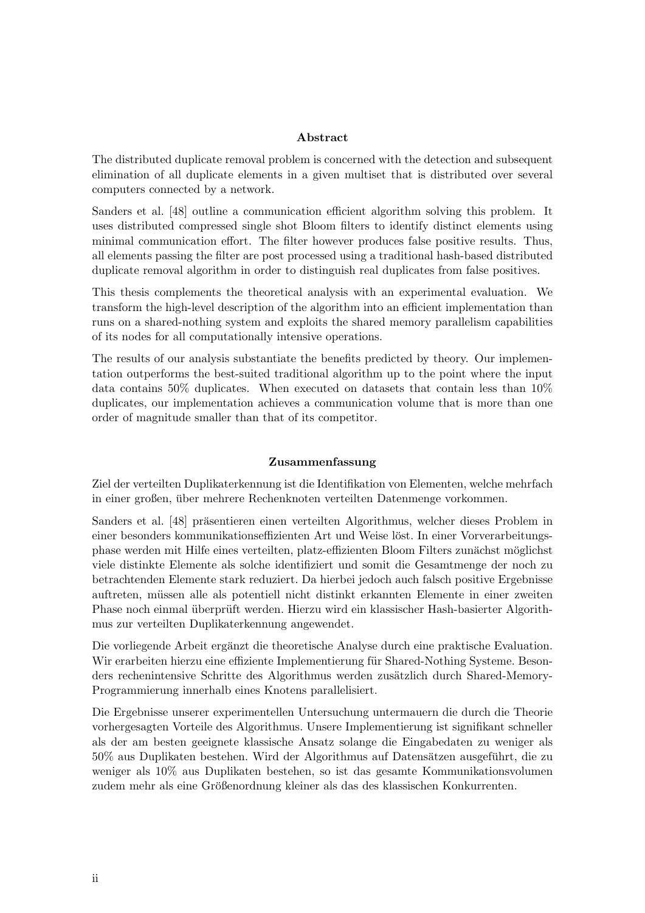## Abstract

The distributed duplicate removal problem is concerned with the detection and subsequent elimination of all duplicate elements in a given multiset that is distributed over several computers connected by a network.

Sanders et al. [48] outline a communication efficient algorithm solving this problem. It uses distributed compressed single shot Bloom filters to identify distinct elements using minimal communication effort. The filter however produces false positive results. Thus, all elements passing the filter are post processed using a traditional hash-based distributed duplicate removal algorithm in order to distinguish real duplicates from false positives.

This thesis complements the theoretical analysis with an experimental evaluation. We transform the high-level description of the algorithm into an efficient implementation than runs on a shared-nothing system and exploits the shared memory parallelism capabilities of its nodes for all computationally intensive operations.

The results of our analysis substantiate the benefits predicted by theory. Our implementation outperforms the best-suited traditional algorithm up to the point where the input data contains 50% duplicates. When executed on datasets that contain less than 10% duplicates, our implementation achieves a communication volume that is more than one order of magnitude smaller than that of its competitor.

## Zusammenfassung

Ziel der verteilten Duplikaterkennung ist die Identifikation von Elementen, welche mehrfach in einer großen, über mehrere Rechenknoten verteilten Datenmenge vorkommen.

Sanders et al. [48] präsentieren einen verteilten Algorithmus, welcher dieses Problem in einer besonders kommunikationseffizienten Art und Weise löst. In einer Vorverarbeitungsphase werden mit Hilfe eines verteilten, platz-effizienten Bloom Filters zunächst möglichst viele distinkte Elemente als solche identifiziert und somit die Gesamtmenge der noch zu betrachtenden Elemente stark reduziert. Da hierbei jedoch auch falsch positive Ergebnisse auftreten, müssen alle als potentiell nicht distinkt erkannten Elemente in einer zweiten Phase noch einmal überprüft werden. Hierzu wird ein klassischer Hash-basierter Algorithmus zur verteilten Duplikaterkennung angewendet.

Die vorliegende Arbeit ergänzt die theoretische Analyse durch eine praktische Evaluation. Wir erarbeiten hierzu eine effiziente Implementierung für Shared-Nothing Systeme. Besonders rechenintensive Schritte des Algorithmus werden zusätzlich durch Shared-Memory-Programmierung innerhalb eines Knotens parallelisiert.

Die Ergebnisse unserer experimentellen Untersuchung untermauern die durch die Theorie vorhergesagten Vorteile des Algorithmus. Unsere Implementierung ist signifikant schneller als der am besten geeignete klassische Ansatz solange die Eingabedaten zu weniger als 50% aus Duplikaten bestehen. Wird der Algorithmus auf Datensätzen ausgeführt, die zu weniger als 10% aus Duplikaten bestehen, so ist das gesamte Kommunikationsvolumen zudem mehr als eine Größenordnung kleiner als das des klassischen Konkurrenten.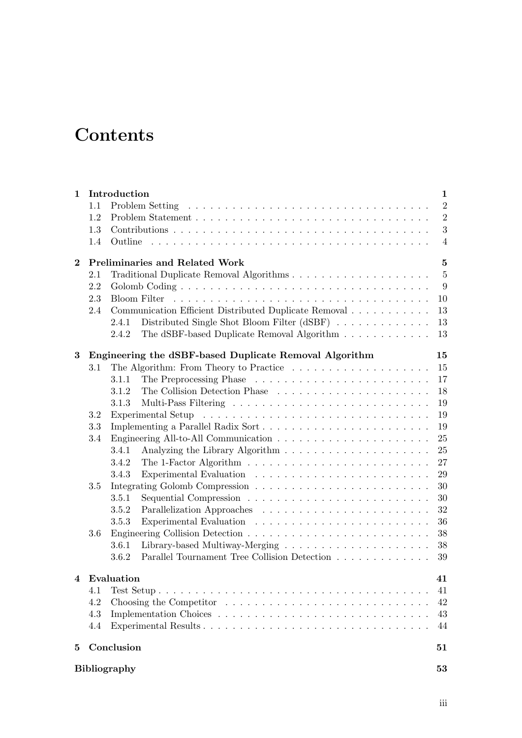# Contents

| | | |
|---|---|---|
| **1** | **Introduction** | **1** |
| 1.1 | Problem Setting | 2 |
| 1.2 | Problem Statement | 2 |
| 1.3 | Contributions | 3 |
| 1.4 | Outline | 4 |
| **2** | **Preliminaries and Related Work** | **5** |
| 2.1 | Traditional Duplicate Removal Algorithms | 5 |
| 2.2 | Golomb Coding | 9 |
| 2.3 | Bloom Filter | 10 |
| 2.4 | Communication Efficient Distributed Duplicate Removal | 13 |
| 2.4.1 | Distributed Single Shot Bloom Filter (dSBF) | 13 |
| 2.4.2 | The dSBF-based Duplicate Removal Algorithm | 13 |
| **3** | **Engineering the dSBF-based Duplicate Removal Algorithm** | **15** |
| 3.1 | The Algorithm: From Theory to Practice | 15 |
| 3.1.1 | The Preprocessing Phase | 17 |
| 3.1.2 | The Collision Detection Phase | 18 |
| 3.1.3 | Multi-Pass Filtering | 19 |
| 3.2 | Experimental Setup | 19 |
| 3.3 | Implementing a Parallel Radix Sort | 19 |
| 3.4 | Engineering All-to-All Communication | 25 |
| 3.4.1 | Analyzing the Library Algorithm | 25 |
| 3.4.2 | The 1-Factor Algorithm | 27 |
| 3.4.3 | Experimental Evaluation | 29 |
| 3.5 | Integrating Golomb Compression | 30 |
| 3.5.1 | Sequential Compression | 30 |
| 3.5.2 | Parallelization Approaches | 32 |
| 3.5.3 | Experimental Evaluation | 36 |
| 3.6 | Engineering Collision Detection | 38 |
| 3.6.1 | Library-based Multiway-Merging | 38 |
| 3.6.2 | Parallel Tournament Tree Collision Detection | 39 |
| **4** | **Evaluation** | **41** |
| 4.1 | Test Setup | 41 |
| 4.2 | Choosing the Competitor | 42 |
| 4.3 | Implementation Choices | 43 |
| 4.4 | Experimental Results | 44 |
| **5** | **Conclusion** | **51** |
| | **Bibliography** | **53** |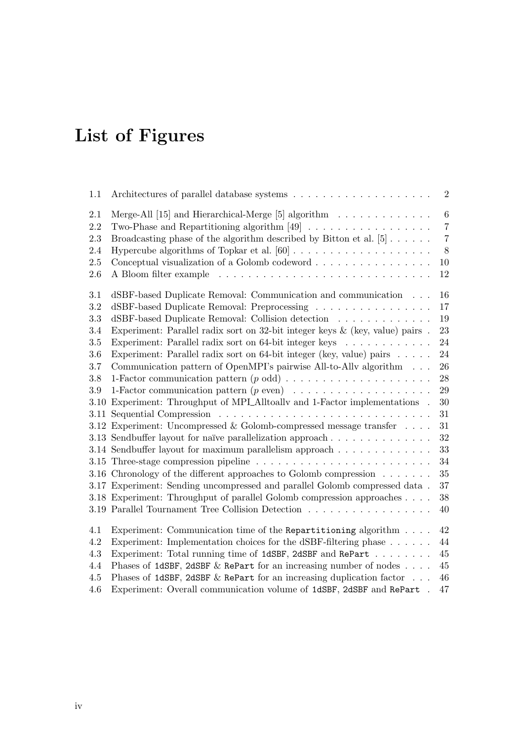# List of Figures

| | | |
|---|---|---|
| 1.1 | Architectures of parallel database systems | 2 |
| 2.1 | Merge-All [15] and Hierarchical-Merge [5] algorithm | 6 |
| 2.2 | Two-Phase and Repartitioning algorithm [49] | 7 |
| 2.3 | Broadcasting phase of the algorithm described by Bitton et al. [5] | 7 |
| 2.4 | Hypercube algorithms of Topkar et al. [60] | 8 |
| 2.5 | Conceptual visualization of a Golomb codeword | 10 |
| 2.6 | A Bloom filter example | 12 |
| 3.1 | dSBF-based Duplicate Removal: Communication and communication | 16 |
| 3.2 | dSBF-based Duplicate Removal: Preprocessing | 17 |
| 3.3 | dSBF-based Duplicate Removal: Collision detection | 19 |
| 3.4 | Experiment: Parallel radix sort on 32-bit integer keys & (key, value) pairs | 23 |
| 3.5 | Experiment: Parallel radix sort on 64-bit integer keys | 24 |
| 3.6 | Experiment: Parallel radix sort on 64-bit integer (key, value) pairs | 24 |
| 3.7 | Communication pattern of OpenMPI's pairwise All-to-Allv algorithm | 26 |
| 3.8 | 1-Factor communication pattern ($p$ odd) | 28 |
| 3.9 | 1-Factor communication pattern ($p$ even) | 29 |
| 3.10 | Experiment: Throughput of MPI_Alltoallv and 1-Factor implementations | 30 |
| 3.11 | Sequential Compression | 31 |
| 3.12 | Experiment: Uncompressed & Golomb-compressed message transfer | 31 |
| 3.13 | Sendbuffer layout for naïve parallelization approach | 32 |
| 3.14 | Sendbuffer layout for maximum parallelism approach | 33 |
| 3.15 | Three-stage compression pipeline | 34 |
| 3.16 | Chronology of the different approaches to Golomb compression | 35 |
| 3.17 | Experiment: Sending uncompressed and parallel Golomb compressed data | 37 |
| 3.18 | Experiment: Throughput of parallel Golomb compression approaches | 38 |
| 3.19 | Parallel Tournament Tree Collision Detection | 40 |
| 4.1 | Experiment: Communication time of the `Repartitioning` algorithm | 42 |
| 4.2 | Experiment: Implementation choices for the dSBF-filtering phase | 44 |
| 4.3 | Experiment: Total running time of `1dSBF`, `2dSBF` and `RePart` | 45 |
| 4.4 | Phases of `1dSBF`, `2dSBF` & `RePart` for an increasing number of nodes | 45 |
| 4.5 | Phases of `1dSBF`, `2dSBF` & `RePart` for an increasing duplication factor | 46 |
| 4.6 | Experiment: Overall communication volume of `1dSBF`, `2dSBF` and `RePart` | 47 |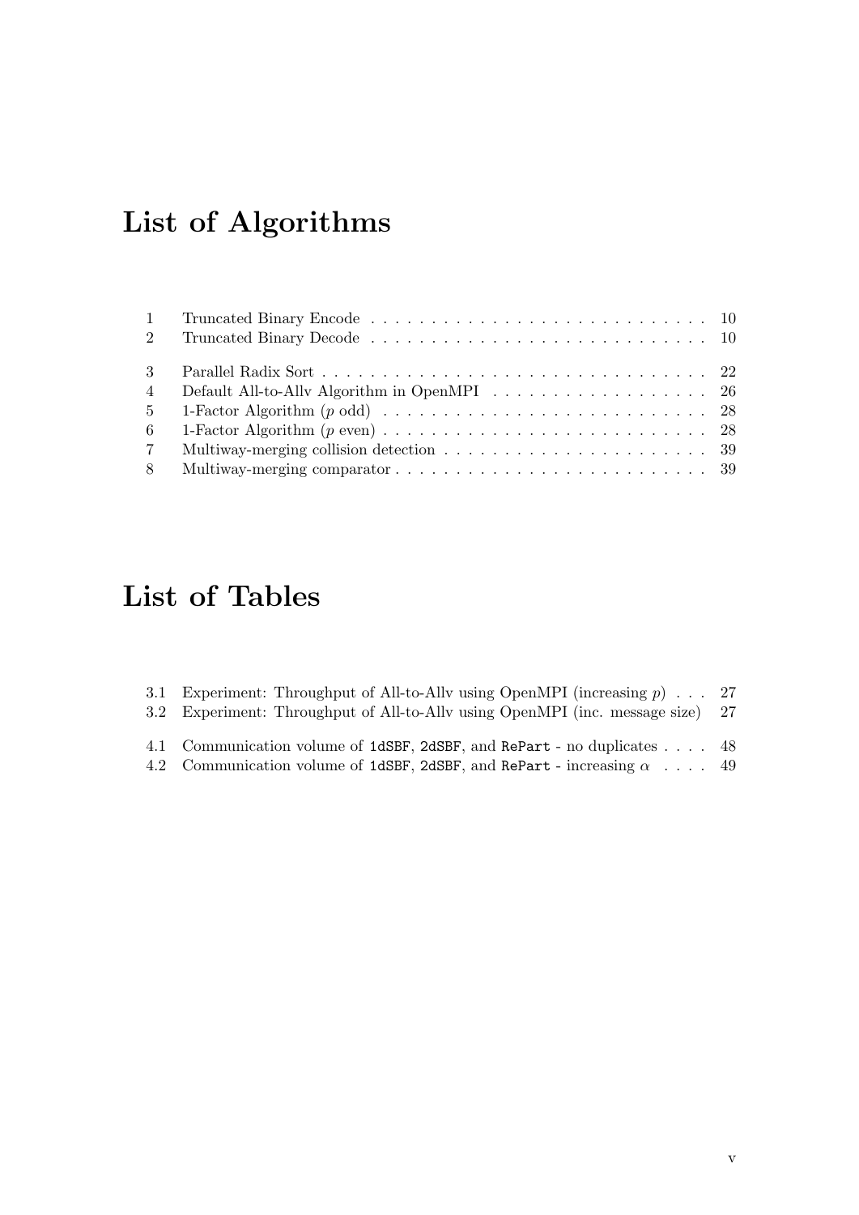# List of Algorithms

| | | |
|---|---|---|
| 1 | Truncated Binary Encode | 10 |
| 2 | Truncated Binary Decode | 10 |
| 3 | Parallel Radix Sort | 22 |
| 4 | Default All-to-Allv Algorithm in OpenMPI | 26 |
| 5 | 1-Factor Algorithm ($p$ odd) | 28 |
| 6 | 1-Factor Algorithm ($p$ even) | 28 |
| 7 | Multiway-merging collision detection | 39 |
| 8 | Multiway-merging comparator | 39 |

# List of Tables

| | | |
|---|---|---|
| 3.1 | Experiment: Throughput of All-to-Allv using OpenMPI (increasing $p$) | 27 |
| 3.2 | Experiment: Throughput of All-to-Allv using OpenMPI (inc. message size) | 27 |
| 4.1 | Communication volume of `1dSBF`, `2dSBF`, and `RePart` - no duplicates | 48 |
| 4.2 | Communication volume of `1dSBF`, `2dSBF`, and `RePart` - increasing $\alpha$ | 49 |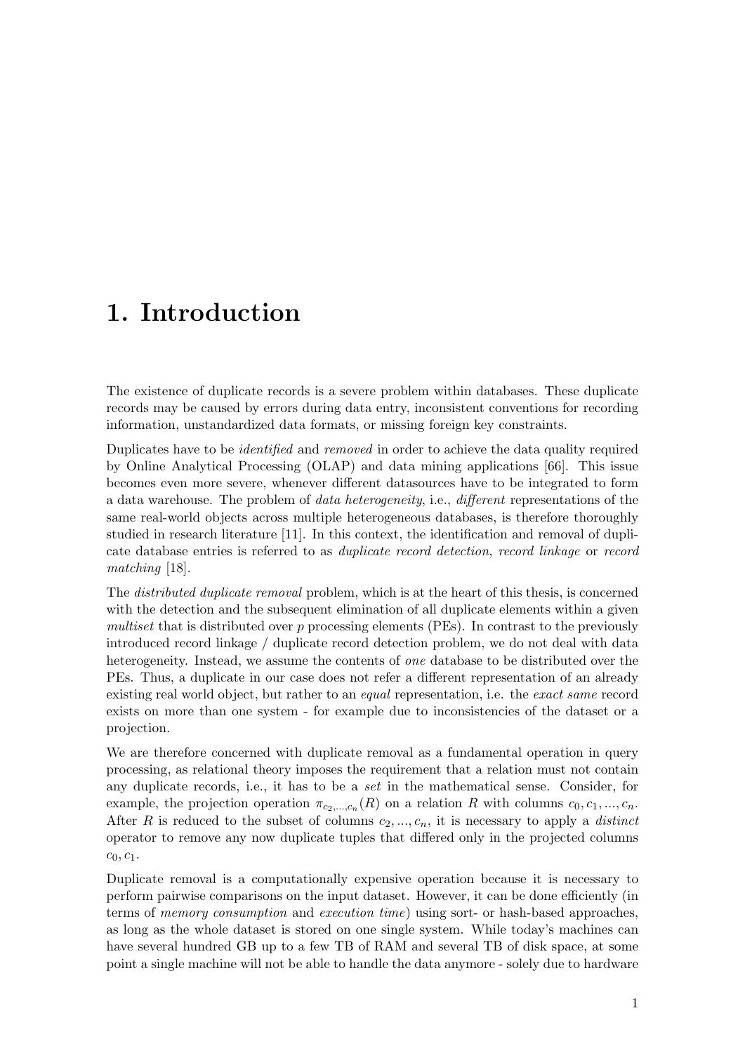# 1. Introduction

The existence of duplicate records is a severe problem within databases. These duplicate records may be caused by errors during data entry, inconsistent conventions for recording information, unstandardized data formats, or missing foreign key constraints.

Duplicates have to be *identified* and *removed* in order to achieve the data quality required by Online Analytical Processing (OLAP) and data mining applications [66]. This issue becomes even more severe, whenever different datasources have to be integrated to form a data warehouse. The problem of *data heterogeneity*, i.e., *different* representations of the same real-world objects across multiple heterogeneous databases, is therefore thoroughly studied in research literature [11]. In this context, the identification and removal of duplicate database entries is referred to as *duplicate record detection*, *record linkage* or *record matching* [18].

The *distributed duplicate removal* problem, which is at the heart of this thesis, is concerned with the detection and the subsequent elimination of all duplicate elements within a given *multiset* that is distributed over $p$ processing elements (PEs). In contrast to the previously introduced record linkage / duplicate record detection problem, we do not deal with data heterogeneity. Instead, we assume the contents of *one* database to be distributed over the PEs. Thus, a duplicate in our case does not refer a different representation of an already existing real world object, but rather to an *equal* representation, i.e. the *exact same* record exists on more than one system - for example due to inconsistencies of the dataset or a projection.

We are therefore concerned with duplicate removal as a fundamental operation in query processing, as relational theory imposes the requirement that a relation must not contain any duplicate records, i.e., it has to be a *set* in the mathematical sense. Consider, for example, the projection operation $\pi_{c_2,...,c_n}(R)$ on a relation $R$ with columns $c_0, c_1, ..., c_n$. After $R$ is reduced to the subset of columns $c_2, ..., c_n$, it is necessary to apply a *distinct* operator to remove any now duplicate tuples that differed only in the projected columns $c_0, c_1$.

Duplicate removal is a computationally expensive operation because it is necessary to perform pairwise comparisons on the input dataset. However, it can be done efficiently (in terms of *memory consumption* and *execution time*) using sort- or hash-based approaches, as long as the whole dataset is stored on one single system. While today's machines can have several hundred GB up to a few TB of RAM and several TB of disk space, at some point a single machine will not be able to handle the data anymore - solely due to hardware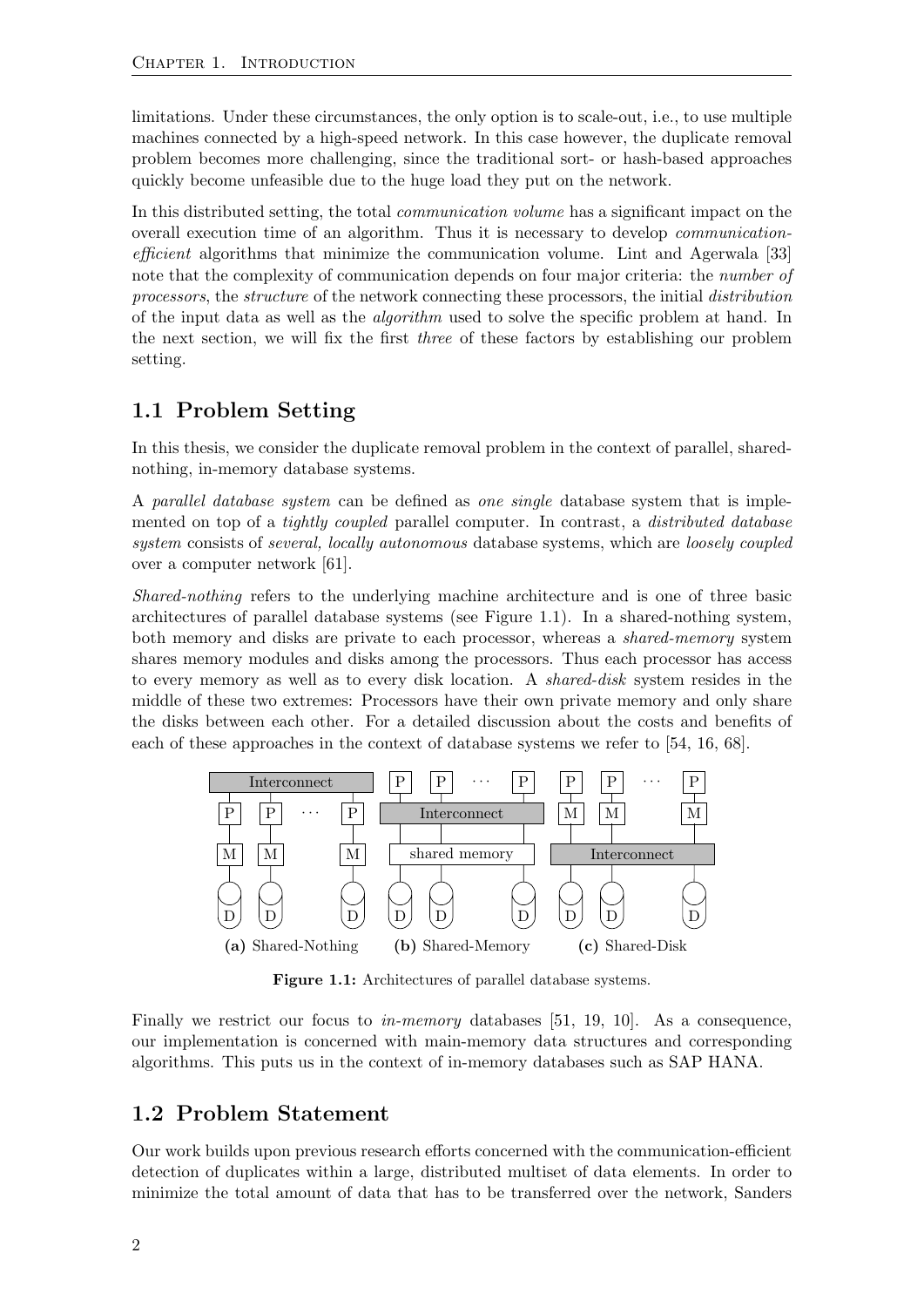limitations. Under these circumstances, the only option is to scale-out, i.e., to use multiple machines connected by a high-speed network. In this case however, the duplicate removal problem becomes more challenging, since the traditional sort- or hash-based approaches quickly become unfeasible due to the huge load they put on the network.

In this distributed setting, the total *communication volume* has a significant impact on the overall execution time of an algorithm. Thus it is necessary to develop *communication-efficient* algorithms that minimize the communication volume. Lint and Agerwala [33] note that the complexity of communication depends on four major criteria: the *number of processors*, the *structure* of the network connecting these processors, the initial *distribution* of the input data as well as the *algorithm* used to solve the specific problem at hand. In the next section, we will fix the first *three* of these factors by establishing our problem setting.

## 1.1 Problem Setting

In this thesis, we consider the duplicate removal problem in the context of parallel, shared-nothing, in-memory database systems.

A *parallel database system* can be defined as *one single* database system that is implemented on top of a *tightly coupled* parallel computer. In contrast, a *distributed database system* consists of *several, locally autonomous* database systems, which are *loosely coupled* over a computer network [61].

*Shared-nothing* refers to the underlying machine architecture and is one of three basic architectures of parallel database systems (see Figure 1.1). In a shared-nothing system, both memory and disks are private to each processor, whereas a *shared-memory* system shares memory modules and disks among the processors. Thus each processor has access to every memory as well as to every disk location. A *shared-disk* system resides in the middle of these two extremes: Processors have their own private memory and only share the disks between each other. For a detailed discussion about the costs and benefits of each of these approaches in the context of database systems we refer to [54, 16, 68].

**(a)** Shared-Nothing **(b)** Shared-Memory **(c)** Shared-Disk

**Figure 1.1:** Architectures of parallel database systems.

Finally we restrict our focus to *in-memory* databases [51, 19, 10]. As a consequence, our implementation is concerned with main-memory data structures and corresponding algorithms. This puts us in the context of in-memory databases such as SAP HANA.

## 1.2 Problem Statement

Our work builds upon previous research efforts concerned with the communication-efficient detection of duplicates within a large, distributed multiset of data elements. In order to minimize the total amount of data that has to be transferred over the network, Sanders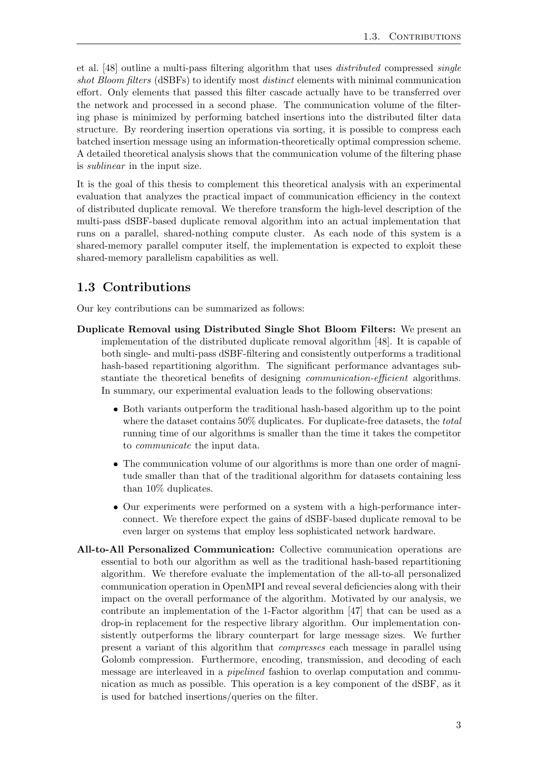et al. [48] outline a multi-pass filtering algorithm that uses *distributed* compressed *single shot Bloom filters* (dSBFs) to identify most *distinct* elements with minimal communication effort. Only elements that passed this filter cascade actually have to be transferred over the network and processed in a second phase. The communication volume of the filtering phase is minimized by performing batched insertions into the distributed filter data structure. By reordering insertion operations via sorting, it is possible to compress each batched insertion message using an information-theoretically optimal compression scheme. A detailed theoretical analysis shows that the communication volume of the filtering phase is *sublinear* in the input size.

It is the goal of this thesis to complement this theoretical analysis with an experimental evaluation that analyzes the practical impact of communication efficiency in the context of distributed duplicate removal. We therefore transform the high-level description of the multi-pass dSBF-based duplicate removal algorithm into an actual implementation that runs on a parallel, shared-nothing compute cluster. As each node of this system is a shared-memory parallel computer itself, the implementation is expected to exploit these shared-memory parallelism capabilities as well.

## 1.3 Contributions

Our key contributions can be summarized as follows:

**Duplicate Removal using Distributed Single Shot Bloom Filters:** We present an implementation of the distributed duplicate removal algorithm [48]. It is capable of both single- and multi-pass dSBF-filtering and consistently outperforms a traditional hash-based repartitioning algorithm. The significant performance advantages substantiate the theoretical benefits of designing *communication-efficient* algorithms. In summary, our experimental evaluation leads to the following observations:

- Both variants outperform the traditional hash-based algorithm up to the point where the dataset contains 50% duplicates. For duplicate-free datasets, the *total* running time of our algorithms is smaller than the time it takes the competitor to *communicate* the input data.
- The communication volume of our algorithms is more than one order of magnitude smaller than that of the traditional algorithm for datasets containing less than 10% duplicates.
- Our experiments were performed on a system with a high-performance interconnect. We therefore expect the gains of dSBF-based duplicate removal to be even larger on systems that employ less sophisticated network hardware.

**All-to-All Personalized Communication:** Collective communication operations are essential to both our algorithm as well as the traditional hash-based repartitioning algorithm. We therefore evaluate the implementation of the all-to-all personalized communication operation in OpenMPI and reveal several deficiencies along with their impact on the overall performance of the algorithm. Motivated by our analysis, we contribute an implementation of the 1-Factor algorithm [47] that can be used as a drop-in replacement for the respective library algorithm. Our implementation consistently outperforms the library counterpart for large message sizes. We further present a variant of this algorithm that *compresses* each message in parallel using Golomb compression. Furthermore, encoding, transmission, and decoding of each message are interleaved in a *pipelined* fashion to overlap computation and communication as much as possible. This operation is a key component of the dSBF, as it is used for batched insertions/queries on the filter.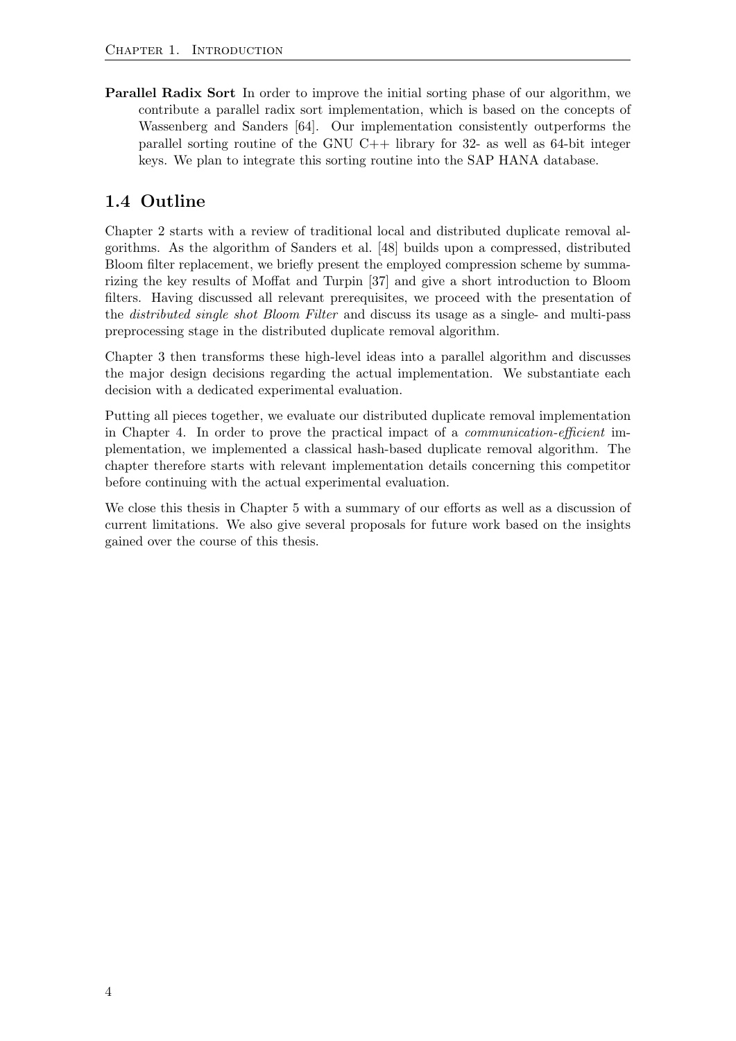**Parallel Radix Sort** In order to improve the initial sorting phase of our algorithm, we contribute a parallel radix sort implementation, which is based on the concepts of Wassenberg and Sanders [64]. Our implementation consistently outperforms the parallel sorting routine of the GNU C++ library for 32- as well as 64-bit integer keys. We plan to integrate this sorting routine into the SAP HANA database.

## 1.4 Outline

Chapter 2 starts with a review of traditional local and distributed duplicate removal algorithms. As the algorithm of Sanders et al. [48] builds upon a compressed, distributed Bloom filter replacement, we briefly present the employed compression scheme by summarizing the key results of Moffat and Turpin [37] and give a short introduction to Bloom filters. Having discussed all relevant prerequisites, we proceed with the presentation of the *distributed single shot Bloom Filter* and discuss its usage as a single- and multi-pass preprocessing stage in the distributed duplicate removal algorithm.

Chapter 3 then transforms these high-level ideas into a parallel algorithm and discusses the major design decisions regarding the actual implementation. We substantiate each decision with a dedicated experimental evaluation.

Putting all pieces together, we evaluate our distributed duplicate removal implementation in Chapter 4. In order to prove the practical impact of a *communication-efficient* implementation, we implemented a classical hash-based duplicate removal algorithm. The chapter therefore starts with relevant implementation details concerning this competitor before continuing with the actual experimental evaluation.

We close this thesis in Chapter 5 with a summary of our efforts as well as a discussion of current limitations. We also give several proposals for future work based on the insights gained over the course of this thesis.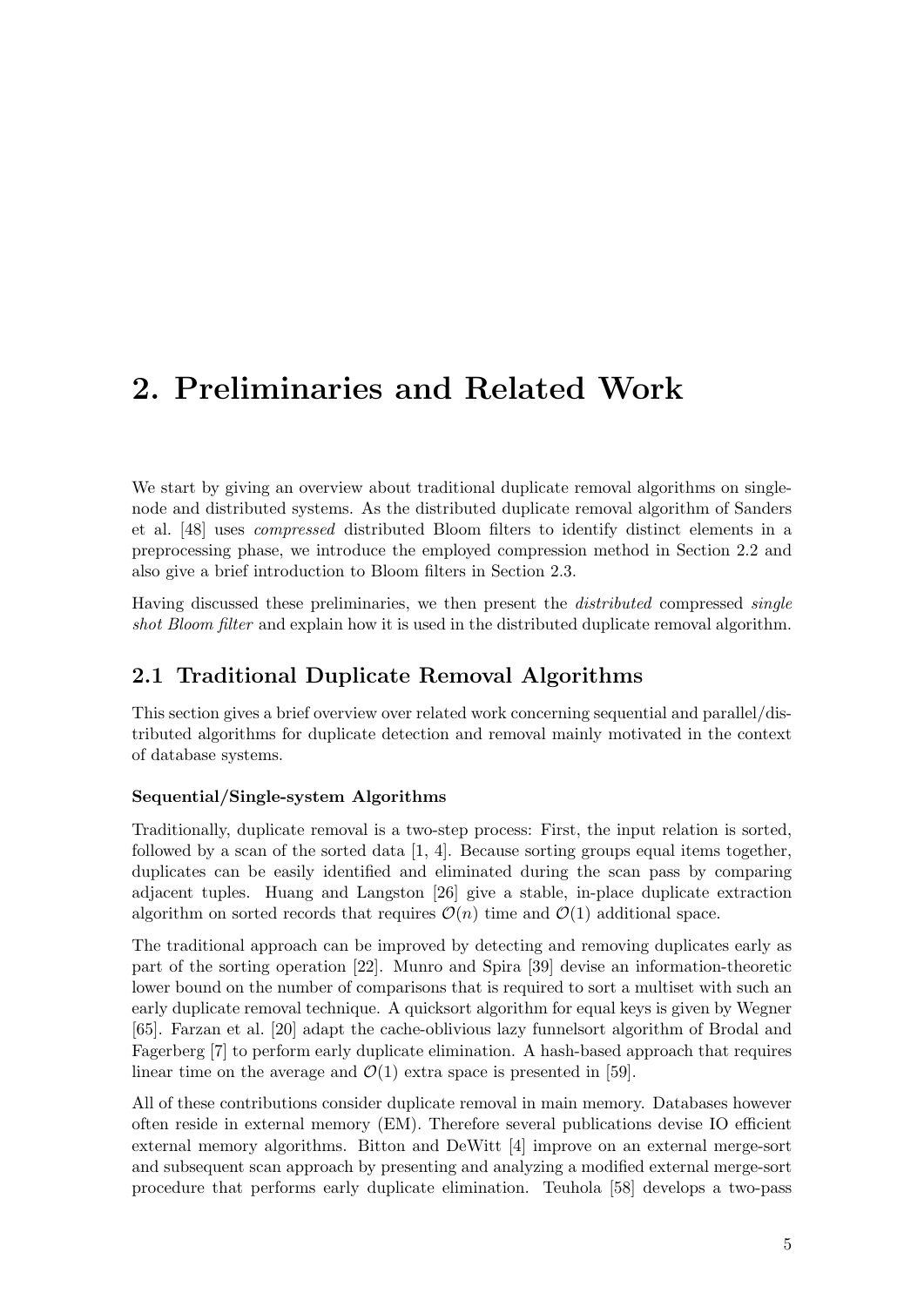# 2. Preliminaries and Related Work

We start by giving an overview about traditional duplicate removal algorithms on single-node and distributed systems. As the distributed duplicate removal algorithm of Sanders et al. [48] uses *compressed* distributed Bloom filters to identify distinct elements in a preprocessing phase, we introduce the employed compression method in Section 2.2 and also give a brief introduction to Bloom filters in Section 2.3.

Having discussed these preliminaries, we then present the *distributed* compressed *single shot Bloom filter* and explain how it is used in the distributed duplicate removal algorithm.

## 2.1 Traditional Duplicate Removal Algorithms

This section gives a brief overview over related work concerning sequential and parallel/distributed algorithms for duplicate detection and removal mainly motivated in the context of database systems.

**Sequential/Single-system Algorithms**

Traditionally, duplicate removal is a two-step process: First, the input relation is sorted, followed by a scan of the sorted data [1, 4]. Because sorting groups equal items together, duplicates can be easily identified and eliminated during the scan pass by comparing adjacent tuples. Huang and Langston [26] give a stable, in-place duplicate extraction algorithm on sorted records that requires $\mathcal{O}(n)$ time and $\mathcal{O}(1)$ additional space.

The traditional approach can be improved by detecting and removing duplicates early as part of the sorting operation [22]. Munro and Spira [39] devise an information-theoretic lower bound on the number of comparisons that is required to sort a multiset with such an early duplicate removal technique. A quicksort algorithm for equal keys is given by Wegner [65]. Farzan et al. [20] adapt the cache-oblivious lazy funnelsort algorithm of Brodal and Fagerberg [7] to perform early duplicate elimination. A hash-based approach that requires linear time on the average and $\mathcal{O}(1)$ extra space is presented in [59].

All of these contributions consider duplicate removal in main memory. Databases however often reside in external memory (EM). Therefore several publications devise IO efficient external memory algorithms. Bitton and DeWitt [4] improve on an external merge-sort and subsequent scan approach by presenting and analyzing a modified external merge-sort procedure that performs early duplicate elimination. Teuhola [58] develops a two-pass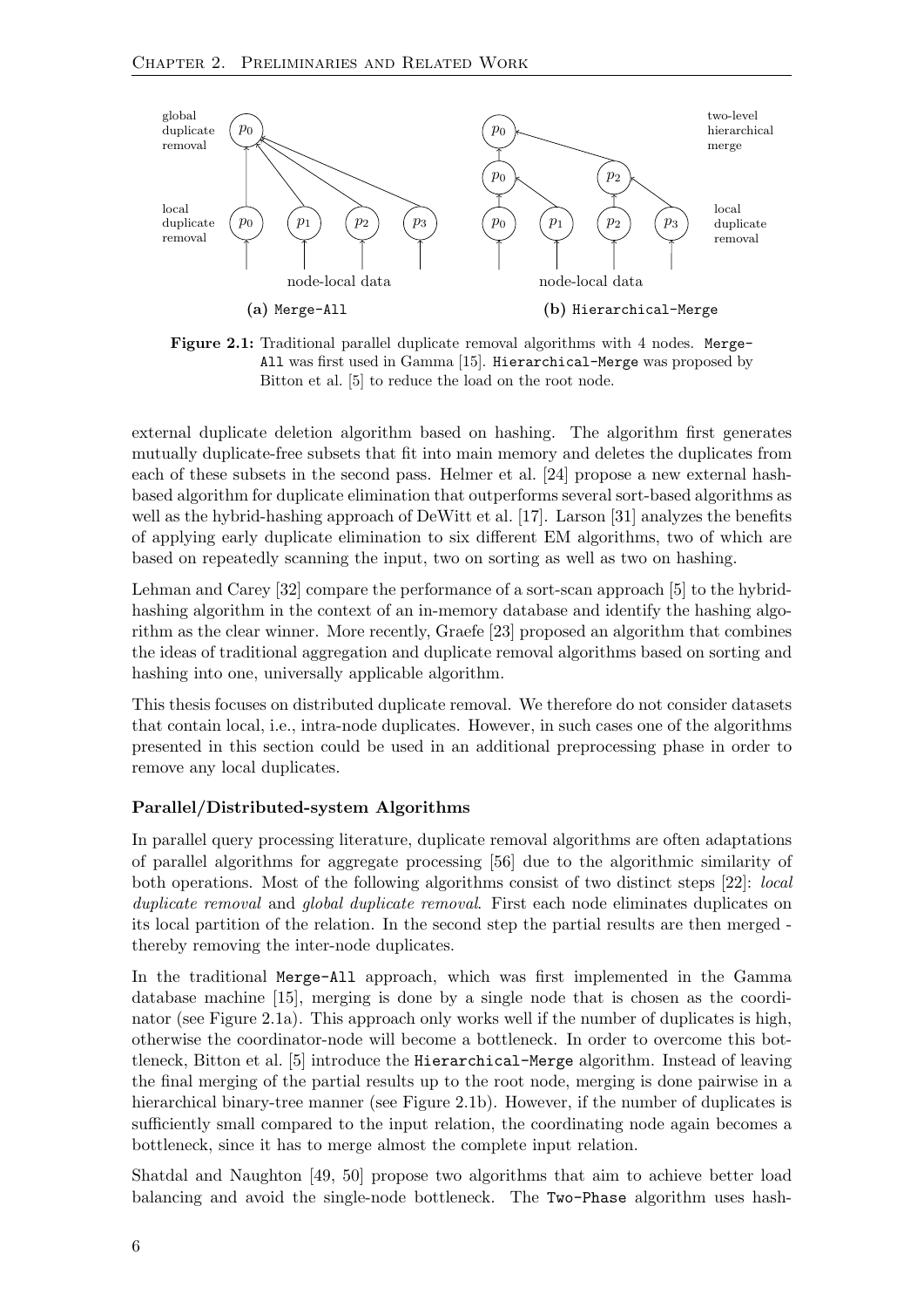**(a)** `Merge-All` **(b)** `Hierarchical-Merge`

**Figure 2.1:** Traditional parallel duplicate removal algorithms with 4 nodes. `Merge-All` was first used in Gamma [15]. `Hierarchical-Merge` was proposed by Bitton et al. [5] to reduce the load on the root node.

external duplicate deletion algorithm based on hashing. The algorithm first generates mutually duplicate-free subsets that fit into main memory and deletes the duplicates from each of these subsets in the second pass. Helmer et al. [24] propose a new external hash-based algorithm for duplicate elimination that outperforms several sort-based algorithms as well as the hybrid-hashing approach of DeWitt et al. [17]. Larson [31] analyzes the benefits of applying early duplicate elimination to six different EM algorithms, two of which are based on repeatedly scanning the input, two on sorting as well as two on hashing.

Lehman and Carey [32] compare the performance of a sort-scan approach [5] to the hybrid-hashing algorithm in the context of an in-memory database and identify the hashing algorithm as the clear winner. More recently, Graefe [23] proposed an algorithm that combines the ideas of traditional aggregation and duplicate removal algorithms based on sorting and hashing into one, universally applicable algorithm.

This thesis focuses on distributed duplicate removal. We therefore do not consider datasets that contain local, i.e., intra-node duplicates. However, in such cases one of the algorithms presented in this section could be used in an additional preprocessing phase in order to remove any local duplicates.

#### Parallel/Distributed-system Algorithms

In parallel query processing literature, duplicate removal algorithms are often adaptations of parallel algorithms for aggregate processing [56] due to the algorithmic similarity of both operations. Most of the following algorithms consist of two distinct steps [22]: *local duplicate removal* and *global duplicate removal*. First each node eliminates duplicates on its local partition of the relation. In the second step the partial results are then merged - thereby removing the inter-node duplicates.

In the traditional `Merge-All` approach, which was first implemented in the Gamma database machine [15], merging is done by a single node that is chosen as the coordinator (see Figure 2.1a). This approach only works well if the number of duplicates is high, otherwise the coordinator-node will become a bottleneck. In order to overcome this bottleneck, Bitton et al. [5] introduce the `Hierarchical-Merge` algorithm. Instead of leaving the final merging of the partial results up to the root node, merging is done pairwise in a hierarchical binary-tree manner (see Figure 2.1b). However, if the number of duplicates is sufficiently small compared to the input relation, the coordinating node again becomes a bottleneck, since it has to merge almost the complete input relation.

Shatdal and Naughton [49, 50] propose two algorithms that aim to achieve better load balancing and avoid the single-node bottleneck. The `Two-Phase` algorithm uses hash-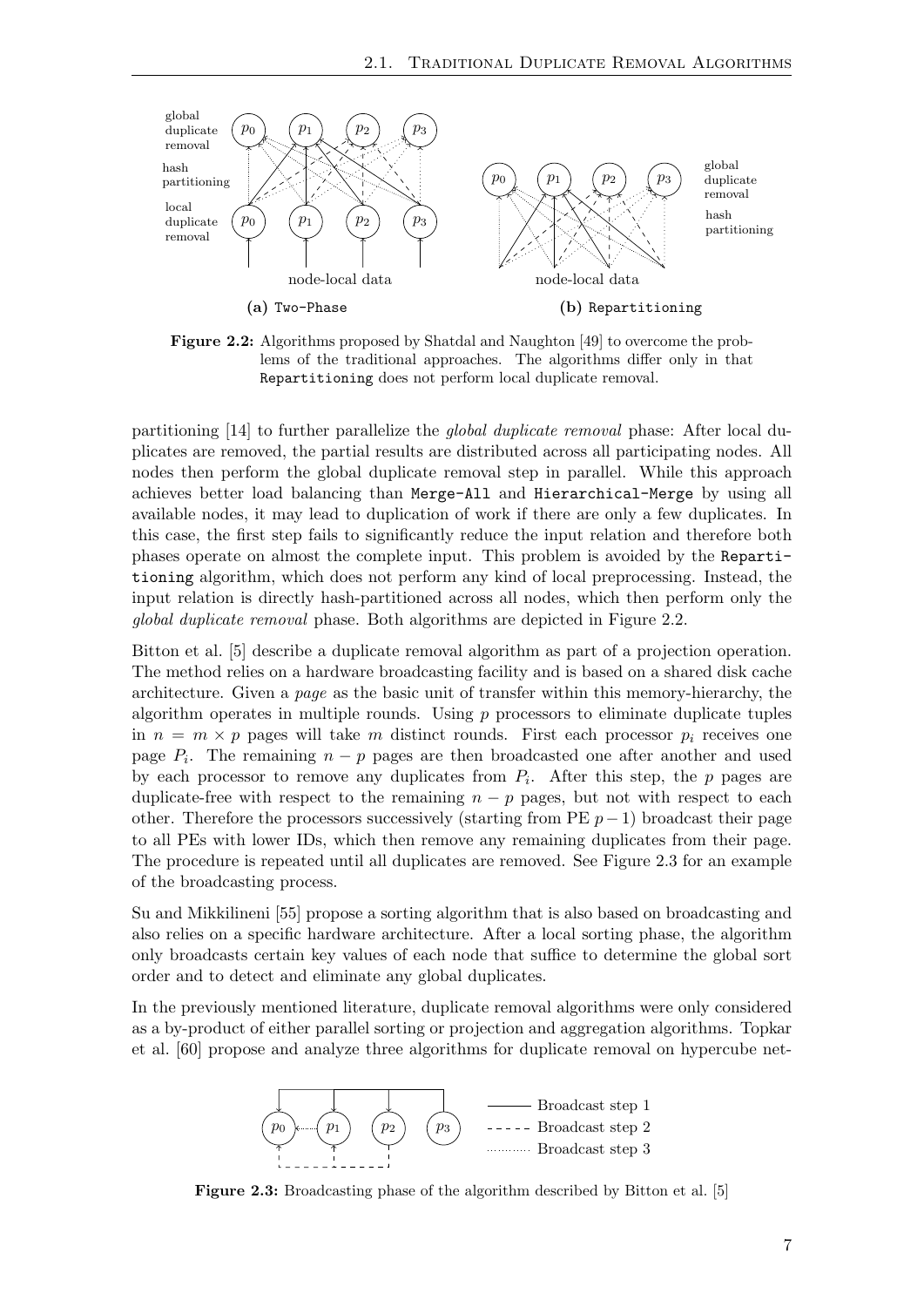(a) Two-Phase

(b) Repartitioning

**Figure 2.2:** Algorithms proposed by Shatdal and Naughton [49] to overcome the problems of the traditional approaches. The algorithms differ only in that Repartitioning does not perform local duplicate removal.

partitioning [14] to further parallelize the *global duplicate removal* phase: After local duplicates are removed, the partial results are distributed across all participating nodes. All nodes then perform the global duplicate removal step in parallel. While this approach achieves better load balancing than Merge-All and Hierarchical-Merge by using all available nodes, it may lead to duplication of work if there are only a few duplicates. In this case, the first step fails to significantly reduce the input relation and therefore both phases operate on almost the complete input. This problem is avoided by the Repartitioning algorithm, which does not perform any kind of local preprocessing. Instead, the input relation is directly hash-partitioned across all nodes, which then perform only the *global duplicate removal* phase. Both algorithms are depicted in Figure 2.2.

Bitton et al. [5] describe a duplicate removal algorithm as part of a projection operation. The method relies on a hardware broadcasting facility and is based on a shared disk cache architecture. Given a *page* as the basic unit of transfer within this memory-hierarchy, the algorithm operates in multiple rounds. Using $p$ processors to eliminate duplicate tuples in $n = m \times p$ pages will take $m$ distinct rounds. First each processor $p_i$ receives one page $P_i$. The remaining $n - p$ pages are then broadcasted one after another and used by each processor to remove any duplicates from $P_i$. After this step, the $p$ pages are duplicate-free with respect to the remaining $n - p$ pages, but not with respect to each other. Therefore the processors successively (starting from PE $p - 1$) broadcast their page to all PEs with lower IDs, which then remove any remaining duplicates from their page. The procedure is repeated until all duplicates are removed. See Figure 2.3 for an example of the broadcasting process.

Su and Mikkilineni [55] propose a sorting algorithm that is also based on broadcasting and also relies on a specific hardware architecture. After a local sorting phase, the algorithm only broadcasts certain key values of each node that suffice to determine the global sort order and to detect and eliminate any global duplicates.

In the previously mentioned literature, duplicate removal algorithms were only considered as a by-product of either parallel sorting or projection and aggregation algorithms. Topkar et al. [60] propose and analyze three algorithms for duplicate removal on hypercube net-

**Figure 2.3:** Broadcasting phase of the algorithm described by Bitton et al. [5]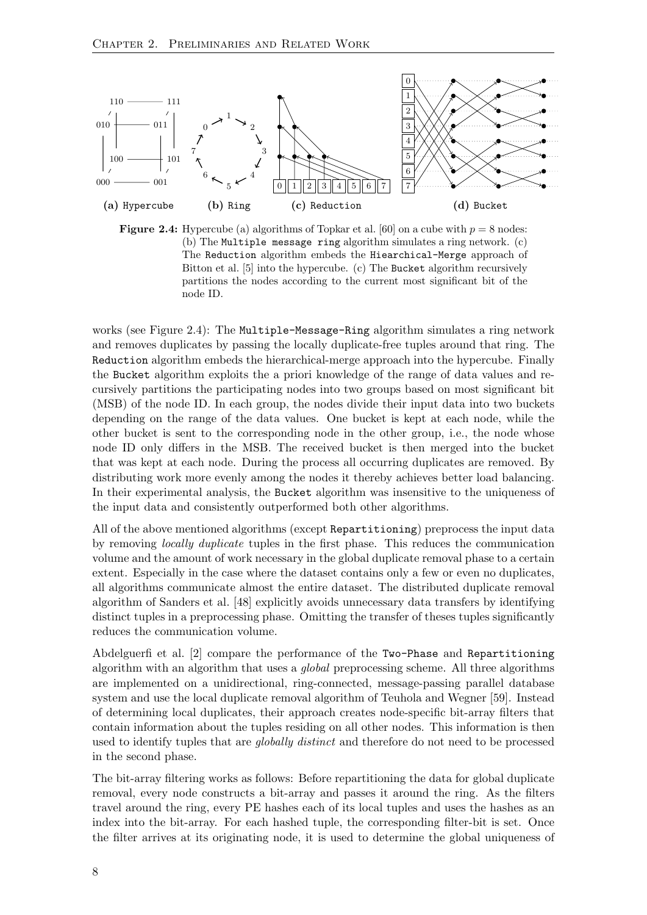**Figure 2.4:** Hypercube (a) algorithms of Topkar et al. [60] on a cube with $p = 8$ nodes: (b) The `Multiple message ring` algorithm simulates a ring network. (c) The `Reduction` algorithm embeds the `Hiearchical-Merge` approach of Bitton et al. [5] into the hypercube. (c) The `Bucket` algorithm recursively partitions the nodes according to the current most significant bit of the node ID.

works (see Figure 2.4): The `Multiple-Message-Ring` algorithm simulates a ring network and removes duplicates by passing the locally duplicate-free tuples around that ring. The `Reduction` algorithm embeds the hierarchical-merge approach into the hypercube. Finally the `Bucket` algorithm exploits the a priori knowledge of the range of data values and recursively partitions the participating nodes into two groups based on most significant bit (MSB) of the node ID. In each group, the nodes divide their input data into two buckets depending on the range of the data values. One bucket is kept at each node, while the other bucket is sent to the corresponding node in the other group, i.e., the node whose node ID only differs in the MSB. The received bucket is then merged into the bucket that was kept at each node. During the process all occurring duplicates are removed. By distributing work more evenly among the nodes it thereby achieves better load balancing. In their experimental analysis, the `Bucket` algorithm was insensitive to the uniqueness of the input data and consistently outperformed both other algorithms.

All of the above mentioned algorithms (except `Repartitioning`) preprocess the input data by removing *locally duplicate* tuples in the first phase. This reduces the communication volume and the amount of work necessary in the global duplicate removal phase to a certain extent. Especially in the case where the dataset contains only a few or even no duplicates, all algorithms communicate almost the entire dataset. The distributed duplicate removal algorithm of Sanders et al. [48] explicitly avoids unnecessary data transfers by identifying distinct tuples in a preprocessing phase. Omitting the transfer of theses tuples significantly reduces the communication volume.

Abdelguerfi et al. [2] compare the performance of the `Two-Phase` and `Repartitioning` algorithm with an algorithm that uses a *global* preprocessing scheme. All three algorithms are implemented on a unidirectional, ring-connected, message-passing parallel database system and use the local duplicate removal algorithm of Teuhola and Wegner [59]. Instead of determining local duplicates, their approach creates node-specific bit-array filters that contain information about the tuples residing on all other nodes. This information is then used to identify tuples that are *globally distinct* and therefore do not need to be processed in the second phase.

The bit-array filtering works as follows: Before repartitioning the data for global duplicate removal, every node constructs a bit-array and passes it around the ring. As the filters travel around the ring, every PE hashes each of its local tuples and uses the hashes as an index into the bit-array. For each hashed tuple, the corresponding filter-bit is set. Once the filter arrives at its originating node, it is used to determine the global uniqueness of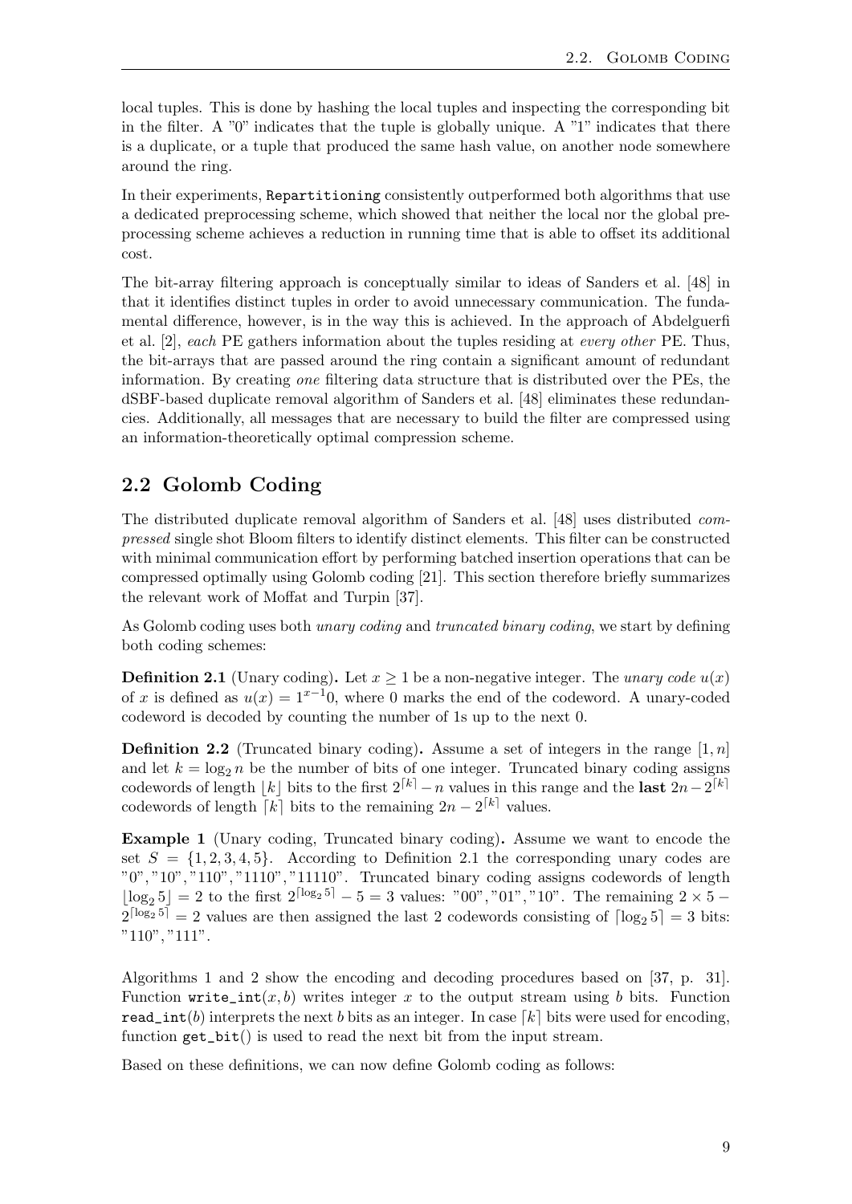local tuples. This is done by hashing the local tuples and inspecting the corresponding bit in the filter. A "0" indicates that the tuple is globally unique. A "1" indicates that there is a duplicate, or a tuple that produced the same hash value, on another node somewhere around the ring.

In their experiments, `Repartitioning` consistently outperformed both algorithms that use a dedicated preprocessing scheme, which showed that neither the local nor the global preprocessing scheme achieves a reduction in running time that is able to offset its additional cost.

The bit-array filtering approach is conceptually similar to ideas of Sanders et al. [48] in that it identifies distinct tuples in order to avoid unnecessary communication. The fundamental difference, however, is in the way this is achieved. In the approach of Abdelguerfi et al. [2], *each* PE gathers information about the tuples residing at *every other* PE. Thus, the bit-arrays that are passed around the ring contain a significant amount of redundant information. By creating *one* filtering data structure that is distributed over the PEs, the dSBF-based duplicate removal algorithm of Sanders et al. [48] eliminates these redundancies. Additionally, all messages that are necessary to build the filter are compressed using an information-theoretically optimal compression scheme.

## 2.2 Golomb Coding

The distributed duplicate removal algorithm of Sanders et al. [48] uses distributed *compressed* single shot Bloom filters to identify distinct elements. This filter can be constructed with minimal communication effort by performing batched insertion operations that can be compressed optimally using Golomb coding [21]. This section therefore briefly summarizes the relevant work of Moffat and Turpin [37].

As Golomb coding uses both *unary coding* and *truncated binary coding*, we start by defining both coding schemes:

**Definition 2.1** (Unary coding)**.** Let $x \geq 1$ be a non-negative integer. The *unary code* $u(x)$ of $x$ is defined as $u(x) = 1^{x-1}0$, where 0 marks the end of the codeword. A unary-coded codeword is decoded by counting the number of 1s up to the next 0.

**Definition 2.2** (Truncated binary coding)**.** Assume a set of integers in the range $[1, n]$ and let $k = \log_2 n$ be the number of bits of one integer. Truncated binary coding assigns codewords of length $\lfloor k \rfloor$ bits to the first $2^{\lceil k \rceil} - n$ values in this range and the **last** $2n - 2^{\lceil k \rceil}$ codewords of length $\lceil k \rceil$ bits to the remaining $2n - 2^{\lceil k \rceil}$ values.

**Example 1** (Unary coding, Truncated binary coding)**.** Assume we want to encode the set $S = \{1, 2, 3, 4, 5\}$. According to Definition 2.1 the corresponding unary codes are "0","10","110","1110","11110". Truncated binary coding assigns codewords of length $\lfloor \log_2 5 \rfloor = 2$ to the first $2^{\lceil \log_2 5 \rceil} - 5 = 3$ values: "00","01","10". The remaining $2 \times 5 - 2^{\lceil \log_2 5 \rceil} = 2$ values are then assigned the last 2 codewords consisting of $\lceil \log_2 5 \rceil = 3$ bits: "110","111".

Algorithms 1 and 2 show the encoding and decoding procedures based on [37, p. 31]. Function `write_int`$(x, b)$ writes integer $x$ to the output stream using $b$ bits. Function `read_int`$(b)$ interprets the next $b$ bits as an integer. In case $\lceil k \rceil$ bits were used for encoding, function `get_bit`() is used to read the next bit from the input stream.

Based on these definitions, we can now define Golomb coding as follows: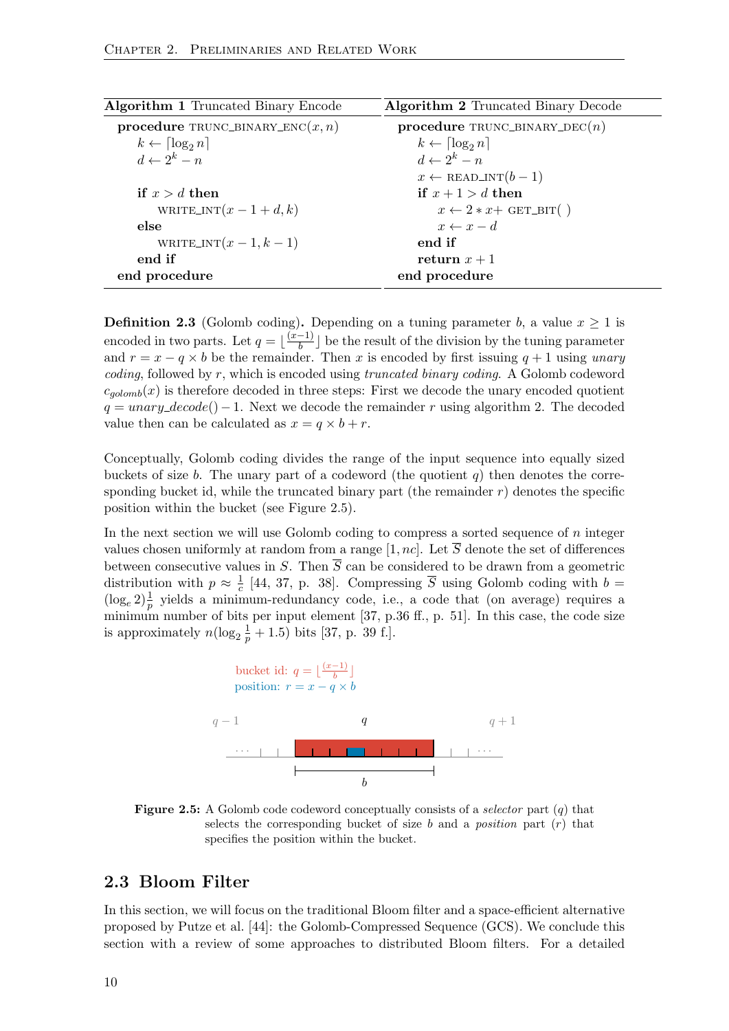**Algorithm 1** Truncated Binary Encode

```
procedure TRUNC_BINARY_ENC(x, n)
    k ← ⌈log₂ n⌉
    d ← 2^k − n

    if x > d then
        WRITE_INT(x − 1 + d, k)
    else
        WRITE_INT(x − 1, k − 1)
    end if
end procedure
```

**Algorithm 2** Truncated Binary Decode

```
procedure TRUNC_BINARY_DEC(n)
    k ← ⌈log₂ n⌉
    d ← 2^k − n
    x ← READ_INT(b − 1)
    if x + 1 > d then
        x ← 2 * x + GET_BIT( )
        x ← x − d
    end if
    return x + 1
end procedure
```

**Definition 2.3** (Golomb coding)**.** Depending on a tuning parameter $b$, a value $x \geq 1$ is encoded in two parts. Let $q = \lfloor \frac{(x-1)}{b} \rfloor$ be the result of the division by the tuning parameter and $r = x - q \times b$ be the remainder. Then $x$ is encoded by first issuing $q + 1$ using *unary coding*, followed by $r$, which is encoded using *truncated binary coding*. A Golomb codeword $c_{golomb}(x)$ is therefore decoded in three steps: First we decode the unary encoded quotient $q = unary\_decode() - 1$. Next we decode the remainder $r$ using algorithm 2. The decoded value then can be calculated as $x = q \times b + r$.

Conceptually, Golomb coding divides the range of the input sequence into equally sized buckets of size $b$. The unary part of a codeword (the quotient $q$) then denotes the corresponding bucket id, while the truncated binary part (the remainder $r$) denotes the specific position within the bucket (see Figure 2.5).

In the next section we will use Golomb coding to compress a sorted sequence of $n$ integer values chosen uniformly at random from a range $[1, nc]$. Let $\overline{S}$ denote the set of differences between consecutive values in $S$. Then $\overline{S}$ can be considered to be drawn from a geometric distribution with $p \approx \frac{1}{c}$ [44, 37, p. 38]. Compressing $\overline{S}$ using Golomb coding with $b = (\log_e 2)\frac{1}{p}$ yields a minimum-redundancy code, i.e., a code that (on average) requires a minimum number of bits per input element [37, p.36 ff., p. 51]. In this case, the code size is approximately $n(\log_2 \frac{1}{p} + 1.5)$ bits [37, p. 39 f.].

bucket id: $q = \lfloor \frac{(x-1)}{b} \rfloor$
position: $r = x - q \times b$

**Figure 2.5:** A Golomb code codeword conceptually consists of a *selector* part ($q$) that selects the corresponding bucket of size $b$ and a *position* part ($r$) that specifies the position within the bucket.

## 2.3 Bloom Filter

In this section, we will focus on the traditional Bloom filter and a space-efficient alternative proposed by Putze et al. [44]: the Golomb-Compressed Sequence (GCS). We conclude this section with a review of some approaches to distributed Bloom filters. For a detailed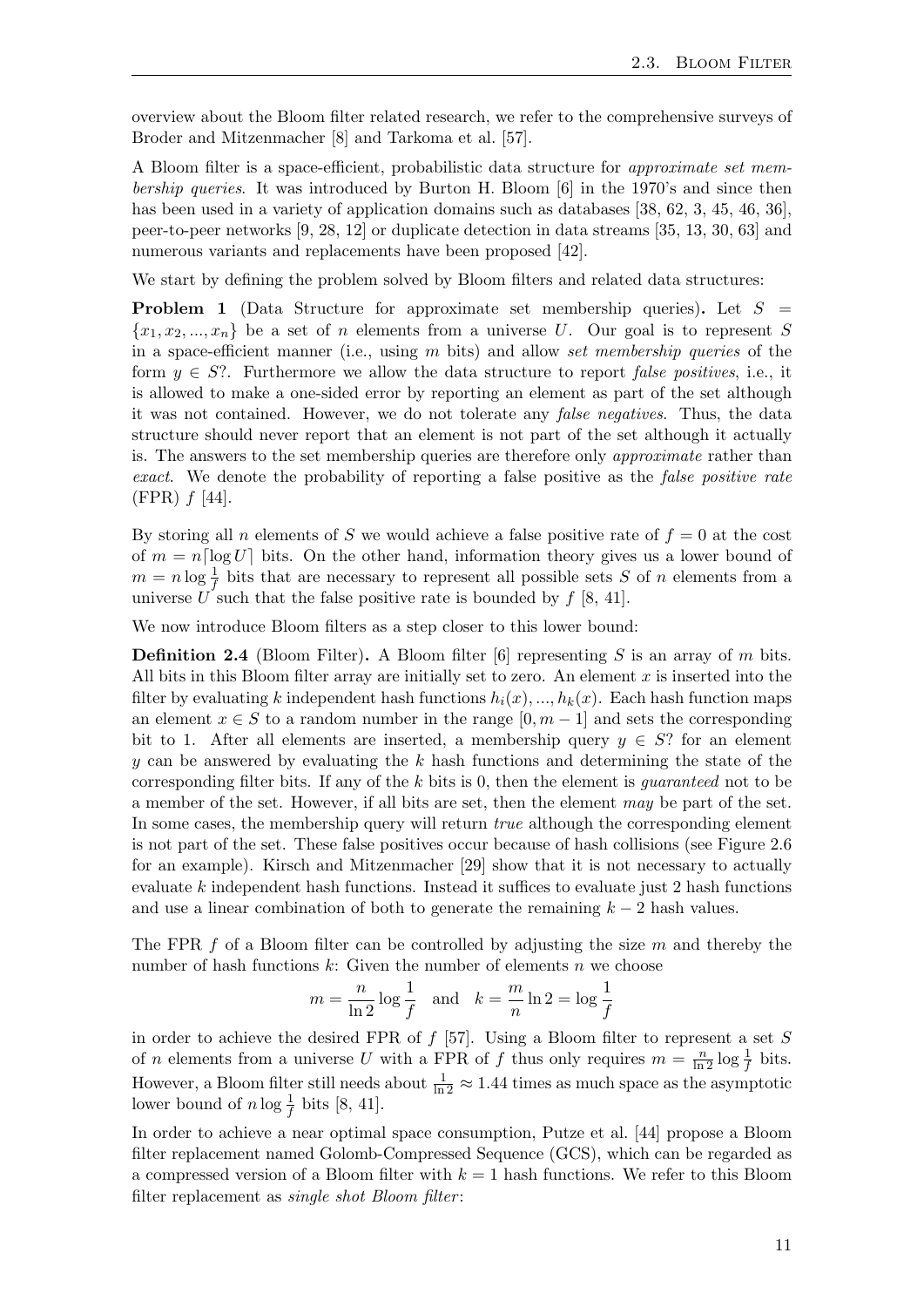overview about the Bloom filter related research, we refer to the comprehensive surveys of Broder and Mitzenmacher [8] and Tarkoma et al. [57].

A Bloom filter is a space-efficient, probabilistic data structure for *approximate set membership queries*. It was introduced by Burton H. Bloom [6] in the 1970's and since then has been used in a variety of application domains such as databases [38, 62, 3, 45, 46, 36], peer-to-peer networks [9, 28, 12] or duplicate detection in data streams [35, 13, 30, 63] and numerous variants and replacements have been proposed [42].

We start by defining the problem solved by Bloom filters and related data structures:

**Problem 1** (Data Structure for approximate set membership queries)**.** Let $S = \{x_1, x_2, ..., x_n\}$ be a set of $n$ elements from a universe $U$. Our goal is to represent $S$ in a space-efficient manner (i.e., using $m$ bits) and allow *set membership queries* of the form $y \in S$?. Furthermore we allow the data structure to report *false positives*, i.e., it is allowed to make a one-sided error by reporting an element as part of the set although it was not contained. However, we do not tolerate any *false negatives*. Thus, the data structure should never report that an element is not part of the set although it actually is. The answers to the set membership queries are therefore only *approximate* rather than *exact*. We denote the probability of reporting a false positive as the *false positive rate* (FPR) $f$ [44].

By storing all $n$ elements of $S$ we would achieve a false positive rate of $f = 0$ at the cost of $m = n\lceil \log U \rceil$ bits. On the other hand, information theory gives us a lower bound of $m = n \log \frac{1}{f}$ bits that are necessary to represent all possible sets $S$ of $n$ elements from a universe $U$ such that the false positive rate is bounded by $f$ [8, 41].

We now introduce Bloom filters as a step closer to this lower bound:

**Definition 2.4** (Bloom Filter)**.** A Bloom filter [6] representing $S$ is an array of $m$ bits. All bits in this Bloom filter array are initially set to zero. An element $x$ is inserted into the filter by evaluating $k$ independent hash functions $h_i(x), ..., h_k(x)$. Each hash function maps an element $x \in S$ to a random number in the range $[0, m-1]$ and sets the corresponding bit to 1. After all elements are inserted, a membership query $y \in S$? for an element $y$ can be answered by evaluating the $k$ hash functions and determining the state of the corresponding filter bits. If any of the $k$ bits is 0, then the element is *guaranteed* not to be a member of the set. However, if all bits are set, then the element *may* be part of the set. In some cases, the membership query will return *true* although the corresponding element is not part of the set. These false positives occur because of hash collisions (see Figure 2.6 for an example). Kirsch and Mitzenmacher [29] show that it is not necessary to actually evaluate $k$ independent hash functions. Instead it suffices to evaluate just 2 hash functions and use a linear combination of both to generate the remaining $k - 2$ hash values.

The FPR $f$ of a Bloom filter can be controlled by adjusting the size $m$ and thereby the number of hash functions $k$: Given the number of elements $n$ we choose

$$m = \frac{n}{\ln 2} \log \frac{1}{f} \quad \text{and} \quad k = \frac{m}{n} \ln 2 = \log \frac{1}{f}$$

in order to achieve the desired FPR of $f$ [57]. Using a Bloom filter to represent a set $S$ of $n$ elements from a universe $U$ with a FPR of $f$ thus only requires $m = \frac{n}{\ln 2} \log \frac{1}{f}$ bits. However, a Bloom filter still needs about $\frac{1}{\ln 2} \approx 1.44$ times as much space as the asymptotic lower bound of $n \log \frac{1}{f}$ bits [8, 41].

In order to achieve a near optimal space consumption, Putze et al. [44] propose a Bloom filter replacement named Golomb-Compressed Sequence (GCS), which can be regarded as a compressed version of a Bloom filter with $k = 1$ hash functions. We refer to this Bloom filter replacement as *single shot Bloom filter*: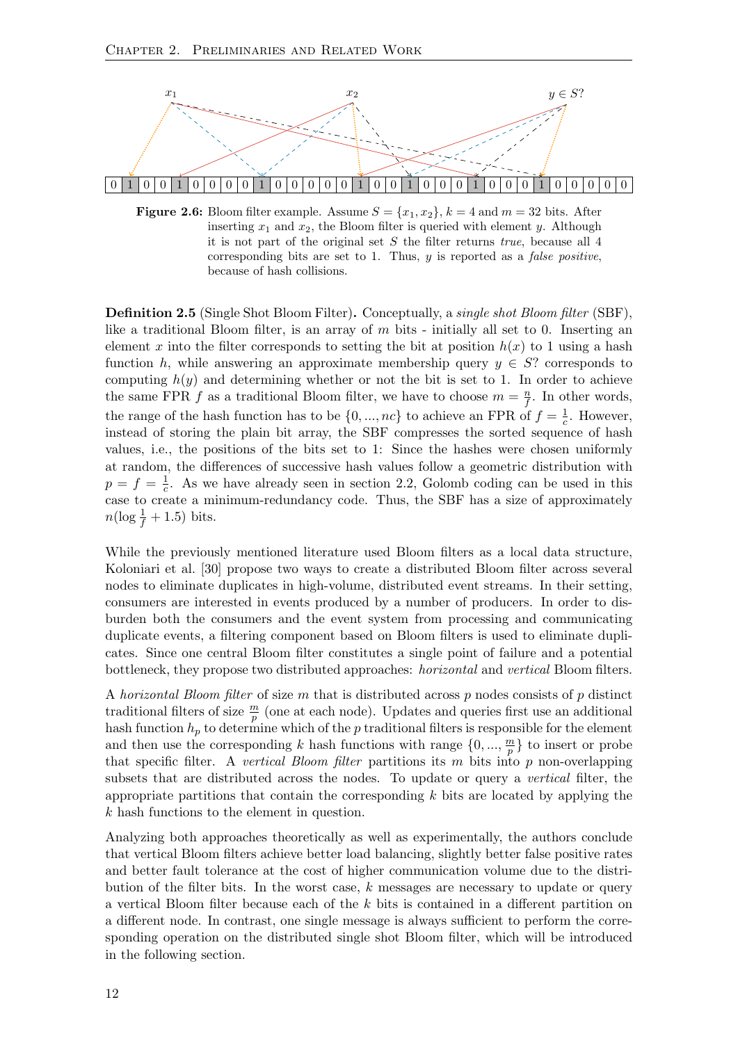**Figure 2.6:** Bloom filter example. Assume $S = \{x_1, x_2\}$, $k = 4$ and $m = 32$ bits. After inserting $x_1$ and $x_2$, the Bloom filter is queried with element $y$. Although it is not part of the original set $S$ the filter returns *true*, because all 4 corresponding bits are set to 1. Thus, $y$ is reported as a *false positive*, because of hash collisions.

**Definition 2.5** (Single Shot Bloom Filter)**.** Conceptually, a *single shot Bloom filter* (SBF), like a traditional Bloom filter, is an array of $m$ bits - initially all set to 0. Inserting an element $x$ into the filter corresponds to setting the bit at position $h(x)$ to 1 using a hash function $h$, while answering an approximate membership query $y \in S$? corresponds to computing $h(y)$ and determining whether or not the bit is set to 1. In order to achieve the same FPR $f$ as a traditional Bloom filter, we have to choose $m = \frac{n}{f}$. In other words, the range of the hash function has to be $\{0, ..., nc\}$ to achieve an FPR of $f = \frac{1}{c}$. However, instead of storing the plain bit array, the SBF compresses the sorted sequence of hash values, i.e., the positions of the bits set to 1: Since the hashes were chosen uniformly at random, the differences of successive hash values follow a geometric distribution with $p = f = \frac{1}{c}$. As we have already seen in section 2.2, Golomb coding can be used in this case to create a minimum-redundancy code. Thus, the SBF has a size of approximately $n(\log \frac{1}{f} + 1.5)$ bits.

While the previously mentioned literature used Bloom filters as a local data structure, Koloniari et al. [30] propose two ways to create a distributed Bloom filter across several nodes to eliminate duplicates in high-volume, distributed event streams. In their setting, consumers are interested in events produced by a number of producers. In order to disburden both the consumers and the event system from processing and communicating duplicate events, a filtering component based on Bloom filters is used to eliminate duplicates. Since one central Bloom filter constitutes a single point of failure and a potential bottleneck, they propose two distributed approaches: *horizontal* and *vertical* Bloom filters.

A *horizontal Bloom filter* of size $m$ that is distributed across $p$ nodes consists of $p$ distinct traditional filters of size $\frac{m}{p}$ (one at each node). Updates and queries first use an additional hash function $h_p$ to determine which of the $p$ traditional filters is responsible for the element and then use the corresponding $k$ hash functions with range $\{0, ..., \frac{m}{p}\}$ to insert or probe that specific filter. A *vertical Bloom filter* partitions its $m$ bits into $p$ non-overlapping subsets that are distributed across the nodes. To update or query a *vertical* filter, the appropriate partitions that contain the corresponding $k$ bits are located by applying the $k$ hash functions to the element in question.

Analyzing both approaches theoretically as well as experimentally, the authors conclude that vertical Bloom filters achieve better load balancing, slightly better false positive rates and better fault tolerance at the cost of higher communication volume due to the distribution of the filter bits. In the worst case, $k$ messages are necessary to update or query a vertical Bloom filter because each of the $k$ bits is contained in a different partition on a different node. In contrast, one single message is always sufficient to perform the corresponding operation on the distributed single shot Bloom filter, which will be introduced in the following section.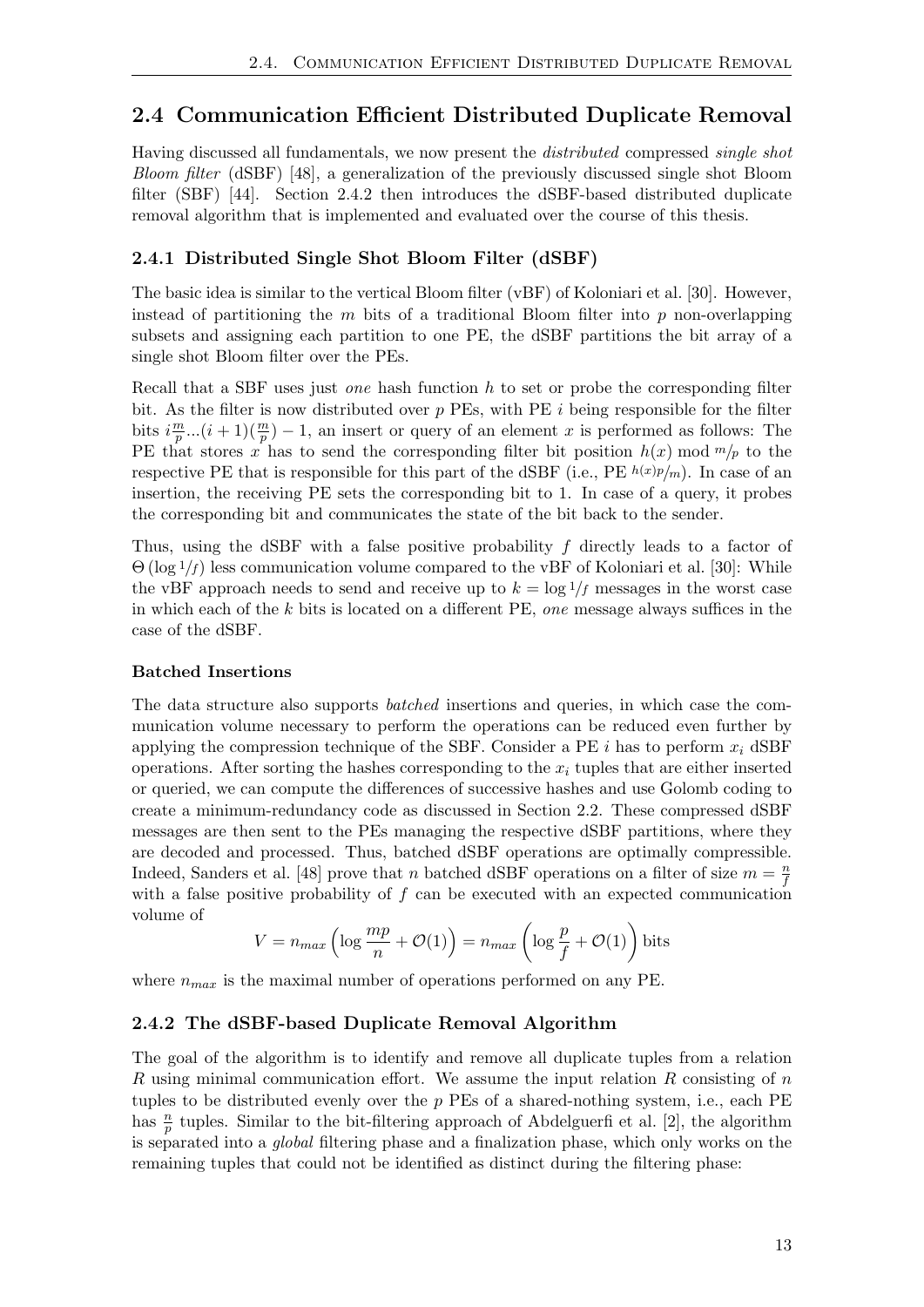## 2.4 Communication Efficient Distributed Duplicate Removal

Having discussed all fundamentals, we now present the *distributed* compressed *single shot Bloom filter* (dSBF) [48], a generalization of the previously discussed single shot Bloom filter (SBF) [44]. Section 2.4.2 then introduces the dSBF-based distributed duplicate removal algorithm that is implemented and evaluated over the course of this thesis.

### 2.4.1 Distributed Single Shot Bloom Filter (dSBF)

The basic idea is similar to the vertical Bloom filter (vBF) of Koloniari et al. [30]. However, instead of partitioning the $m$ bits of a traditional Bloom filter into $p$ non-overlapping subsets and assigning each partition to one PE, the dSBF partitions the bit array of a single shot Bloom filter over the PEs.

Recall that a SBF uses just *one* hash function $h$ to set or probe the corresponding filter bit. As the filter is now distributed over $p$ PEs, with PE $i$ being responsible for the filter bits $i\frac{m}{p}...(i+1)(\frac{m}{p})-1$, an insert or query of an element $x$ is performed as follows: The PE that stores $x$ has to send the corresponding filter bit position $h(x) \bmod {}^{m}/_{p}$ to the respective PE that is responsible for this part of the dSBF (i.e., PE ${}^{h(x)p}/_{m}$). In case of an insertion, the receiving PE sets the corresponding bit to 1. In case of a query, it probes the corresponding bit and communicates the state of the bit back to the sender.

Thus, using the dSBF with a false positive probability $f$ directly leads to a factor of $\Theta(\log {}^{1}/_{f})$ less communication volume compared to the vBF of Koloniari et al. [30]: While the vBF approach needs to send and receive up to $k = \log {}^{1}/_{f}$ messages in the worst case in which each of the $k$ bits is located on a different PE, *one* message always suffices in the case of the dSBF.

#### Batched Insertions

The data structure also supports *batched* insertions and queries, in which case the communication volume necessary to perform the operations can be reduced even further by applying the compression technique of the SBF. Consider a PE $i$ has to perform $x_i$ dSBF operations. After sorting the hashes corresponding to the $x_i$ tuples that are either inserted or queried, we can compute the differences of successive hashes and use Golomb coding to create a minimum-redundancy code as discussed in Section 2.2. These compressed dSBF messages are then sent to the PEs managing the respective dSBF partitions, where they are decoded and processed. Thus, batched dSBF operations are optimally compressible. Indeed, Sanders et al. [48] prove that $n$ batched dSBF operations on a filter of size $m = \frac{n}{f}$ with a false positive probability of $f$ can be executed with an expected communication volume of

$$V = n_{max}\left(\log\frac{mp}{n} + \mathcal{O}(1)\right) = n_{max}\left(\log\frac{p}{f} + \mathcal{O}(1)\right) \text{bits}$$

where $n_{max}$ is the maximal number of operations performed on any PE.

### 2.4.2 The dSBF-based Duplicate Removal Algorithm

The goal of the algorithm is to identify and remove all duplicate tuples from a relation $R$ using minimal communication effort. We assume the input relation $R$ consisting of $n$ tuples to be distributed evenly over the $p$ PEs of a shared-nothing system, i.e., each PE has $\frac{n}{p}$ tuples. Similar to the bit-filtering approach of Abdelguerfi et al. [2], the algorithm is separated into a *global* filtering phase and a finalization phase, which only works on the remaining tuples that could not be identified as distinct during the filtering phase: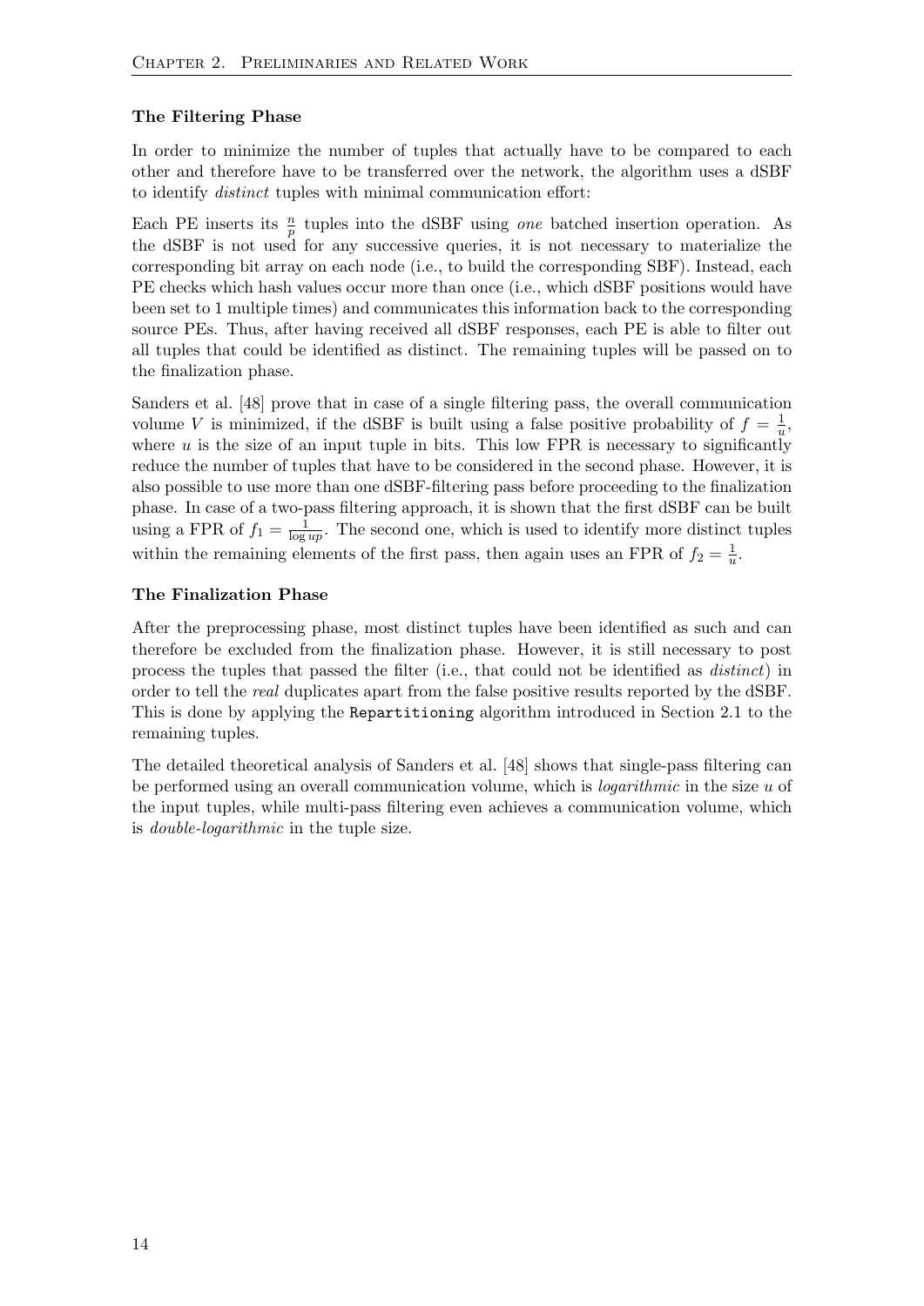### The Filtering Phase

In order to minimize the number of tuples that actually have to be compared to each other and therefore have to be transferred over the network, the algorithm uses a dSBF to identify *distinct* tuples with minimal communication effort:

Each PE inserts its $\frac{n}{p}$ tuples into the dSBF using *one* batched insertion operation. As the dSBF is not used for any successive queries, it is not necessary to materialize the corresponding bit array on each node (i.e., to build the corresponding SBF). Instead, each PE checks which hash values occur more than once (i.e., which dSBF positions would have been set to 1 multiple times) and communicates this information back to the corresponding source PEs. Thus, after having received all dSBF responses, each PE is able to filter out all tuples that could be identified as distinct. The remaining tuples will be passed on to the finalization phase.

Sanders et al. [48] prove that in case of a single filtering pass, the overall communication volume $V$ is minimized, if the dSBF is built using a false positive probability of $f = \frac{1}{u}$, where $u$ is the size of an input tuple in bits. This low FPR is necessary to significantly reduce the number of tuples that have to be considered in the second phase. However, it is also possible to use more than one dSBF-filtering pass before proceeding to the finalization phase. In case of a two-pass filtering approach, it is shown that the first dSBF can be built using a FPR of $f_1 = \frac{1}{\log up}$. The second one, which is used to identify more distinct tuples within the remaining elements of the first pass, then again uses an FPR of $f_2 = \frac{1}{u}$.

### The Finalization Phase

After the preprocessing phase, most distinct tuples have been identified as such and can therefore be excluded from the finalization phase. However, it is still necessary to post process the tuples that passed the filter (i.e., that could not be identified as *distinct*) in order to tell the *real* duplicates apart from the false positive results reported by the dSBF. This is done by applying the `Repartitioning` algorithm introduced in Section 2.1 to the remaining tuples.

The detailed theoretical analysis of Sanders et al. [48] shows that single-pass filtering can be performed using an overall communication volume, which is *logarithmic* in the size $u$ of the input tuples, while multi-pass filtering even achieves a communication volume, which is *double-logarithmic* in the tuple size.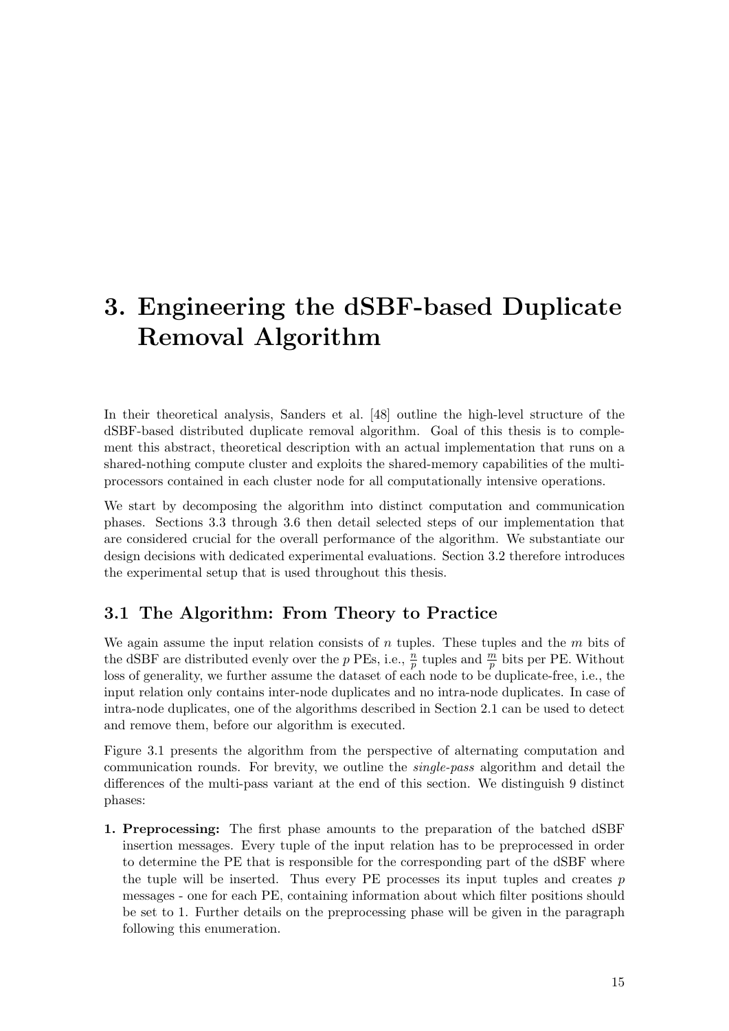# 3. Engineering the dSBF-based Duplicate Removal Algorithm

In their theoretical analysis, Sanders et al. [48] outline the high-level structure of the dSBF-based distributed duplicate removal algorithm. Goal of this thesis is to complement this abstract, theoretical description with an actual implementation that runs on a shared-nothing compute cluster and exploits the shared-memory capabilities of the multiprocessors contained in each cluster node for all computationally intensive operations.

We start by decomposing the algorithm into distinct computation and communication phases. Sections 3.3 through 3.6 then detail selected steps of our implementation that are considered crucial for the overall performance of the algorithm. We substantiate our design decisions with dedicated experimental evaluations. Section 3.2 therefore introduces the experimental setup that is used throughout this thesis.

## 3.1 The Algorithm: From Theory to Practice

We again assume the input relation consists of $n$ tuples. These tuples and the $m$ bits of the dSBF are distributed evenly over the $p$ PEs, i.e., $\frac{n}{p}$ tuples and $\frac{m}{p}$ bits per PE. Without loss of generality, we further assume the dataset of each node to be duplicate-free, i.e., the input relation only contains inter-node duplicates and no intra-node duplicates. In case of intra-node duplicates, one of the algorithms described in Section 2.1 can be used to detect and remove them, before our algorithm is executed.

Figure 3.1 presents the algorithm from the perspective of alternating computation and communication rounds. For brevity, we outline the *single-pass* algorithm and detail the differences of the multi-pass variant at the end of this section. We distinguish 9 distinct phases:

1. **Preprocessing:** The first phase amounts to the preparation of the batched dSBF insertion messages. Every tuple of the input relation has to be preprocessed in order to determine the PE that is responsible for the corresponding part of the dSBF where the tuple will be inserted. Thus every PE processes its input tuples and creates $p$ messages - one for each PE, containing information about which filter positions should be set to 1. Further details on the preprocessing phase will be given in the paragraph following this enumeration.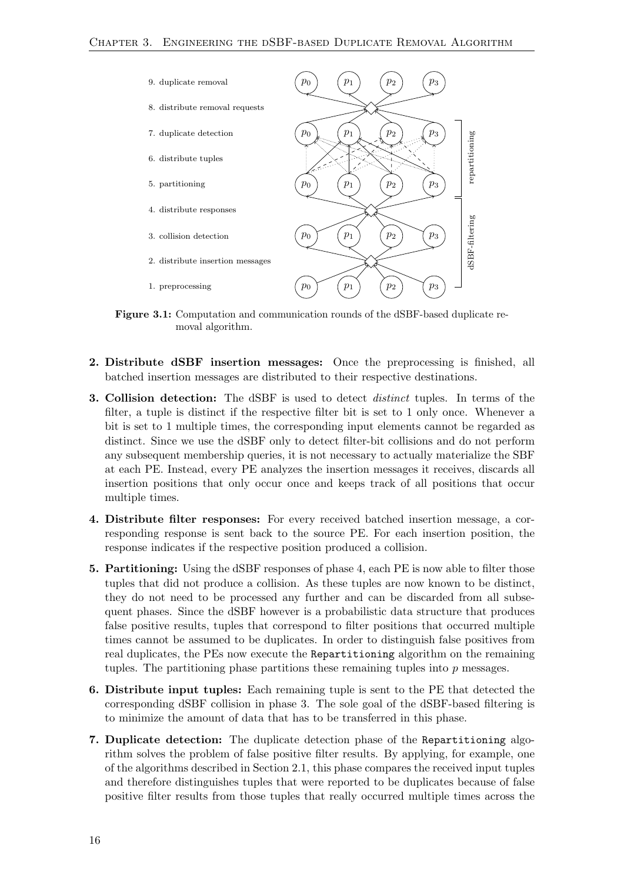**Figure 3.1:** Computation and communication rounds of the dSBF-based duplicate removal algorithm.

**2. Distribute dSBF insertion messages:** Once the preprocessing is finished, all batched insertion messages are distributed to their respective destinations.

**3. Collision detection:** The dSBF is used to detect *distinct* tuples. In terms of the filter, a tuple is distinct if the respective filter bit is set to 1 only once. Whenever a bit is set to 1 multiple times, the corresponding input elements cannot be regarded as distinct. Since we use the dSBF only to detect filter-bit collisions and do not perform any subsequent membership queries, it is not necessary to actually materialize the SBF at each PE. Instead, every PE analyzes the insertion messages it receives, discards all insertion positions that only occur once and keeps track of all positions that occur multiple times.

**4. Distribute filter responses:** For every received batched insertion message, a corresponding response is sent back to the source PE. For each insertion position, the response indicates if the respective position produced a collision.

**5. Partitioning:** Using the dSBF responses of phase 4, each PE is now able to filter those tuples that did not produce a collision. As these tuples are now known to be distinct, they do not need to be processed any further and can be discarded from all subsequent phases. Since the dSBF however is a probabilistic data structure that produces false positive results, tuples that correspond to filter positions that occurred multiple times cannot be assumed to be duplicates. In order to distinguish false positives from real duplicates, the PEs now execute the `Repartitioning` algorithm on the remaining tuples. The partitioning phase partitions these remaining tuples into $p$ messages.

**6. Distribute input tuples:** Each remaining tuple is sent to the PE that detected the corresponding dSBF collision in phase 3. The sole goal of the dSBF-based filtering is to minimize the amount of data that has to be transferred in this phase.

**7. Duplicate detection:** The duplicate detection phase of the `Repartitioning` algorithm solves the problem of false positive filter results. By applying, for example, one of the algorithms described in Section 2.1, this phase compares the received input tuples and therefore distinguishes tuples that were reported to be duplicates because of false positive filter results from those tuples that really occurred multiple times across the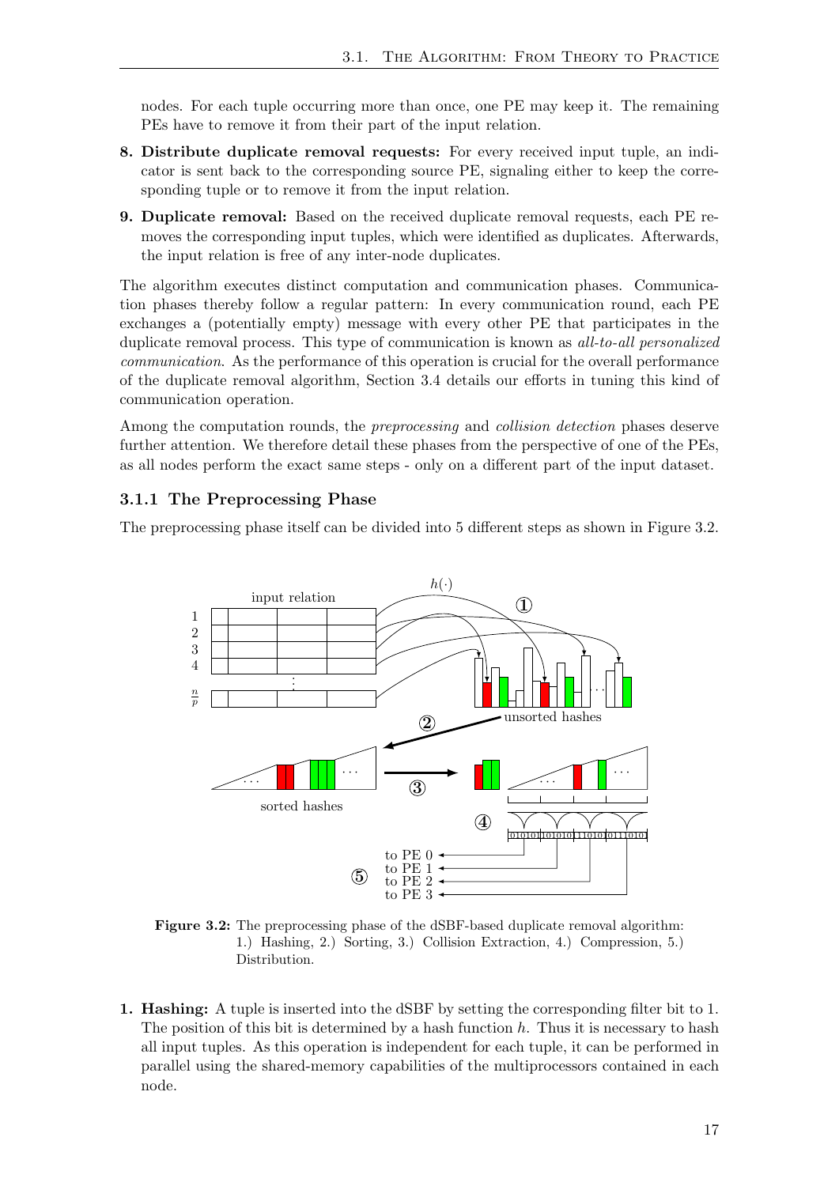nodes. For each tuple occurring more than once, one PE may keep it. The remaining PEs have to remove it from their part of the input relation.

**8. Distribute duplicate removal requests:** For every received input tuple, an indicator is sent back to the corresponding source PE, signaling either to keep the corresponding tuple or to remove it from the input relation.

**9. Duplicate removal:** Based on the received duplicate removal requests, each PE removes the corresponding input tuples, which were identified as duplicates. Afterwards, the input relation is free of any inter-node duplicates.

The algorithm executes distinct computation and communication phases. Communication phases thereby follow a regular pattern: In every communication round, each PE exchanges a (potentially empty) message with every other PE that participates in the duplicate removal process. This type of communication is known as *all-to-all personalized communication*. As the performance of this operation is crucial for the overall performance of the duplicate removal algorithm, Section 3.4 details our efforts in tuning this kind of communication operation.

Among the computation rounds, the *preprocessing* and *collision detection* phases deserve further attention. We therefore detail these phases from the perspective of one of the PEs, as all nodes perform the exact same steps - only on a different part of the input dataset.

### 3.1.1 The Preprocessing Phase

The preprocessing phase itself can be divided into 5 different steps as shown in Figure 3.2.

**Figure 3.2:** The preprocessing phase of the dSBF-based duplicate removal algorithm: 1.) Hashing, 2.) Sorting, 3.) Collision Extraction, 4.) Compression, 5.) Distribution.

**1. Hashing:** A tuple is inserted into the dSBF by setting the corresponding filter bit to 1. The position of this bit is determined by a hash function $h$. Thus it is necessary to hash all input tuples. As this operation is independent for each tuple, it can be performed in parallel using the shared-memory capabilities of the multiprocessors contained in each node.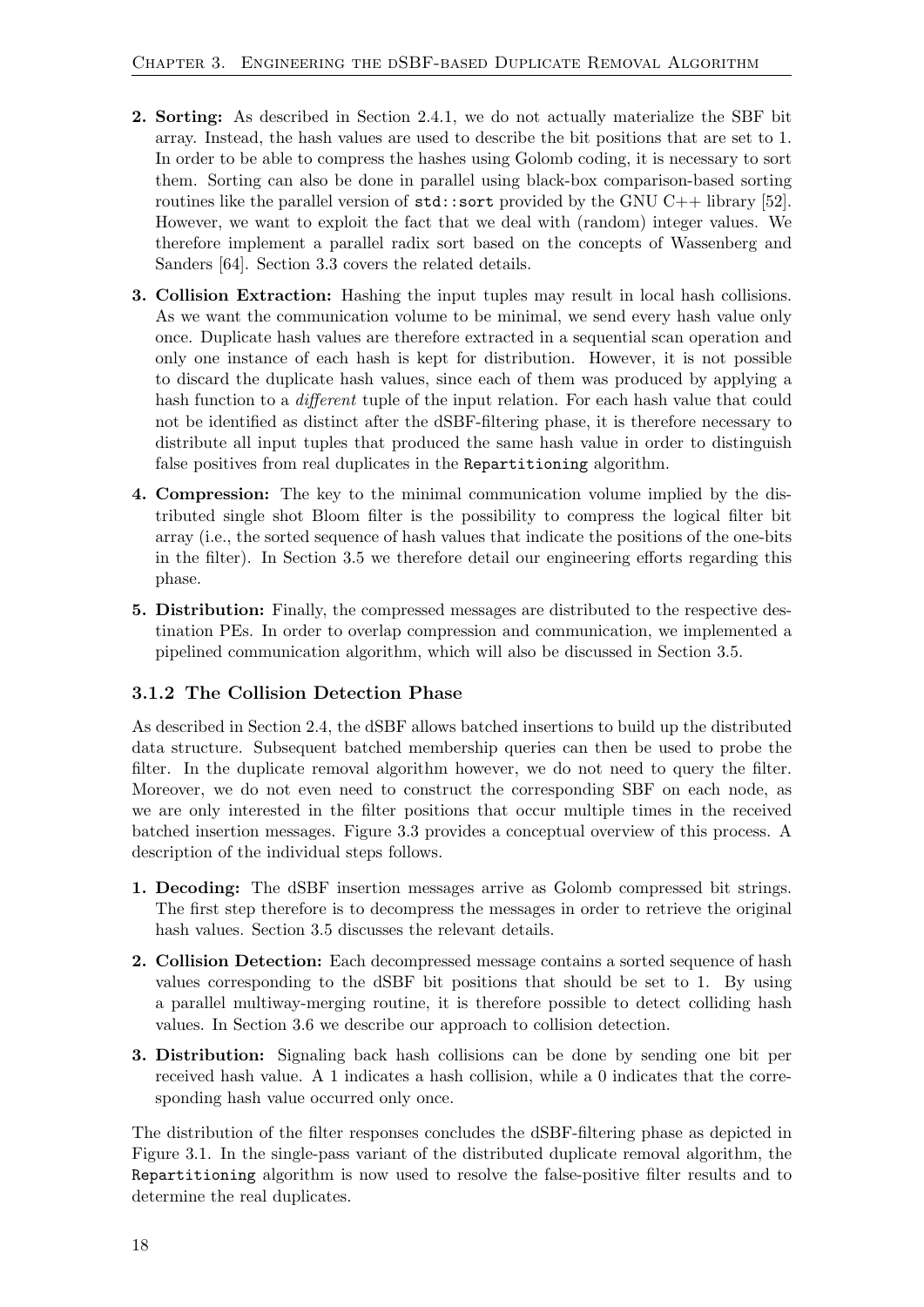2. **Sorting:** As described in Section 2.4.1, we do not actually materialize the SBF bit array. Instead, the hash values are used to describe the bit positions that are set to 1. In order to be able to compress the hashes using Golomb coding, it is necessary to sort them. Sorting can also be done in parallel using black-box comparison-based sorting routines like the parallel version of `std::sort` provided by the GNU C++ library [52]. However, we want to exploit the fact that we deal with (random) integer values. We therefore implement a parallel radix sort based on the concepts of Wassenberg and Sanders [64]. Section 3.3 covers the related details.

3. **Collision Extraction:** Hashing the input tuples may result in local hash collisions. As we want the communication volume to be minimal, we send every hash value only once. Duplicate hash values are therefore extracted in a sequential scan operation and only one instance of each hash is kept for distribution. However, it is not possible to discard the duplicate hash values, since each of them was produced by applying a hash function to a *different* tuple of the input relation. For each hash value that could not be identified as distinct after the dSBF-filtering phase, it is therefore necessary to distribute all input tuples that produced the same hash value in order to distinguish false positives from real duplicates in the `Repartitioning` algorithm.

4. **Compression:** The key to the minimal communication volume implied by the distributed single shot Bloom filter is the possibility to compress the logical filter bit array (i.e., the sorted sequence of hash values that indicate the positions of the one-bits in the filter). In Section 3.5 we therefore detail our engineering efforts regarding this phase.

5. **Distribution:** Finally, the compressed messages are distributed to the respective destination PEs. In order to overlap compression and communication, we implemented a pipelined communication algorithm, which will also be discussed in Section 3.5.

### 3.1.2 The Collision Detection Phase

As described in Section 2.4, the dSBF allows batched insertions to build up the distributed data structure. Subsequent batched membership queries can then be used to probe the filter. In the duplicate removal algorithm however, we do not need to query the filter. Moreover, we do not even need to construct the corresponding SBF on each node, as we are only interested in the filter positions that occur multiple times in the received batched insertion messages. Figure 3.3 provides a conceptual overview of this process. A description of the individual steps follows.

1. **Decoding:** The dSBF insertion messages arrive as Golomb compressed bit strings. The first step therefore is to decompress the messages in order to retrieve the original hash values. Section 3.5 discusses the relevant details.

2. **Collision Detection:** Each decompressed message contains a sorted sequence of hash values corresponding to the dSBF bit positions that should be set to 1. By using a parallel multiway-merging routine, it is therefore possible to detect colliding hash values. In Section 3.6 we describe our approach to collision detection.

3. **Distribution:** Signaling back hash collisions can be done by sending one bit per received hash value. A 1 indicates a hash collision, while a 0 indicates that the corresponding hash value occurred only once.

The distribution of the filter responses concludes the dSBF-filtering phase as depicted in Figure 3.1. In the single-pass variant of the distributed duplicate removal algorithm, the `Repartitioning` algorithm is now used to resolve the false-positive filter results and to determine the real duplicates.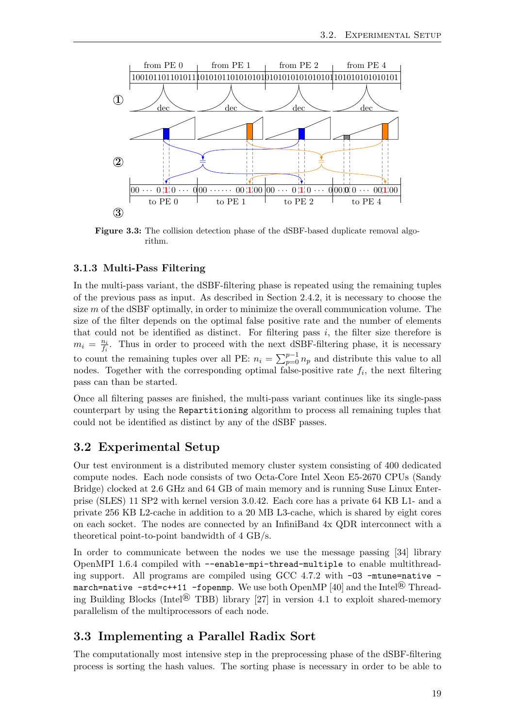Figure 3.3: The collision detection phase of the dSBF-based duplicate removal algorithm.

### 3.1.3 Multi-Pass Filtering

In the multi-pass variant, the dSBF-filtering phase is repeated using the remaining tuples of the previous pass as input. As described in Section 2.4.2, it is necessary to choose the size $m$ of the dSBF optimally, in order to minimize the overall communication volume. The size of the filter depends on the optimal false positive rate and the number of elements that could not be identified as distinct. For filtering pass $i$, the filter size therefore is $m_i = \frac{n_i}{f_i}$. Thus in order to proceed with the next dSBF-filtering phase, it is necessary to count the remaining tuples over all PE: $n_i = \sum_{p=0}^{p-1} n_p$ and distribute this value to all nodes. Together with the corresponding optimal false-positive rate $f_i$, the next filtering pass can than be started.

Once all filtering passes are finished, the multi-pass variant continues like its single-pass counterpart by using the `Repartitioning` algorithm to process all remaining tuples that could not be identified as distinct by any of the dSBF passes.

## 3.2 Experimental Setup

Our test environment is a distributed memory cluster system consisting of 400 dedicated compute nodes. Each node consists of two Octa-Core Intel Xeon E5-2670 CPUs (Sandy Bridge) clocked at 2.6 GHz and 64 GB of main memory and is running Suse Linux Enterprise (SLES) 11 SP2 with kernel version 3.0.42. Each core has a private 64 KB L1- and a private 256 KB L2-cache in addition to a 20 MB L3-cache, which is shared by eight cores on each socket. The nodes are connected by an InfiniBand 4x QDR interconnect with a theoretical point-to-point bandwidth of 4 GB/s.

In order to communicate between the nodes we use the message passing [34] library OpenMPI 1.6.4 compiled with `--enable-mpi-thread-multiple` to enable multithreading support. All programs are compiled using GCC 4.7.2 with `-O3 -mtune=native -march=native -std=c++11 -fopenmp`. We use both OpenMP [40] and the Intel® Threading Building Blocks (Intel® TBB) library [27] in version 4.1 to exploit shared-memory parallelism of the multiprocessors of each node.

## 3.3 Implementing a Parallel Radix Sort

The computationally most intensive step in the preprocessing phase of the dSBF-filtering process is sorting the hash values. The sorting phase is necessary in order to be able to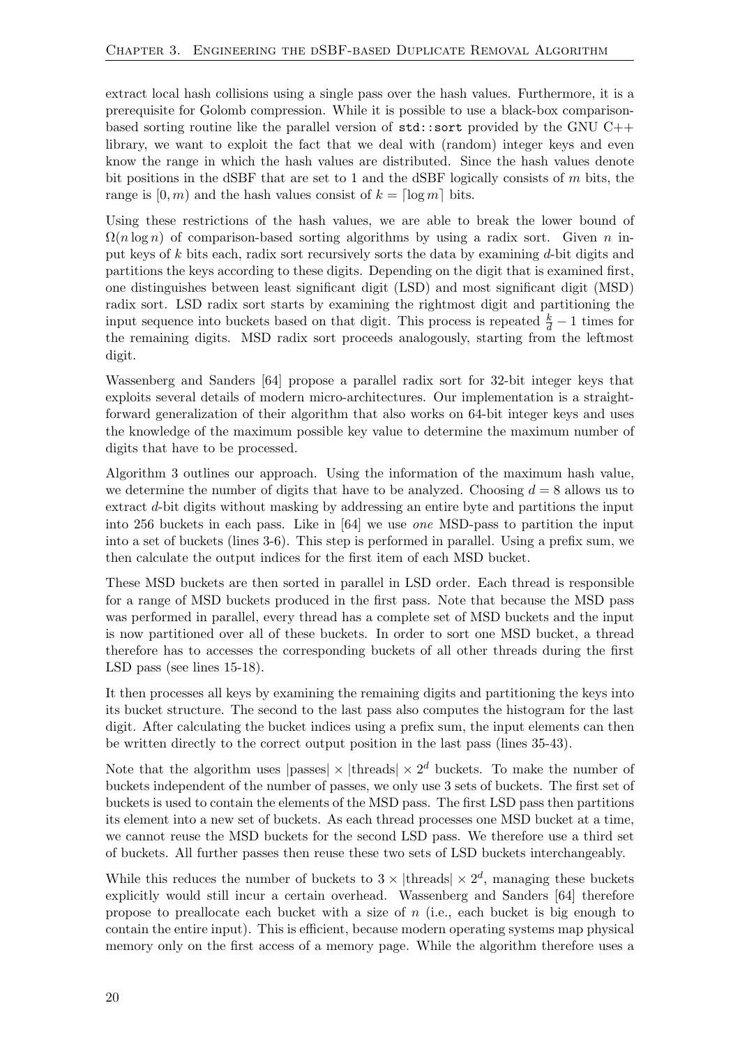extract local hash collisions using a single pass over the hash values. Furthermore, it is a prerequisite for Golomb compression. While it is possible to use a black-box comparison-based sorting routine like the parallel version of `std::sort` provided by the GNU C++ library, we want to exploit the fact that we deal with (random) integer keys and even know the range in which the hash values are distributed. Since the hash values denote bit positions in the dSBF that are set to 1 and the dSBF logically consists of $m$ bits, the range is $[0, m)$ and the hash values consist of $k = \lceil \log m \rceil$ bits.

Using these restrictions of the hash values, we are able to break the lower bound of $\Omega(n \log n)$ of comparison-based sorting algorithms by using a radix sort. Given $n$ input keys of $k$ bits each, radix sort recursively sorts the data by examining $d$-bit digits and partitions the keys according to these digits. Depending on the digit that is examined first, one distinguishes between least significant digit (LSD) and most significant digit (MSD) radix sort. LSD radix sort starts by examining the rightmost digit and partitioning the input sequence into buckets based on that digit. This process is repeated $\frac{k}{d} - 1$ times for the remaining digits. MSD radix sort proceeds analogously, starting from the leftmost digit.

Wassenberg and Sanders [64] propose a parallel radix sort for 32-bit integer keys that exploits several details of modern micro-architectures. Our implementation is a straightforward generalization of their algorithm that also works on 64-bit integer keys and uses the knowledge of the maximum possible key value to determine the maximum number of digits that have to be processed.

Algorithm 3 outlines our approach. Using the information of the maximum hash value, we determine the number of digits that have to be analyzed. Choosing $d = 8$ allows us to extract $d$-bit digits without masking by addressing an entire byte and partitions the input into 256 buckets in each pass. Like in [64] we use *one* MSD-pass to partition the input into a set of buckets (lines 3-6). This step is performed in parallel. Using a prefix sum, we then calculate the output indices for the first item of each MSD bucket.

These MSD buckets are then sorted in parallel in LSD order. Each thread is responsible for a range of MSD buckets produced in the first pass. Note that because the MSD pass was performed in parallel, every thread has a complete set of MSD buckets and the input is now partitioned over all of these buckets. In order to sort one MSD bucket, a thread therefore has to accesses the corresponding buckets of all other threads during the first LSD pass (see lines 15-18).

It then processes all keys by examining the remaining digits and partitioning the keys into its bucket structure. The second to the last pass also computes the histogram for the last digit. After calculating the bucket indices using a prefix sum, the input elements can then be written directly to the correct output position in the last pass (lines 35-43).

Note that the algorithm uses $|\text{passes}| \times |\text{threads}| \times 2^d$ buckets. To make the number of buckets independent of the number of passes, we only use 3 sets of buckets. The first set of buckets is used to contain the elements of the MSD pass. The first LSD pass then partitions its element into a new set of buckets. As each thread processes one MSD bucket at a time, we cannot reuse the MSD buckets for the second LSD pass. We therefore use a third set of buckets. All further passes then reuse these two sets of LSD buckets interchangeably.

While this reduces the number of buckets to $3 \times |\text{threads}| \times 2^d$, managing these buckets explicitly would still incur a certain overhead. Wassenberg and Sanders [64] therefore propose to preallocate each bucket with a size of $n$ (i.e., each bucket is big enough to contain the entire input). This is efficient, because modern operating systems map physical memory only on the first access of a memory page. While the algorithm therefore uses a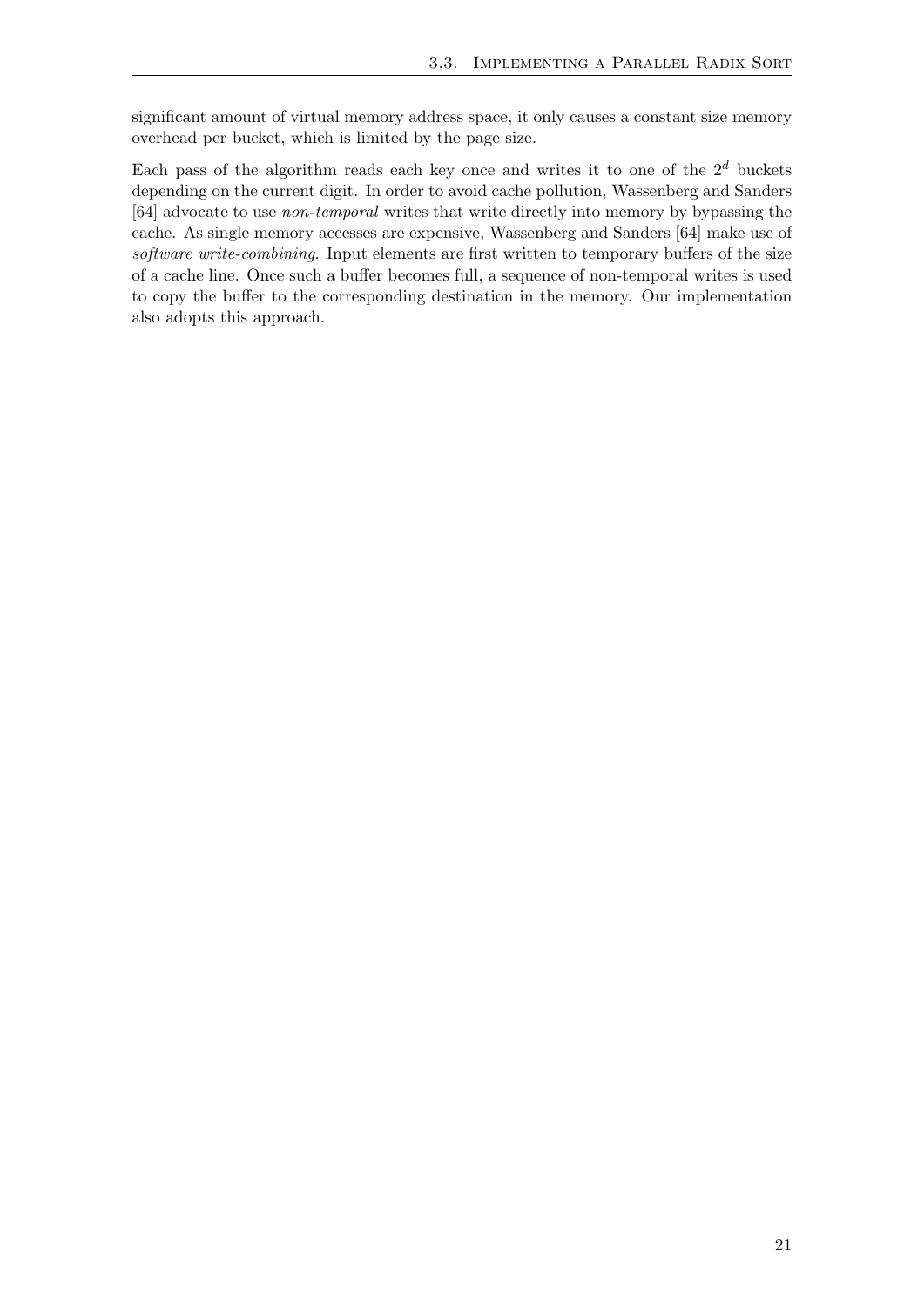significant amount of virtual memory address space, it only causes a constant size memory overhead per bucket, which is limited by the page size.

Each pass of the algorithm reads each key once and writes it to one of the $2^d$ buckets depending on the current digit. In order to avoid cache pollution, Wassenberg and Sanders [64] advocate to use *non-temporal* writes that write directly into memory by bypassing the cache. As single memory accesses are expensive, Wassenberg and Sanders [64] make use of *software write-combining*. Input elements are first written to temporary buffers of the size of a cache line. Once such a buffer becomes full, a sequence of non-temporal writes is used to copy the buffer to the corresponding destination in the memory. Our implementation also adopts this approach.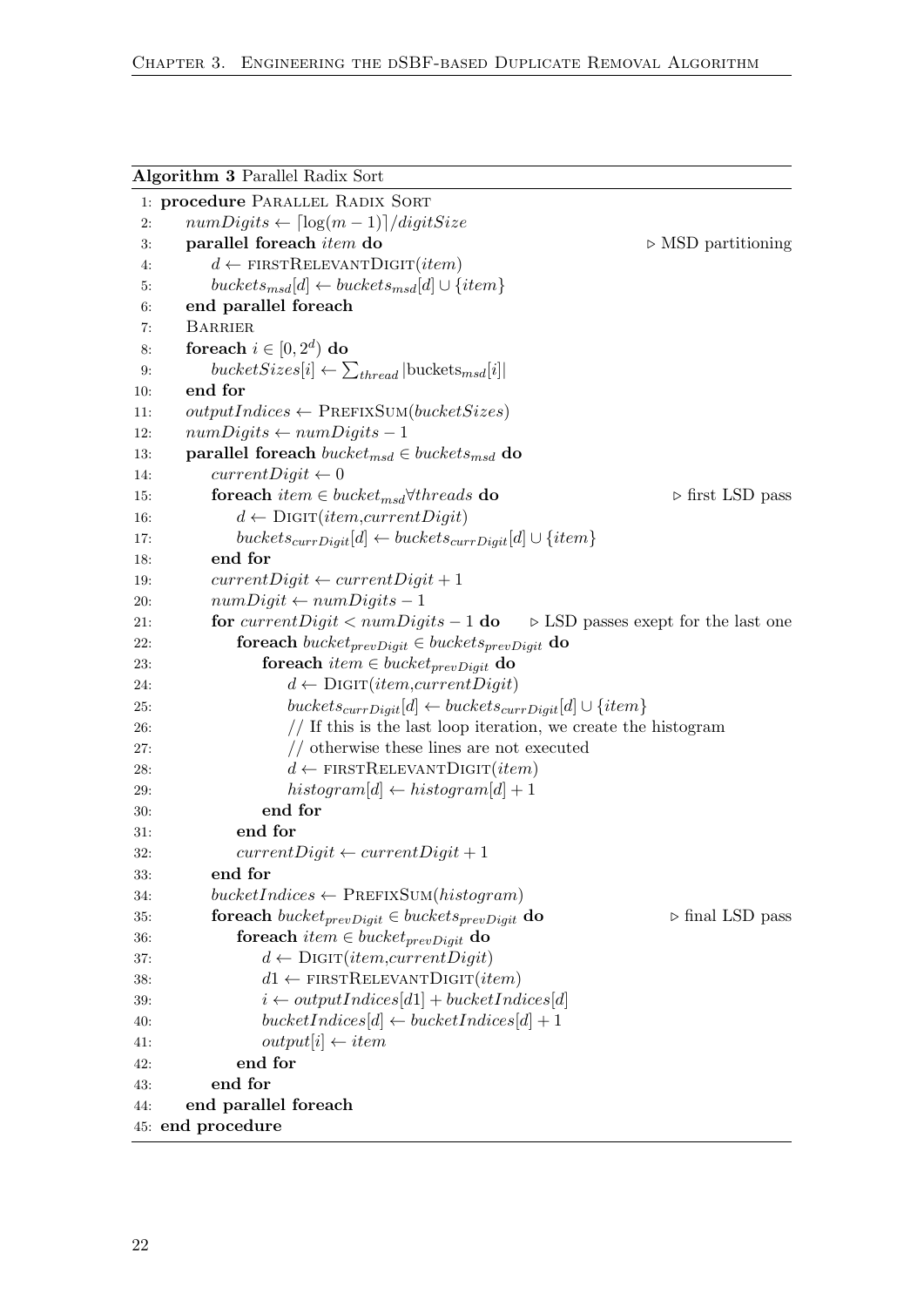**Algorithm 3** Parallel Radix Sort

```
 1: procedure PARALLEL RADIX SORT
 2:     numDigits ← ⌈log(m − 1)⌉/digitSize
 3:     parallel foreach item do                                         ▷ MSD partitioning
 4:         d ← FIRSTRELEVANTDIGIT(item)
 5:         buckets_msd[d] ← buckets_msd[d] ∪ {item}
 6:     end parallel foreach
 7:     BARRIER
 8:     foreach i ∈ [0, 2^d) do
 9:         bucketSizes[i] ← Σ_thread |buckets_msd[i]|
10:     end for
11:     outputIndices ← PREFIXSUM(bucketSizes)
12:     numDigits ← numDigits − 1
13:     parallel foreach bucket_msd ∈ buckets_msd do
14:         currentDigit ← 0
15:         foreach item ∈ bucket_msd ∀threads do                        ▷ first LSD pass
16:             d ← DIGIT(item,currentDigit)
17:             buckets_currDigit[d] ← buckets_currDigit[d] ∪ {item}
18:         end for
19:         currentDigit ← currentDigit + 1
20:         numDigit ← numDigits − 1
21:         for currentDigit < numDigits − 1 do       ▷ LSD passes exept for the last one
22:             foreach bucket_prevDigit ∈ buckets_prevDigit do
23:                 foreach item ∈ bucket_prevDigit do
24:                     d ← DIGIT(item,currentDigit)
25:                     buckets_currDigit[d] ← buckets_currDigit[d] ∪ {item}
26:                     // If this is the last loop iteration, we create the histogram
27:                     // otherwise these lines are not executed
28:                     d ← FIRSTRELEVANTDIGIT(item)
29:                     histogram[d] ← histogram[d] + 1
30:                 end for
31:             end for
32:             currentDigit ← currentDigit + 1
33:         end for
34:         bucketIndices ← PREFIXSUM(histogram)
35:         foreach bucket_prevDigit ∈ buckets_prevDigit do                ▷ final LSD pass
36:             foreach item ∈ bucket_prevDigit do
37:                 d ← DIGIT(item,currentDigit)
38:                 d1 ← FIRSTRELEVANTDIGIT(item)
39:                 i ← outputIndices[d1] + bucketIndices[d]
40:                 bucketIndices[d] ← bucketIndices[d] + 1
41:                 output[i] ← item
42:             end for
43:         end for
44:     end parallel foreach
45: end procedure
```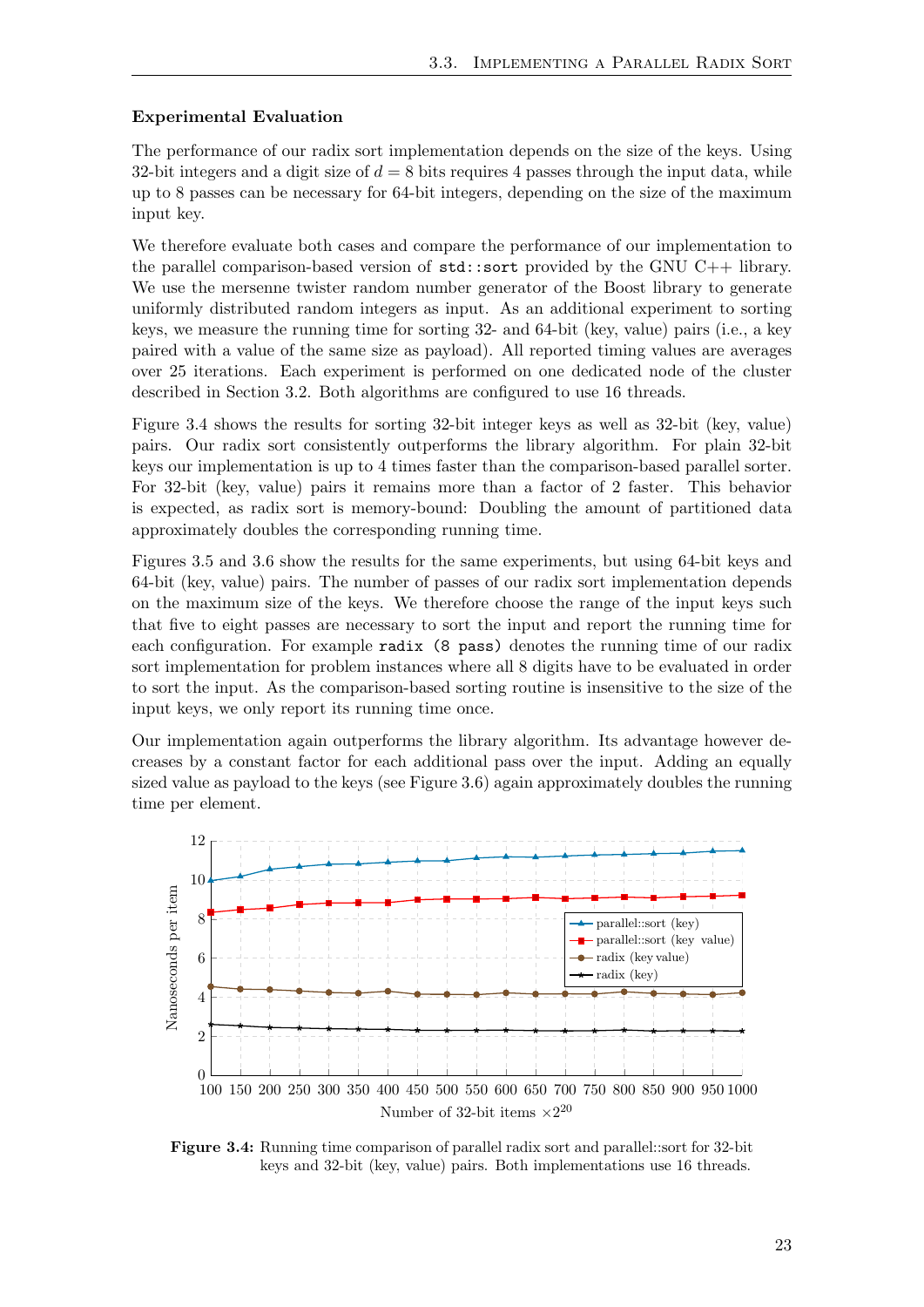### Experimental Evaluation

The performance of our radix sort implementation depends on the size of the keys. Using 32-bit integers and a digit size of $d = 8$ bits requires 4 passes through the input data, while up to 8 passes can be necessary for 64-bit integers, depending on the size of the maximum input key.

We therefore evaluate both cases and compare the performance of our implementation to the parallel comparison-based version of `std::sort` provided by the GNU C++ library. We use the mersenne twister random number generator of the Boost library to generate uniformly distributed random integers as input. As an additional experiment to sorting keys, we measure the running time for sorting 32- and 64-bit (key, value) pairs (i.e., a key paired with a value of the same size as payload). All reported timing values are averages over 25 iterations. Each experiment is performed on one dedicated node of the cluster described in Section 3.2. Both algorithms are configured to use 16 threads.

Figure 3.4 shows the results for sorting 32-bit integer keys as well as 32-bit (key, value) pairs. Our radix sort consistently outperforms the library algorithm. For plain 32-bit keys our implementation is up to 4 times faster than the comparison-based parallel sorter. For 32-bit (key, value) pairs it remains more than a factor of 2 faster. This behavior is expected, as radix sort is memory-bound: Doubling the amount of partitioned data approximately doubles the corresponding running time.

Figures 3.5 and 3.6 show the results for the same experiments, but using 64-bit keys and 64-bit (key, value) pairs. The number of passes of our radix sort implementation depends on the maximum size of the keys. We therefore choose the range of the input keys such that five to eight passes are necessary to sort the input and report the running time for each configuration. For example `radix (8 pass)` denotes the running time of our radix sort implementation for problem instances where all 8 digits have to be evaluated in order to sort the input. As the comparison-based sorting routine is insensitive to the size of the input keys, we only report its running time once.

Our implementation again outperforms the library algorithm. Its advantage however decreases by a constant factor for each additional pass over the input. Adding an equally sized value as payload to the keys (see Figure 3.6) again approximately doubles the running time per element.

**Figure 3.4:** Running time comparison of parallel radix sort and parallel::sort for 32-bit keys and 32-bit (key, value) pairs. Both implementations use 16 threads.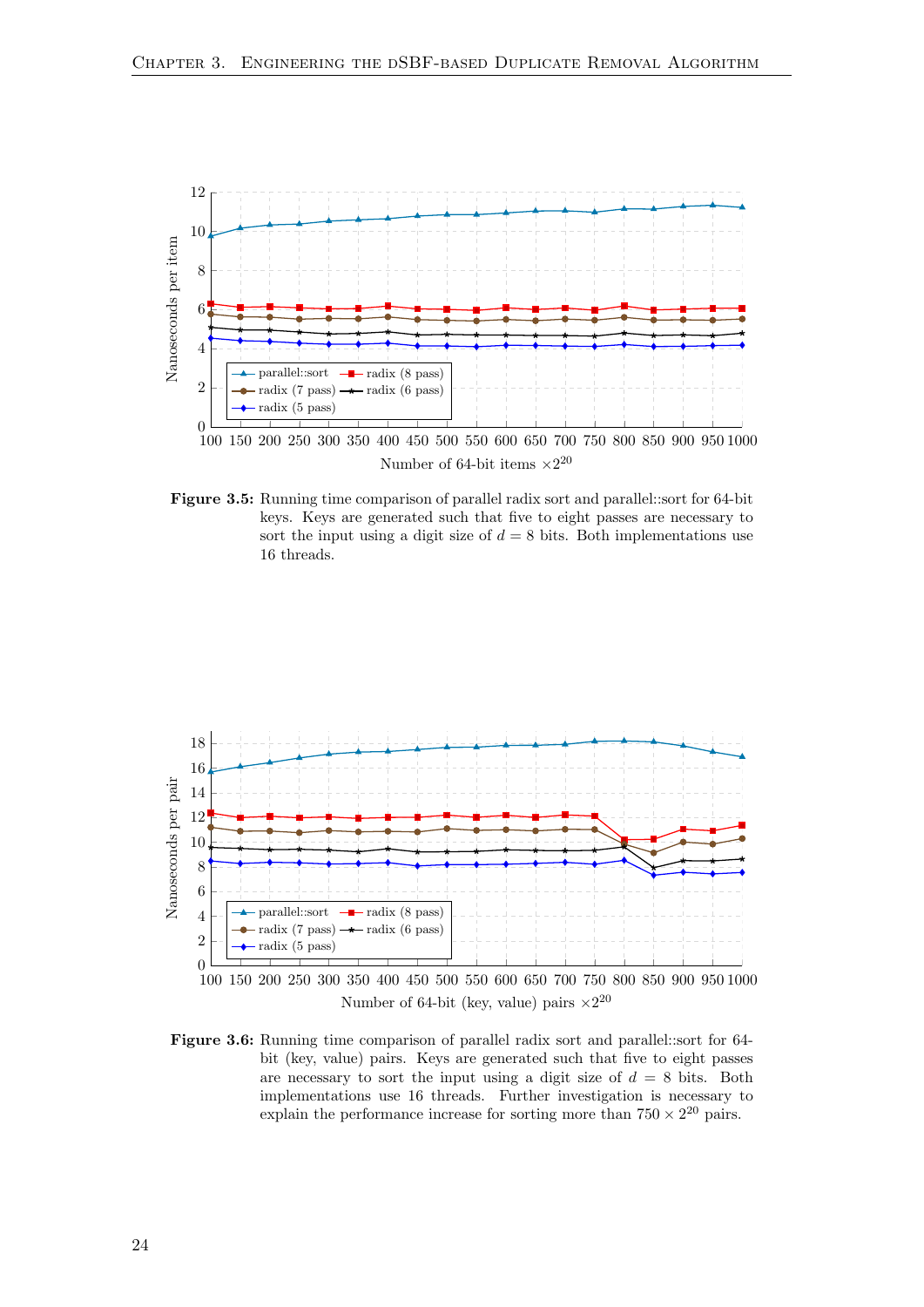**Figure 3.5:** Running time comparison of parallel radix sort and parallel::sort for 64-bit keys. Keys are generated such that five to eight passes are necessary to sort the input using a digit size of $d = 8$ bits. Both implementations use 16 threads.

**Figure 3.6:** Running time comparison of parallel radix sort and parallel::sort for 64-bit (key, value) pairs. Keys are generated such that five to eight passes are necessary to sort the input using a digit size of $d = 8$ bits. Both implementations use 16 threads. Further investigation is necessary to explain the performance increase for sorting more than $750 \times 2^{20}$ pairs.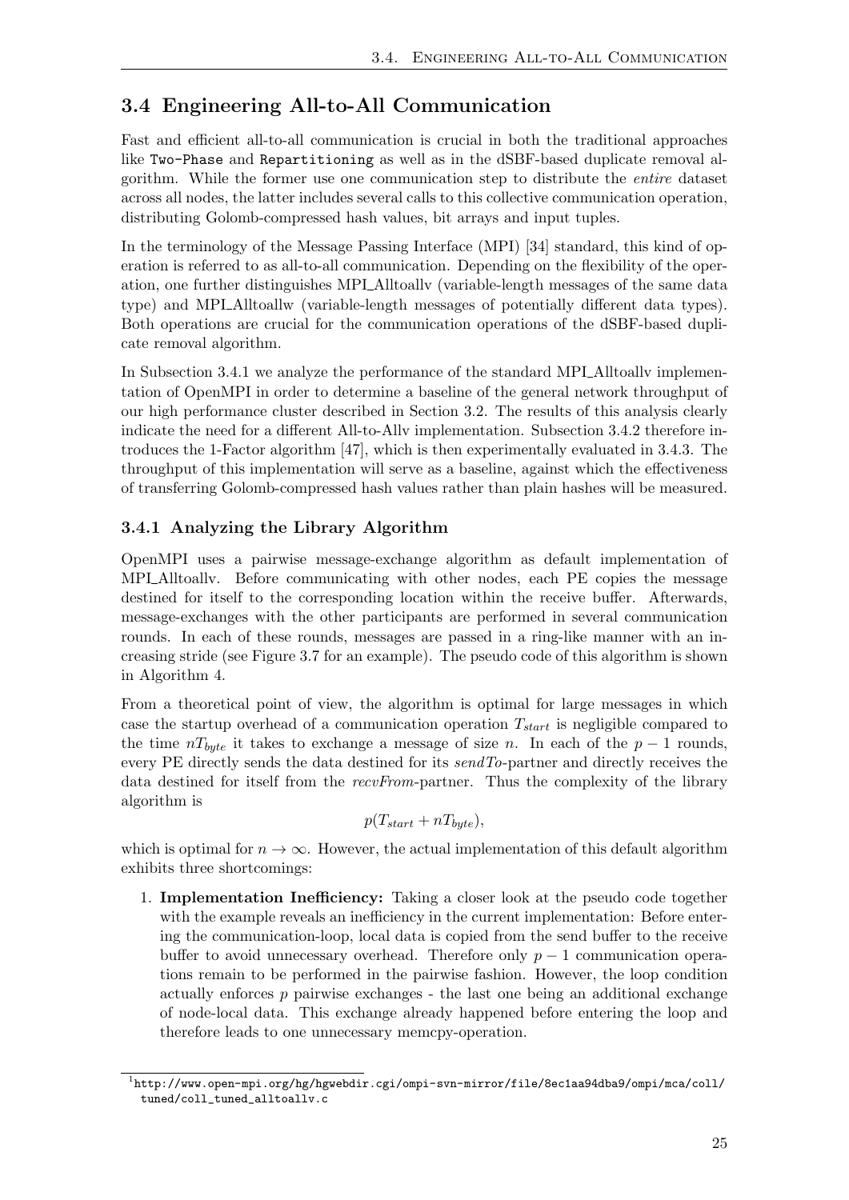## 3.4 Engineering All-to-All Communication

Fast and efficient all-to-all communication is crucial in both the traditional approaches like `Two-Phase` and `Repartitioning` as well as in the dSBF-based duplicate removal algorithm. While the former use one communication step to distribute the *entire* dataset across all nodes, the latter includes several calls to this collective communication operation, distributing Golomb-compressed hash values, bit arrays and input tuples.

In the terminology of the Message Passing Interface (MPI) [34] standard, this kind of operation is referred to as all-to-all communication. Depending on the flexibility of the operation, one further distinguishes MPI_Alltoallv (variable-length messages of the same data type) and MPI_Alltoallw (variable-length messages of potentially different data types). Both operations are crucial for the communication operations of the dSBF-based duplicate removal algorithm.

In Subsection 3.4.1 we analyze the performance of the standard MPI_Alltoallv implementation of OpenMPI in order to determine a baseline of the general network throughput of our high performance cluster described in Section 3.2. The results of this analysis clearly indicate the need for a different All-to-Allv implementation. Subsection 3.4.2 therefore introduces the 1-Factor algorithm [47], which is then experimentally evaluated in 3.4.3. The throughput of this implementation will serve as a baseline, against which the effectiveness of transferring Golomb-compressed hash values rather than plain hashes will be measured.

### 3.4.1 Analyzing the Library Algorithm

OpenMPI uses a pairwise message-exchange algorithm as default implementation of MPI_Alltoallv. Before communicating with other nodes, each PE copies the message destined for itself to the corresponding location within the receive buffer. Afterwards, message-exchanges with the other participants are performed in several communication rounds. In each of these rounds, messages are passed in a ring-like manner with an increasing stride (see Figure 3.7 for an example). The pseudo code of this algorithm is shown in Algorithm 4.

From a theoretical point of view, the algorithm is optimal for large messages in which case the startup overhead of a communication operation $T_{start}$ is negligible compared to the time $nT_{byte}$ it takes to exchange a message of size $n$. In each of the $p-1$ rounds, every PE directly sends the data destined for its *sendTo*-partner and directly receives the data destined for itself from the *recvFrom*-partner. Thus the complexity of the library algorithm is

$$p(T_{start} + nT_{byte}),$$

which is optimal for $n \to \infty$. However, the actual implementation of this default algorithm exhibits three shortcomings:

1. **Implementation Inefficiency:** Taking a closer look at the pseudo code together with the example reveals an inefficiency in the current implementation: Before entering the communication-loop, local data is copied from the send buffer to the receive buffer to avoid unnecessary overhead. Therefore only $p-1$ communication operations remain to be performed in the pairwise fashion. However, the loop condition actually enforces $p$ pairwise exchanges - the last one being an additional exchange of node-local data. This exchange already happened before entering the loop and therefore leads to one unnecessary memcpy-operation.

[1] `http://www.open-mpi.org/hg/hgwebdir.cgi/ompi-svn-mirror/file/8ec1aa94dba9/ompi/mca/coll/tuned/coll_tuned_alltoallv.c`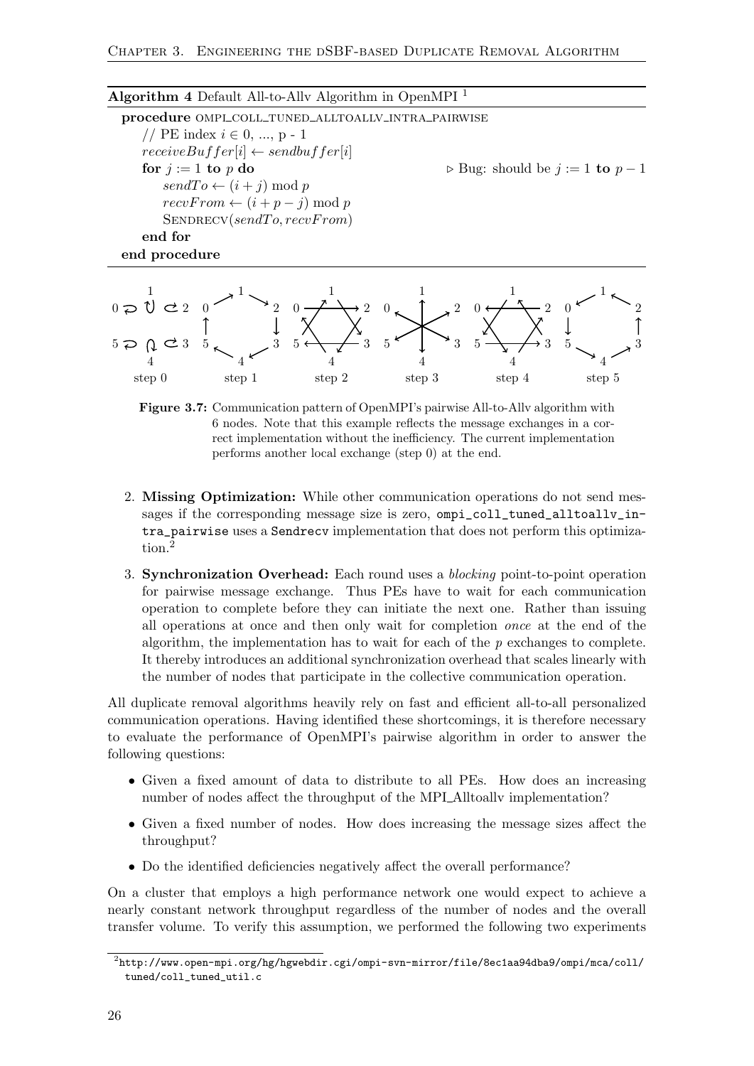**Algorithm 4** Default All-to-Allv Algorithm in OpenMPI [1]

```
procedure OMPI_COLL_TUNED_ALLTOALLV_INTRA_PAIRWISE
    // PE index i ∈ 0, ..., p - 1
    receiveBuffer[i] ← sendbuffer[i]
    for j := 1 to p do                          ▷ Bug: should be j := 1 to p − 1
        sendTo ← (i + j) mod p
        recvFrom ← (i + p − j) mod p
        SENDRECV(sendTo, recvFrom)
    end for
end procedure
```

**Figure 3.7:** Communication pattern of OpenMPI's pairwise All-to-Allv algorithm with 6 nodes. Note that this example reflects the message exchanges in a correct implementation without the inefficiency. The current implementation performs another local exchange (step 0) at the end.

2. **Missing Optimization:** While other communication operations do not send messages if the corresponding message size is zero, `ompi_coll_tuned_alltoallv_intra_pairwise` uses a `Sendrecv` implementation that does not perform this optimization.[2]

3. **Synchronization Overhead:** Each round uses a *blocking* point-to-point operation for pairwise message exchange. Thus PEs have to wait for each communication operation to complete before they can initiate the next one. Rather than issuing all operations at once and then only wait for completion *once* at the end of the algorithm, the implementation has to wait for each of the $p$ exchanges to complete. It thereby introduces an additional synchronization overhead that scales linearly with the number of nodes that participate in the collective communication operation.

All duplicate removal algorithms heavily rely on fast and efficient all-to-all personalized communication operations. Having identified these shortcomings, it is therefore necessary to evaluate the performance of OpenMPI's pairwise algorithm in order to answer the following questions:

- Given a fixed amount of data to distribute to all PEs. How does an increasing number of nodes affect the throughput of the MPI_Alltoallv implementation?
- Given a fixed number of nodes. How does increasing the message sizes affect the throughput?
- Do the identified deficiencies negatively affect the overall performance?

On a cluster that employs a high performance network one would expect to achieve a nearly constant network throughput regardless of the number of nodes and the overall transfer volume. To verify this assumption, we performed the following two experiments

[2] http://www.open-mpi.org/hg/hgwebdir.cgi/ompi-svn-mirror/file/8ec1aa94dba9/ompi/mca/coll/tuned/coll_tuned_util.c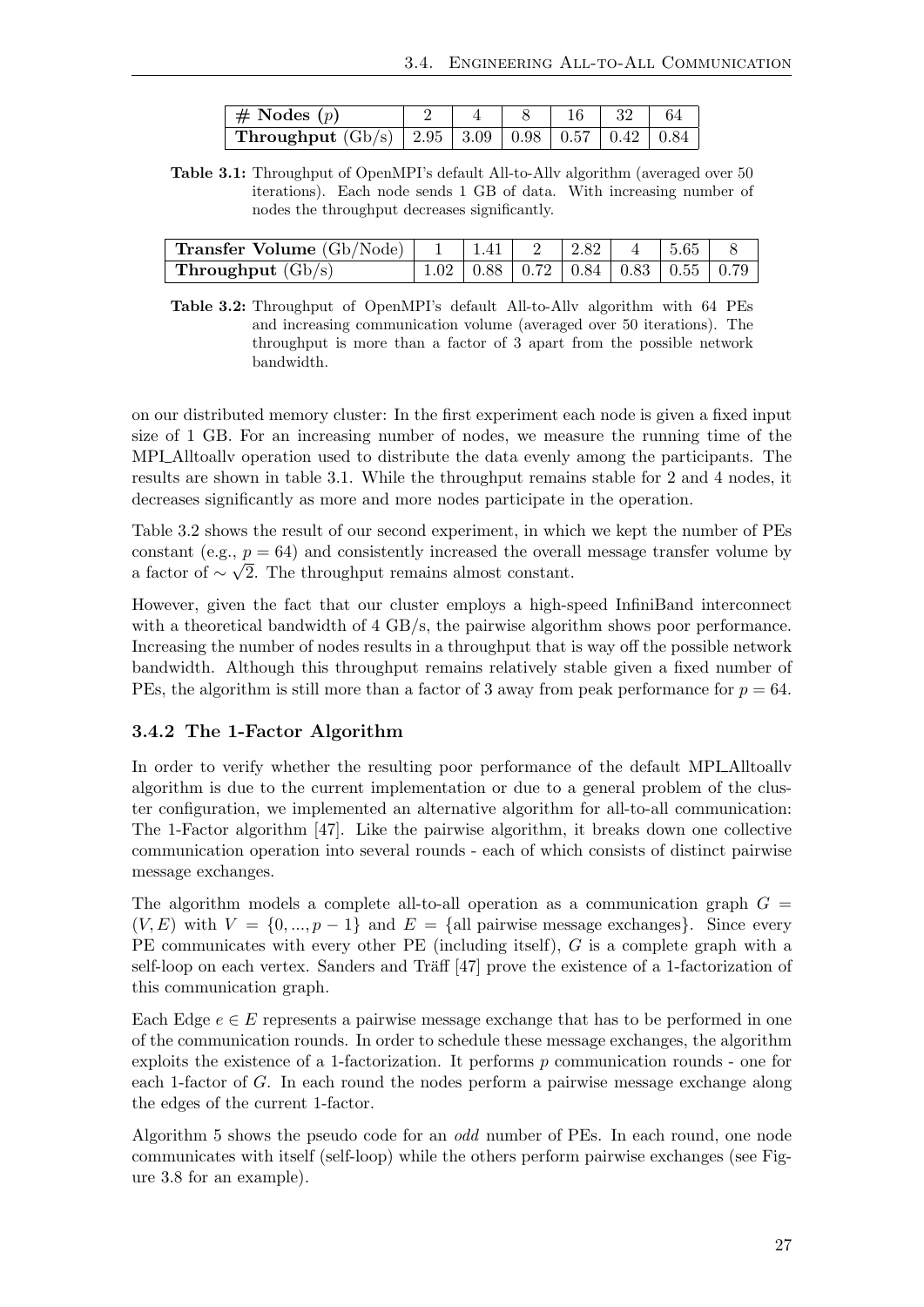| **# Nodes** ($p$) | 2 | 4 | 8 | 16 | 32 | 64 |
|---|---|---|---|---|---|---|
| **Throughput** (Gb/s) | 2.95 | 3.09 | 0.98 | 0.57 | 0.42 | 0.84 |

**Table 3.1:** Throughput of OpenMPI's default All-to-Allv algorithm (averaged over 50 iterations). Each node sends 1 GB of data. With increasing number of nodes the throughput decreases significantly.

| **Transfer Volume** (Gb/Node) | 1 | 1.41 | 2 | 2.82 | 4 | 5.65 | 8 |
|---|---|---|---|---|---|---|---|
| **Throughput** (Gb/s) | 1.02 | 0.88 | 0.72 | 0.84 | 0.83 | 0.55 | 0.79 |

**Table 3.2:** Throughput of OpenMPI's default All-to-Allv algorithm with 64 PEs and increasing communication volume (averaged over 50 iterations). The throughput is more than a factor of 3 apart from the possible network bandwidth.

on our distributed memory cluster: In the first experiment each node is given a fixed input size of 1 GB. For an increasing number of nodes, we measure the running time of the MPI_Alltoallv operation used to distribute the data evenly among the participants. The results are shown in table 3.1. While the throughput remains stable for 2 and 4 nodes, it decreases significantly as more and more nodes participate in the operation.

Table 3.2 shows the result of our second experiment, in which we kept the number of PEs constant (e.g., $p = 64$) and consistently increased the overall message transfer volume by a factor of $\sim \sqrt{2}$. The throughput remains almost constant.

However, given the fact that our cluster employs a high-speed InfiniBand interconnect with a theoretical bandwidth of 4 GB/s, the pairwise algorithm shows poor performance. Increasing the number of nodes results in a throughput that is way off the possible network bandwidth. Although this throughput remains relatively stable given a fixed number of PEs, the algorithm is still more than a factor of 3 away from peak performance for $p = 64$.

### 3.4.2 The 1-Factor Algorithm

In order to verify whether the resulting poor performance of the default MPI_Alltoallv algorithm is due to the current implementation or due to a general problem of the cluster configuration, we implemented an alternative algorithm for all-to-all communication: The 1-Factor algorithm [47]. Like the pairwise algorithm, it breaks down one collective communication operation into several rounds - each of which consists of distinct pairwise message exchanges.

The algorithm models a complete all-to-all operation as a communication graph $G = (V, E)$ with $V = \{0, ..., p-1\}$ and $E = \{\text{all pairwise message exchanges}\}$. Since every PE communicates with every other PE (including itself), $G$ is a complete graph with a self-loop on each vertex. Sanders and Träff [47] prove the existence of a 1-factorization of this communication graph.

Each Edge $e \in E$ represents a pairwise message exchange that has to be performed in one of the communication rounds. In order to schedule these message exchanges, the algorithm exploits the existence of a 1-factorization. It performs $p$ communication rounds - one for each 1-factor of $G$. In each round the nodes perform a pairwise message exchange along the edges of the current 1-factor.

Algorithm 5 shows the pseudo code for an *odd* number of PEs. In each round, one node communicates with itself (self-loop) while the others perform pairwise exchanges (see Figure 3.8 for an example).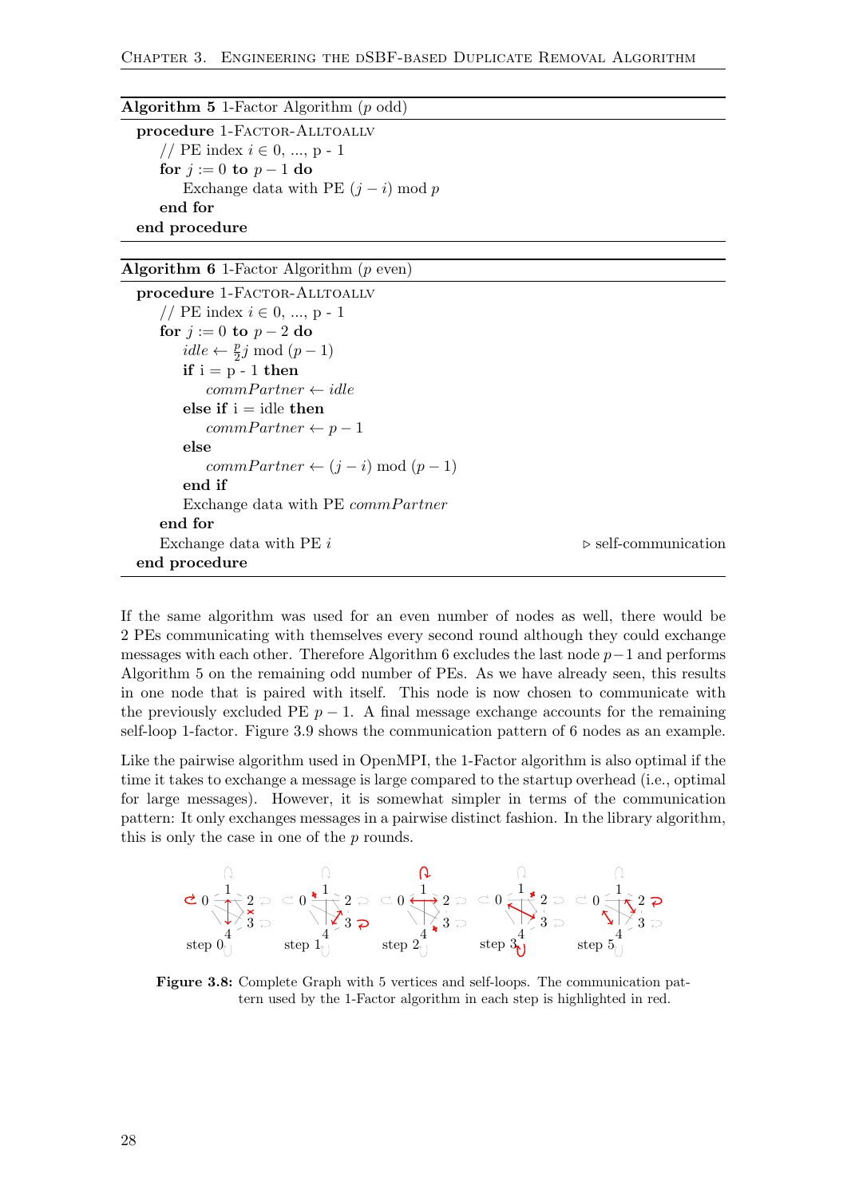**Algorithm 5** 1-Factor Algorithm ($p$ odd)

```
procedure 1-Factor-Alltoallv
    // PE index i ∈ 0, ..., p - 1
    for j := 0 to p − 1 do
        Exchange data with PE (j − i) mod p
    end for
end procedure
```

**Algorithm 6** 1-Factor Algorithm ($p$ even)

```
procedure 1-Factor-Alltoallv
    // PE index i ∈ 0, ..., p - 1
    for j := 0 to p − 2 do
        idle ← (p/2)j mod (p − 1)
        if i = p - 1 then
            commPartner ← idle
        else if i = idle then
            commPartner ← p − 1
        else
            commPartner ← (j − i) mod (p − 1)
        end if
        Exchange data with PE commPartner
    end for
    Exchange data with PE i                          ▷ self-communication
end procedure
```

If the same algorithm was used for an even number of nodes as well, there would be 2 PEs communicating with themselves every second round although they could exchange messages with each other. Therefore Algorithm 6 excludes the last node $p-1$ and performs Algorithm 5 on the remaining odd number of PEs. As we have already seen, this results in one node that is paired with itself. This node is now chosen to communicate with the previously excluded PE $p-1$. A final message exchange accounts for the remaining self-loop 1-factor. Figure 3.9 shows the communication pattern of 6 nodes as an example.

Like the pairwise algorithm used in OpenMPI, the 1-Factor algorithm is also optimal if the time it takes to exchange a message is large compared to the startup overhead (i.e., optimal for large messages). However, it is somewhat simpler in terms of the communication pattern: It only exchanges messages in a pairwise distinct fashion. In the library algorithm, this is only the case in one of the $p$ rounds.

**Figure 3.8:** Complete Graph with 5 vertices and self-loops. The communication pattern used by the 1-Factor algorithm in each step is highlighted in red.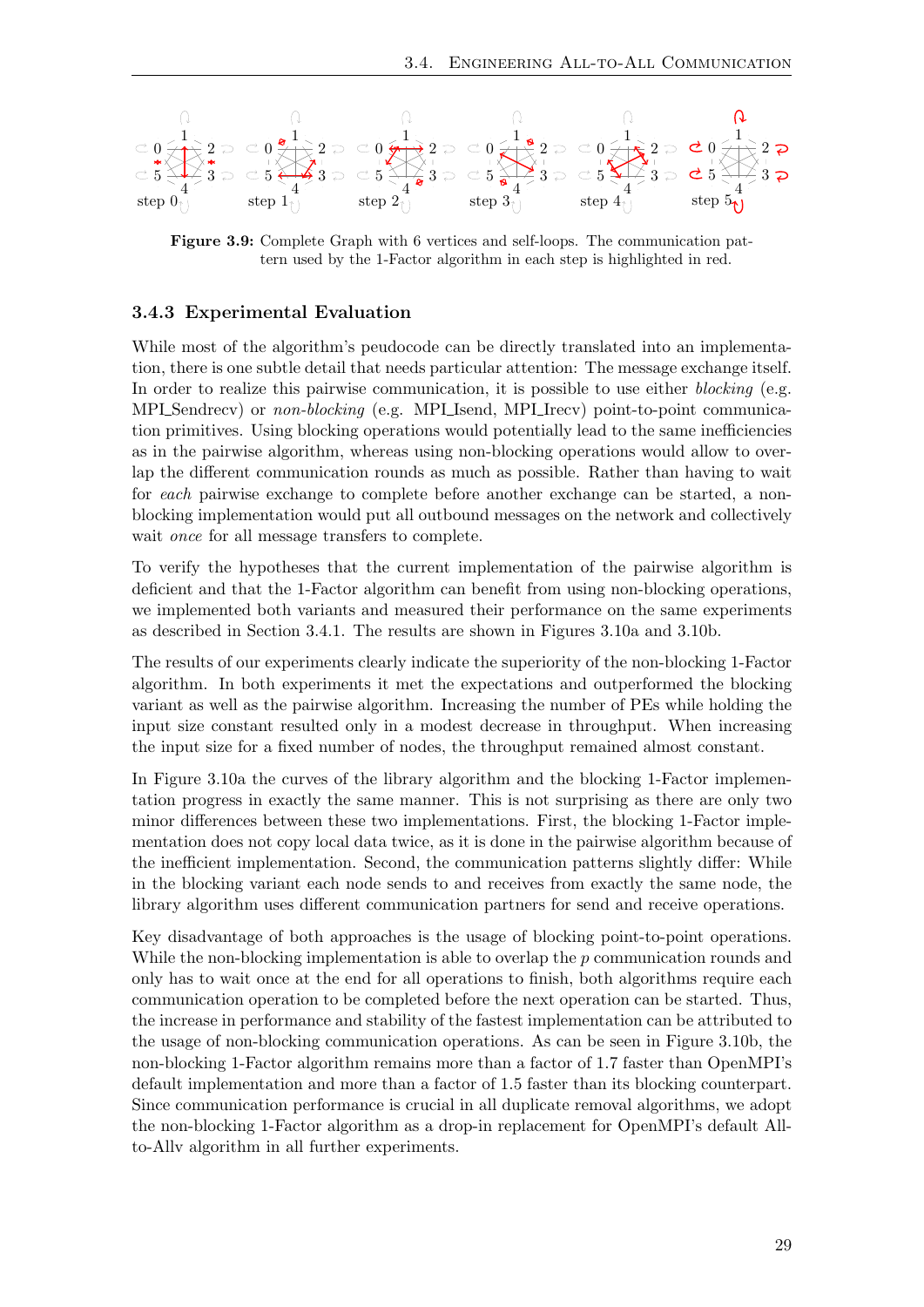**Figure 3.9:** Complete Graph with 6 vertices and self-loops. The communication pattern used by the 1-Factor algorithm in each step is highlighted in red.

### 3.4.3 Experimental Evaluation

While most of the algorithm's peudocode can be directly translated into an implementation, there is one subtle detail that needs particular attention: The message exchange itself. In order to realize this pairwise communication, it is possible to use either *blocking* (e.g. MPI_Sendrecv) or *non-blocking* (e.g. MPI_Isend, MPI_Irecv) point-to-point communication primitives. Using blocking operations would potentially lead to the same inefficiencies as in the pairwise algorithm, whereas using non-blocking operations would allow to overlap the different communication rounds as much as possible. Rather than having to wait for *each* pairwise exchange to complete before another exchange can be started, a non-blocking implementation would put all outbound messages on the network and collectively wait *once* for all message transfers to complete.

To verify the hypotheses that the current implementation of the pairwise algorithm is deficient and that the 1-Factor algorithm can benefit from using non-blocking operations, we implemented both variants and measured their performance on the same experiments as described in Section 3.4.1. The results are shown in Figures 3.10a and 3.10b.

The results of our experiments clearly indicate the superiority of the non-blocking 1-Factor algorithm. In both experiments it met the expectations and outperformed the blocking variant as well as the pairwise algorithm. Increasing the number of PEs while holding the input size constant resulted only in a modest decrease in throughput. When increasing the input size for a fixed number of nodes, the throughput remained almost constant.

In Figure 3.10a the curves of the library algorithm and the blocking 1-Factor implementation progress in exactly the same manner. This is not surprising as there are only two minor differences between these two implementations. First, the blocking 1-Factor implementation does not copy local data twice, as it is done in the pairwise algorithm because of the inefficient implementation. Second, the communication patterns slightly differ: While in the blocking variant each node sends to and receives from exactly the same node, the library algorithm uses different communication partners for send and receive operations.

Key disadvantage of both approaches is the usage of blocking point-to-point operations. While the non-blocking implementation is able to overlap the $p$ communication rounds and only has to wait once at the end for all operations to finish, both algorithms require each communication operation to be completed before the next operation can be started. Thus, the increase in performance and stability of the fastest implementation can be attributed to the usage of non-blocking communication operations. As can be seen in Figure 3.10b, the non-blocking 1-Factor algorithm remains more than a factor of 1.7 faster than OpenMPI's default implementation and more than a factor of 1.5 faster than its blocking counterpart. Since communication performance is crucial in all duplicate removal algorithms, we adopt the non-blocking 1-Factor algorithm as a drop-in replacement for OpenMPI's default All-to-Allv algorithm in all further experiments.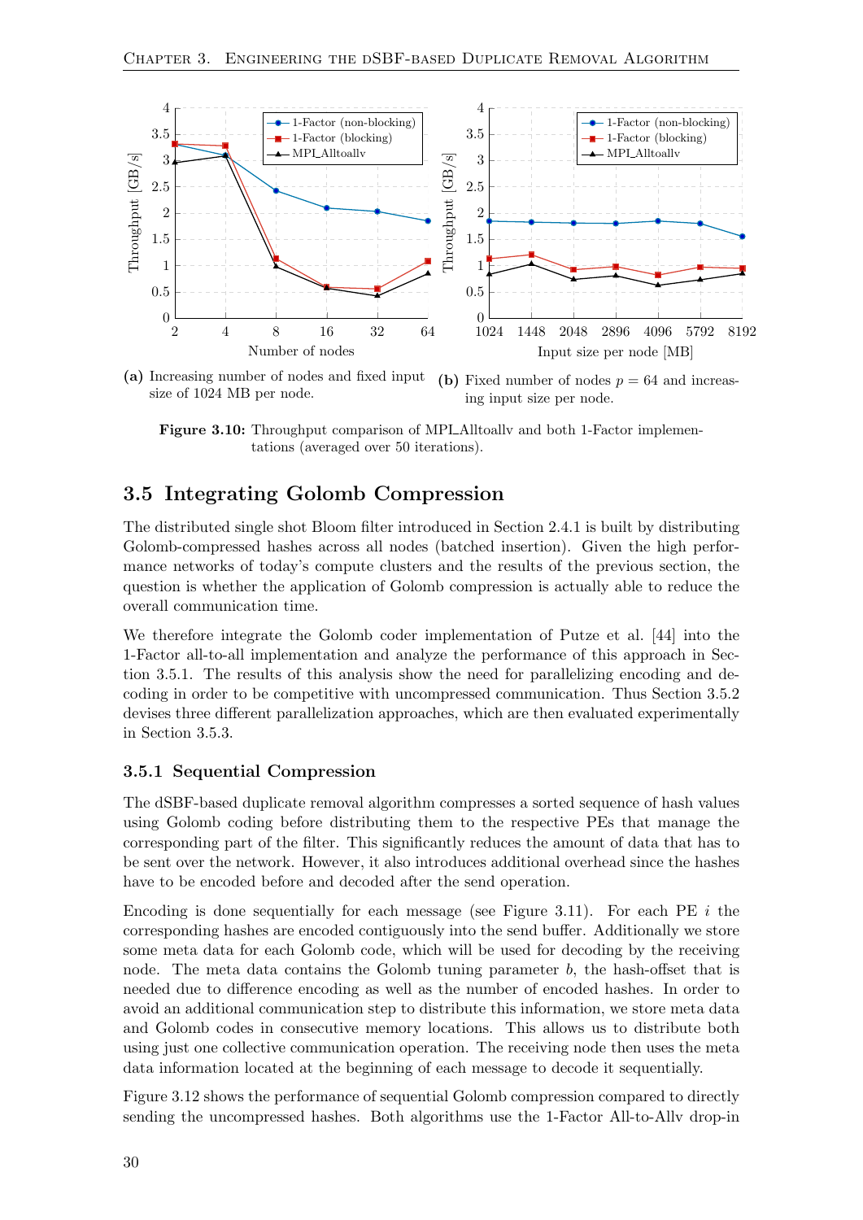(a) Increasing number of nodes and fixed input size of 1024 MB per node.

(b) Fixed number of nodes $p = 64$ and increasing input size per node.

**Figure 3.10:** Throughput comparison of MPI_Alltoallv and both 1-Factor implementations (averaged over 50 iterations).

## 3.5 Integrating Golomb Compression

The distributed single shot Bloom filter introduced in Section 2.4.1 is built by distributing Golomb-compressed hashes across all nodes (batched insertion). Given the high performance networks of today's compute clusters and the results of the previous section, the question is whether the application of Golomb compression is actually able to reduce the overall communication time.

We therefore integrate the Golomb coder implementation of Putze et al. [44] into the 1-Factor all-to-all implementation and analyze the performance of this approach in Section 3.5.1. The results of this analysis show the need for parallelizing encoding and decoding in order to be competitive with uncompressed communication. Thus Section 3.5.2 devises three different parallelization approaches, which are then evaluated experimentally in Section 3.5.3.

### 3.5.1 Sequential Compression

The dSBF-based duplicate removal algorithm compresses a sorted sequence of hash values using Golomb coding before distributing them to the respective PEs that manage the corresponding part of the filter. This significantly reduces the amount of data that has to be sent over the network. However, it also introduces additional overhead since the hashes have to be encoded before and decoded after the send operation.

Encoding is done sequentially for each message (see Figure 3.11). For each PE $i$ the corresponding hashes are encoded contiguously into the send buffer. Additionally we store some meta data for each Golomb code, which will be used for decoding by the receiving node. The meta data contains the Golomb tuning parameter $b$, the hash-offset that is needed due to difference encoding as well as the number of encoded hashes. In order to avoid an additional communication step to distribute this information, we store meta data and Golomb codes in consecutive memory locations. This allows us to distribute both using just one collective communication operation. The receiving node then uses the meta data information located at the beginning of each message to decode it sequentially.

Figure 3.12 shows the performance of sequential Golomb compression compared to directly sending the uncompressed hashes. Both algorithms use the 1-Factor All-to-Allv drop-in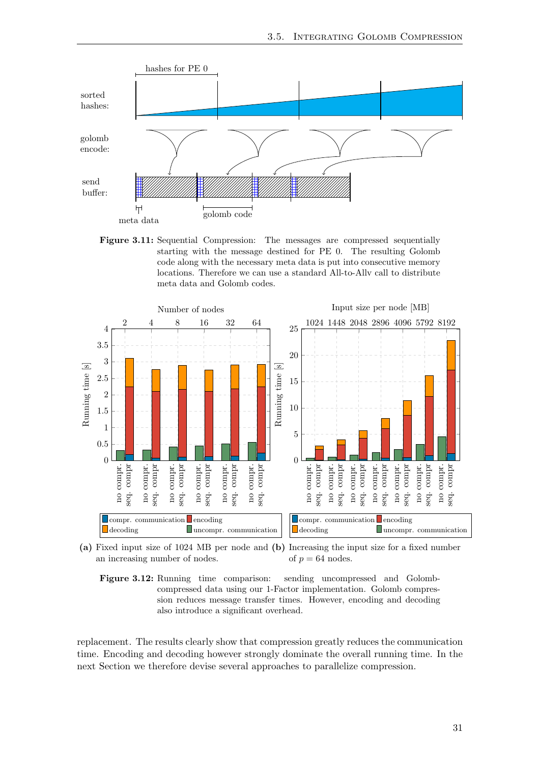**Figure 3.11:** Sequential Compression: The messages are compressed sequentially starting with the message destined for PE 0. The resulting Golomb code along with the necessary meta data is put into consecutive memory locations. Therefore we can use a standard All-to-Allv call to distribute meta data and Golomb codes.

**(a)** Fixed input size of 1024 MB per node and an increasing number of nodes.

**(b)** Increasing the input size for a fixed number of $p = 64$ nodes.

**Figure 3.12:** Running time comparison: sending uncompressed and Golomb-compressed data using our 1-Factor implementation. Golomb compression reduces message transfer times. However, encoding and decoding also introduce a significant overhead.

replacement. The results clearly show that compression greatly reduces the communication time. Encoding and decoding however strongly dominate the overall running time. In the next Section we therefore devise several approaches to parallelize compression.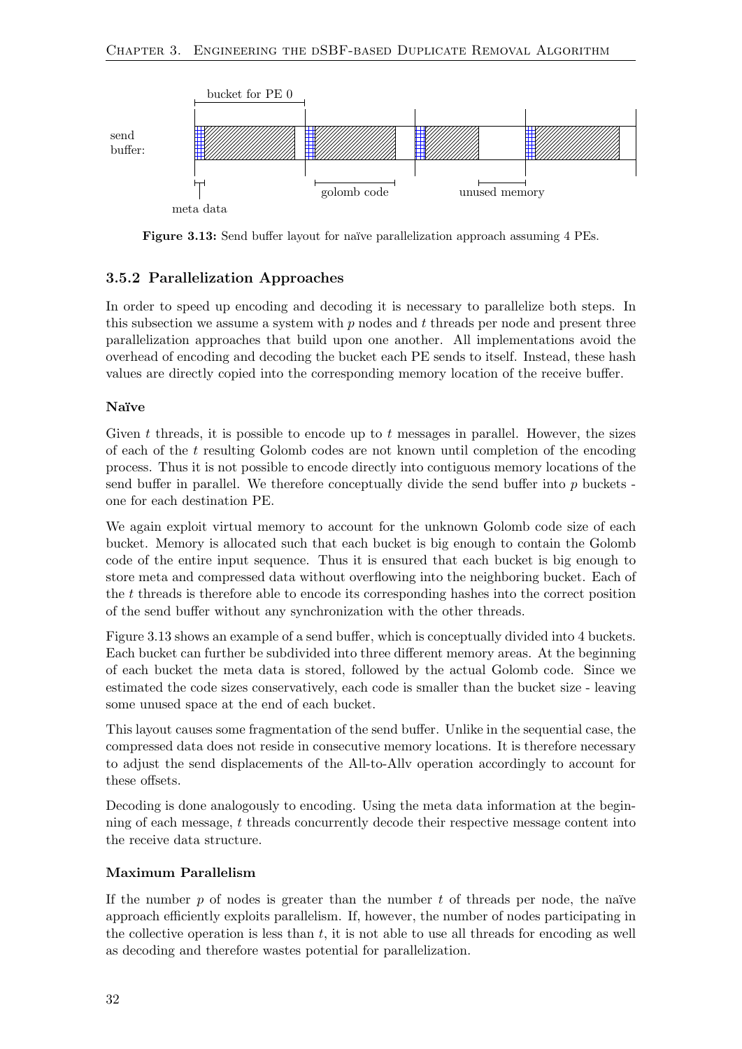Figure 3.13: Send buffer layout for naïve parallelization approach assuming 4 PEs.

### 3.5.2 Parallelization Approaches

In order to speed up encoding and decoding it is necessary to parallelize both steps. In this subsection we assume a system with $p$ nodes and $t$ threads per node and present three parallelization approaches that build upon one another. All implementations avoid the overhead of encoding and decoding the bucket each PE sends to itself. Instead, these hash values are directly copied into the corresponding memory location of the receive buffer.

#### Naïve

Given $t$ threads, it is possible to encode up to $t$ messages in parallel. However, the sizes of each of the $t$ resulting Golomb codes are not known until completion of the encoding process. Thus it is not possible to encode directly into contiguous memory locations of the send buffer in parallel. We therefore conceptually divide the send buffer into $p$ buckets - one for each destination PE.

We again exploit virtual memory to account for the unknown Golomb code size of each bucket. Memory is allocated such that each bucket is big enough to contain the Golomb code of the entire input sequence. Thus it is ensured that each bucket is big enough to store meta and compressed data without overflowing into the neighboring bucket. Each of the $t$ threads is therefore able to encode its corresponding hashes into the correct position of the send buffer without any synchronization with the other threads.

Figure 3.13 shows an example of a send buffer, which is conceptually divided into 4 buckets. Each bucket can further be subdivided into three different memory areas. At the beginning of each bucket the meta data is stored, followed by the actual Golomb code. Since we estimated the code sizes conservatively, each code is smaller than the bucket size - leaving some unused space at the end of each bucket.

This layout causes some fragmentation of the send buffer. Unlike in the sequential case, the compressed data does not reside in consecutive memory locations. It is therefore necessary to adjust the send displacements of the All-to-Allv operation accordingly to account for these offsets.

Decoding is done analogously to encoding. Using the meta data information at the beginning of each message, $t$ threads concurrently decode their respective message content into the receive data structure.

#### Maximum Parallelism

If the number $p$ of nodes is greater than the number $t$ of threads per node, the naïve approach efficiently exploits parallelism. If, however, the number of nodes participating in the collective operation is less than $t$, it is not able to use all threads for encoding as well as decoding and therefore wastes potential for parallelization.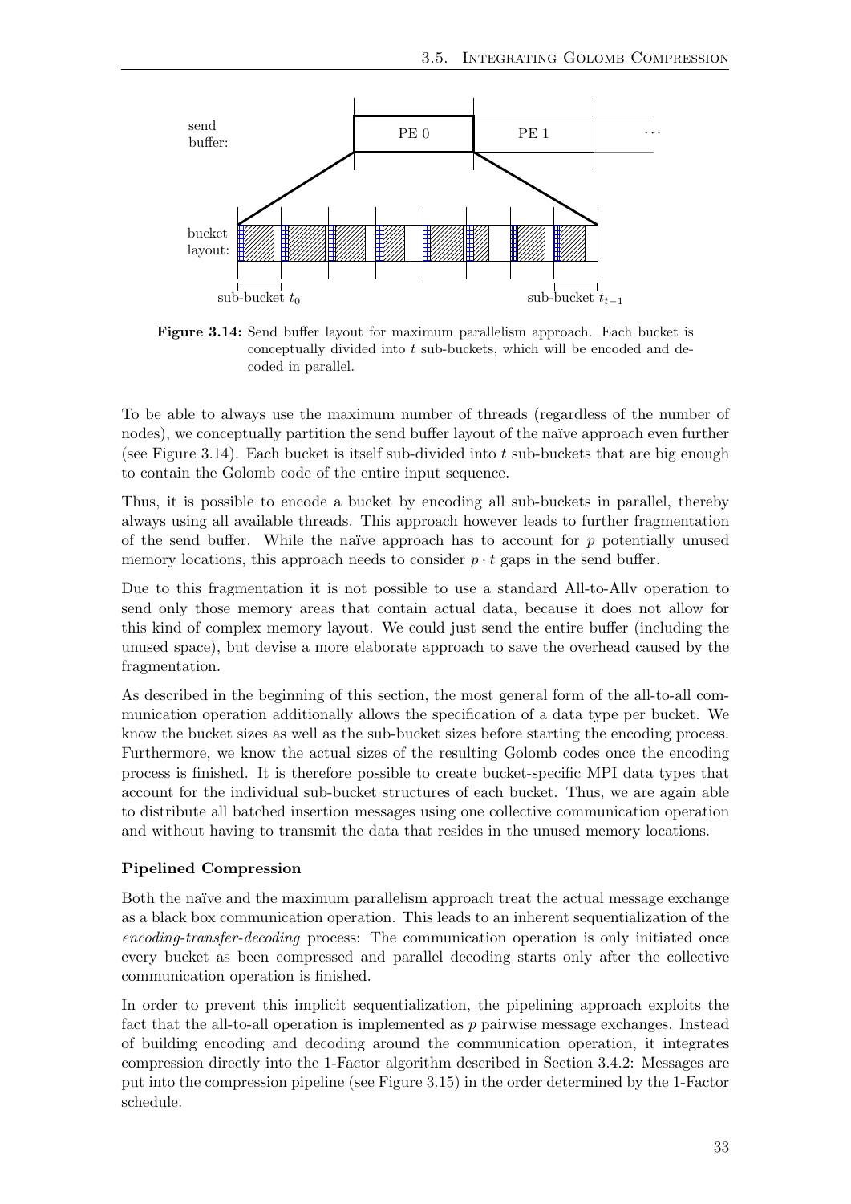**Figure 3.14:** Send buffer layout for maximum parallelism approach. Each bucket is conceptually divided into $t$ sub-buckets, which will be encoded and decoded in parallel.

To be able to always use the maximum number of threads (regardless of the number of nodes), we conceptually partition the send buffer layout of the naïve approach even further (see Figure 3.14). Each bucket is itself sub-divided into $t$ sub-buckets that are big enough to contain the Golomb code of the entire input sequence.

Thus, it is possible to encode a bucket by encoding all sub-buckets in parallel, thereby always using all available threads. This approach however leads to further fragmentation of the send buffer. While the naïve approach has to account for $p$ potentially unused memory locations, this approach needs to consider $p \cdot t$ gaps in the send buffer.

Due to this fragmentation it is not possible to use a standard All-to-Allv operation to send only those memory areas that contain actual data, because it does not allow for this kind of complex memory layout. We could just send the entire buffer (including the unused space), but devise a more elaborate approach to save the overhead caused by the fragmentation.

As described in the beginning of this section, the most general form of the all-to-all communication operation additionally allows the specification of a data type per bucket. We know the bucket sizes as well as the sub-bucket sizes before starting the encoding process. Furthermore, we know the actual sizes of the resulting Golomb codes once the encoding process is finished. It is therefore possible to create bucket-specific MPI data types that account for the individual sub-bucket structures of each bucket. Thus, we are again able to distribute all batched insertion messages using one collective communication operation and without having to transmit the data that resides in the unused memory locations.

**Pipelined Compression**

Both the naïve and the maximum parallelism approach treat the actual message exchange as a black box communication operation. This leads to an inherent sequentialization of the *encoding-transfer-decoding* process: The communication operation is only initiated once every bucket as been compressed and parallel decoding starts only after the collective communication operation is finished.

In order to prevent this implicit sequentialization, the pipelining approach exploits the fact that the all-to-all operation is implemented as $p$ pairwise message exchanges. Instead of building encoding and decoding around the communication operation, it integrates compression directly into the 1-Factor algorithm described in Section 3.4.2: Messages are put into the compression pipeline (see Figure 3.15) in the order determined by the 1-Factor schedule.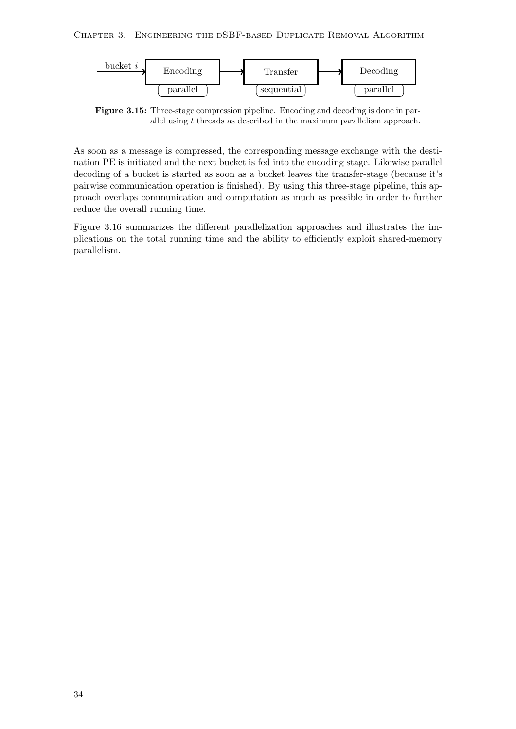bucket $i$ → Encoding (parallel) → Transfer (sequential) → Decoding (parallel)

**Figure 3.15:** Three-stage compression pipeline. Encoding and decoding is done in parallel using $t$ threads as described in the maximum parallelism approach.

As soon as a message is compressed, the corresponding message exchange with the destination PE is initiated and the next bucket is fed into the encoding stage. Likewise parallel decoding of a bucket is started as soon as a bucket leaves the transfer-stage (because it's pairwise communication operation is finished). By using this three-stage pipeline, this approach overlaps communication and computation as much as possible in order to further reduce the overall running time.

Figure 3.16 summarizes the different parallelization approaches and illustrates the implications on the total running time and the ability to efficiently exploit shared-memory parallelism.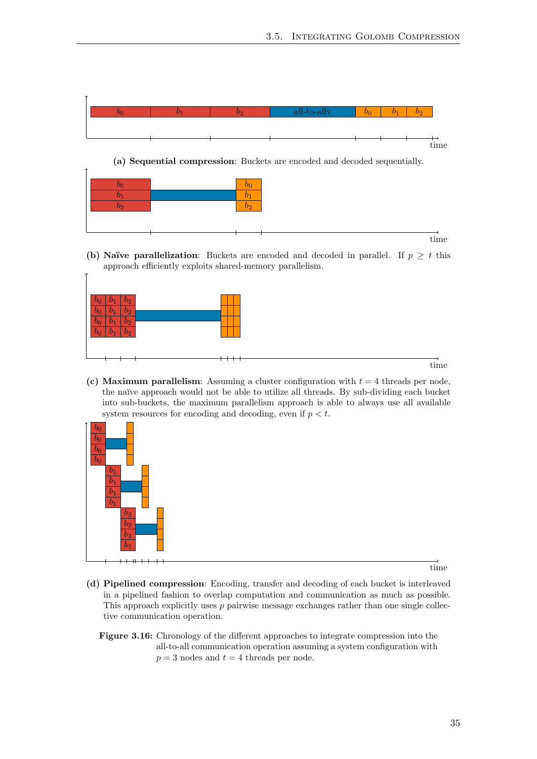**(a) Sequential compression**: Buckets are encoded and decoded sequentially.

**(b) Naïve parallelization**: Buckets are encoded and decoded in parallel. If $p \geq t$ this approach efficiently exploits shared-memory parallelism.

**(c) Maximum parallelism**: Assuming a cluster configuration with $t = 4$ threads per node, the naïve approach would not be able to utilize all threads. By sub-dividing each bucket into sub-buckets, the maximum parallelism approach is able to always use all available system resources for encoding and decoding, even if $p < t$.

**(d) Pipelined compression**: Encoding, transfer and decoding of each bucket is interleaved in a pipelined fashion to overlap computation and communication as much as possible. This approach explicitly uses $p$ pairwise message exchanges rather than one single collective communication operation.

**Figure 3.16:** Chronology of the different approaches to integrate compression into the all-to-all communication operation assuming a system configuration with $p = 3$ nodes and $t = 4$ threads per node.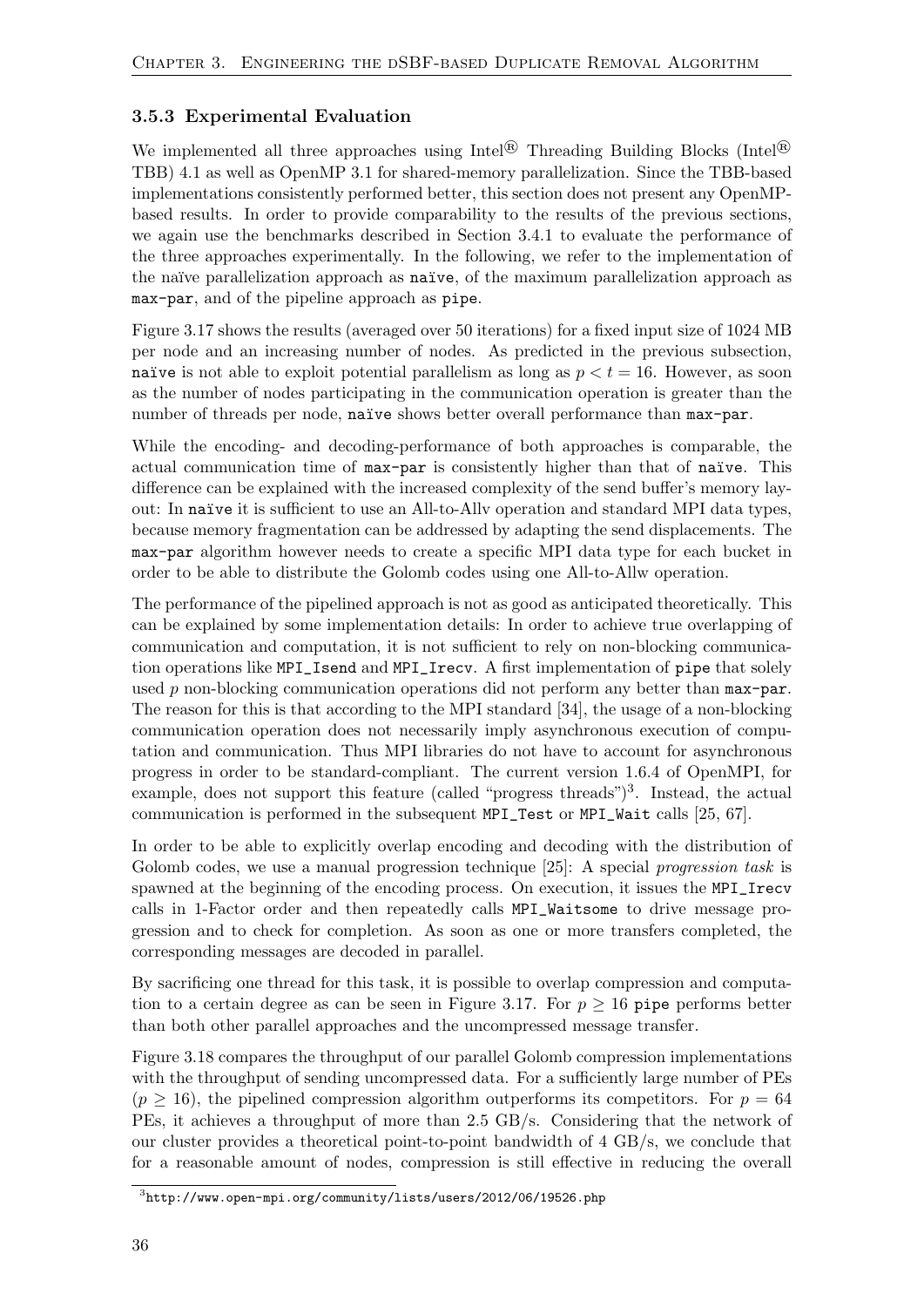### 3.5.3 Experimental Evaluation

We implemented all three approaches using Intel® Threading Building Blocks (Intel® TBB) 4.1 as well as OpenMP 3.1 for shared-memory parallelization. Since the TBB-based implementations consistently performed better, this section does not present any OpenMP-based results. In order to provide comparability to the results of the previous sections, we again use the benchmarks described in Section 3.4.1 to evaluate the performance of the three approaches experimentally. In the following, we refer to the implementation of the naïve parallelization approach as `naïve`, of the maximum parallelization approach as `max-par`, and of the pipeline approach as `pipe`.

Figure 3.17 shows the results (averaged over 50 iterations) for a fixed input size of 1024 MB per node and an increasing number of nodes. As predicted in the previous subsection, `naïve` is not able to exploit potential parallelism as long as $p < t = 16$. However, as soon as the number of nodes participating in the communication operation is greater than the number of threads per node, `naïve` shows better overall performance than `max-par`.

While the encoding- and decoding-performance of both approaches is comparable, the actual communication time of `max-par` is consistently higher than that of `naïve`. This difference can be explained with the increased complexity of the send buffer's memory layout: In `naïve` it is sufficient to use an All-to-Allv operation and standard MPI data types, because memory fragmentation can be addressed by adapting the send displacements. The `max-par` algorithm however needs to create a specific MPI data type for each bucket in order to be able to distribute the Golomb codes using one All-to-Allw operation.

The performance of the pipelined approach is not as good as anticipated theoretically. This can be explained by some implementation details: In order to achieve true overlapping of communication and computation, it is not sufficient to rely on non-blocking communication operations like `MPI_Isend` and `MPI_Irecv`. A first implementation of `pipe` that solely used $p$ non-blocking communication operations did not perform any better than `max-par`. The reason for this is that according to the MPI standard [34], the usage of a non-blocking communication operation does not necessarily imply asynchronous execution of computation and communication. Thus MPI libraries do not have to account for asynchronous progress in order to be standard-compliant. The current version 1.6.4 of OpenMPI, for example, does not support this feature (called "progress threads")[3]. Instead, the actual communication is performed in the subsequent `MPI_Test` or `MPI_Wait` calls [25, 67].

In order to be able to explicitly overlap encoding and decoding with the distribution of Golomb codes, we use a manual progression technique [25]: A special *progression task* is spawned at the beginning of the encoding process. On execution, it issues the `MPI_Irecv` calls in 1-Factor order and then repeatedly calls `MPI_Waitsome` to drive message progression and to check for completion. As soon as one or more transfers completed, the corresponding messages are decoded in parallel.

By sacrificing one thread for this task, it is possible to overlap compression and computation to a certain degree as can be seen in Figure 3.17. For $p \geq 16$ `pipe` performs better than both other parallel approaches and the uncompressed message transfer.

Figure 3.18 compares the throughput of our parallel Golomb compression implementations with the throughput of sending uncompressed data. For a sufficiently large number of PEs ($p \geq 16$), the pipelined compression algorithm outperforms its competitors. For $p = 64$ PEs, it achieves a throughput of more than 2.5 GB/s. Considering that the network of our cluster provides a theoretical point-to-point bandwidth of 4 GB/s, we conclude that for a reasonable amount of nodes, compression is still effective in reducing the overall

[3] `http://www.open-mpi.org/community/lists/users/2012/06/19526.php`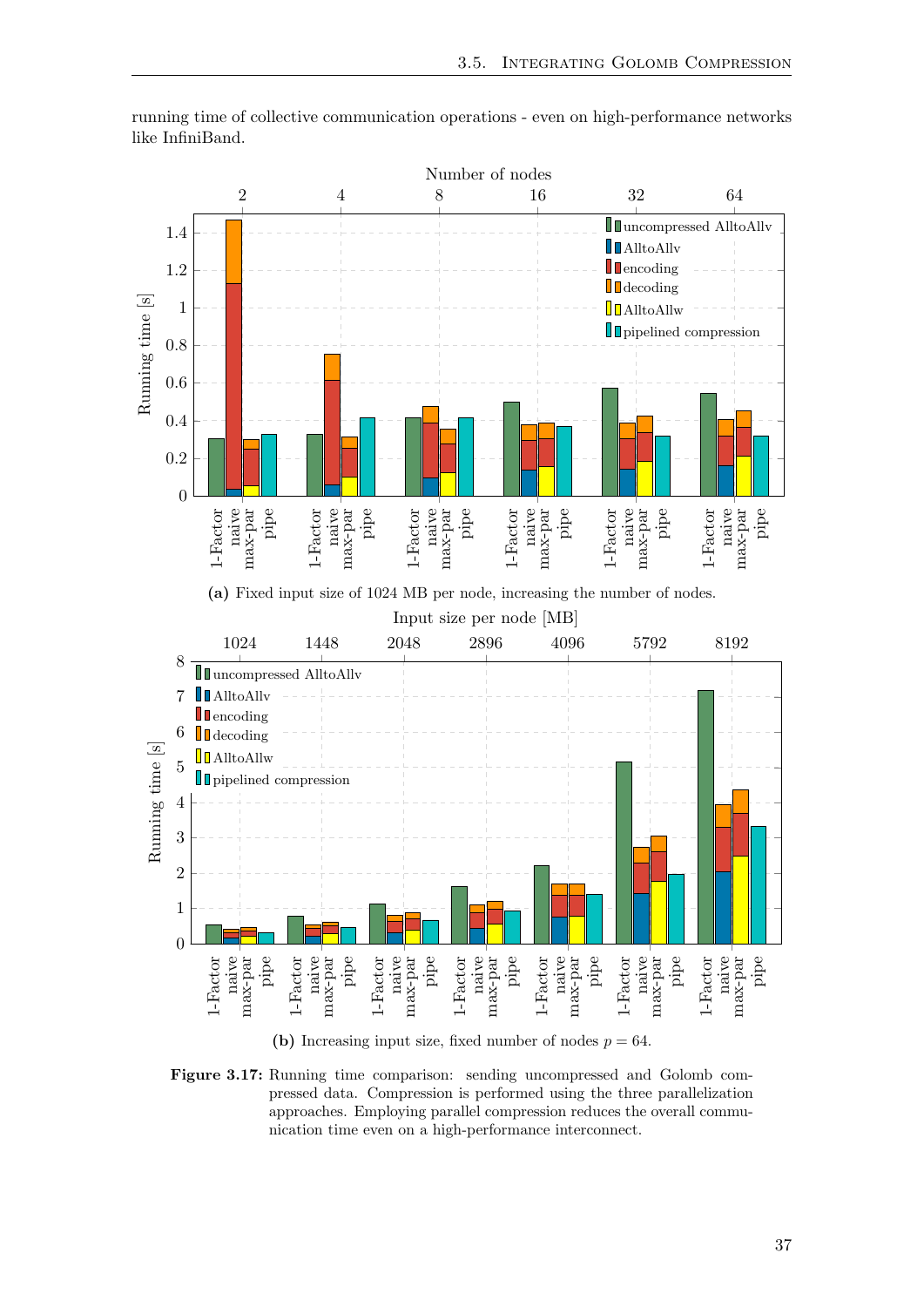running time of collective communication operations - even on high-performance networks like InfiniBand.

**(a)** Fixed input size of 1024 MB per node, increasing the number of nodes.

**(b)** Increasing input size, fixed number of nodes $p = 64$.

**Figure 3.17:** Running time comparison: sending uncompressed and Golomb compressed data. Compression is performed using the three parallelization approaches. Employing parallel compression reduces the overall communication time even on a high-performance interconnect.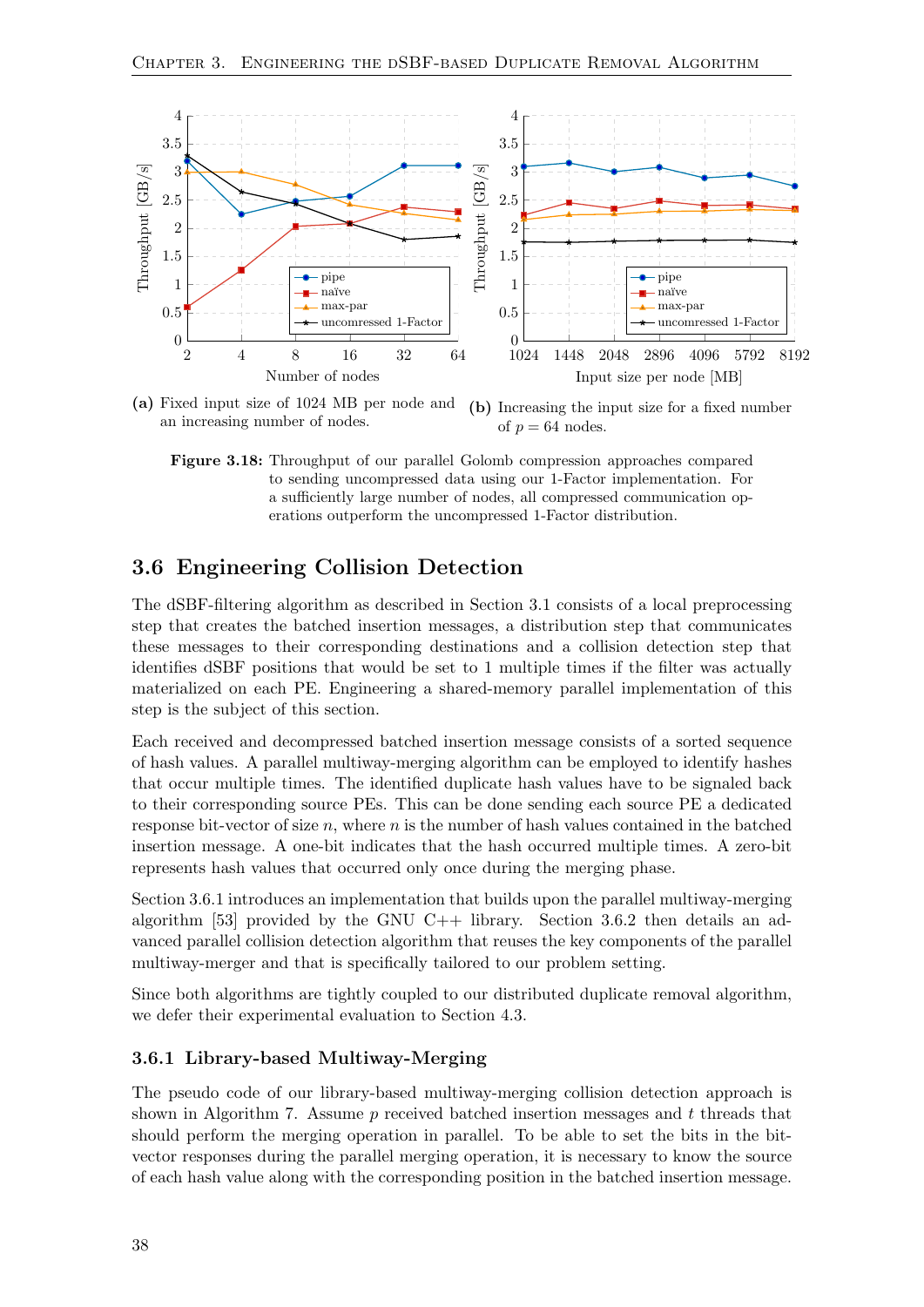(a) Fixed input size of 1024 MB per node and an increasing number of nodes.

(b) Increasing the input size for a fixed number of $p = 64$ nodes.

**Figure 3.18:** Throughput of our parallel Golomb compression approaches compared to sending uncompressed data using our 1-Factor implementation. For a sufficiently large number of nodes, all compressed communication operations outperform the uncompressed 1-Factor distribution.

## 3.6 Engineering Collision Detection

The dSBF-filtering algorithm as described in Section 3.1 consists of a local preprocessing step that creates the batched insertion messages, a distribution step that communicates these messages to their corresponding destinations and a collision detection step that identifies dSBF positions that would be set to 1 multiple times if the filter was actually materialized on each PE. Engineering a shared-memory parallel implementation of this step is the subject of this section.

Each received and decompressed batched insertion message consists of a sorted sequence of hash values. A parallel multiway-merging algorithm can be employed to identify hashes that occur multiple times. The identified duplicate hash values have to be signaled back to their corresponding source PEs. This can be done sending each source PE a dedicated response bit-vector of size $n$, where $n$ is the number of hash values contained in the batched insertion message. A one-bit indicates that the hash occurred multiple times. A zero-bit represents hash values that occurred only once during the merging phase.

Section 3.6.1 introduces an implementation that builds upon the parallel multiway-merging algorithm [53] provided by the GNU C++ library. Section 3.6.2 then details an advanced parallel collision detection algorithm that reuses the key components of the parallel multiway-merger and that is specifically tailored to our problem setting.

Since both algorithms are tightly coupled to our distributed duplicate removal algorithm, we defer their experimental evaluation to Section 4.3.

### 3.6.1 Library-based Multiway-Merging

The pseudo code of our library-based multiway-merging collision detection approach is shown in Algorithm 7. Assume $p$ received batched insertion messages and $t$ threads that should perform the merging operation in parallel. To be able to set the bits in the bit-vector responses during the parallel merging operation, it is necessary to know the source of each hash value along with the corresponding position in the batched insertion message.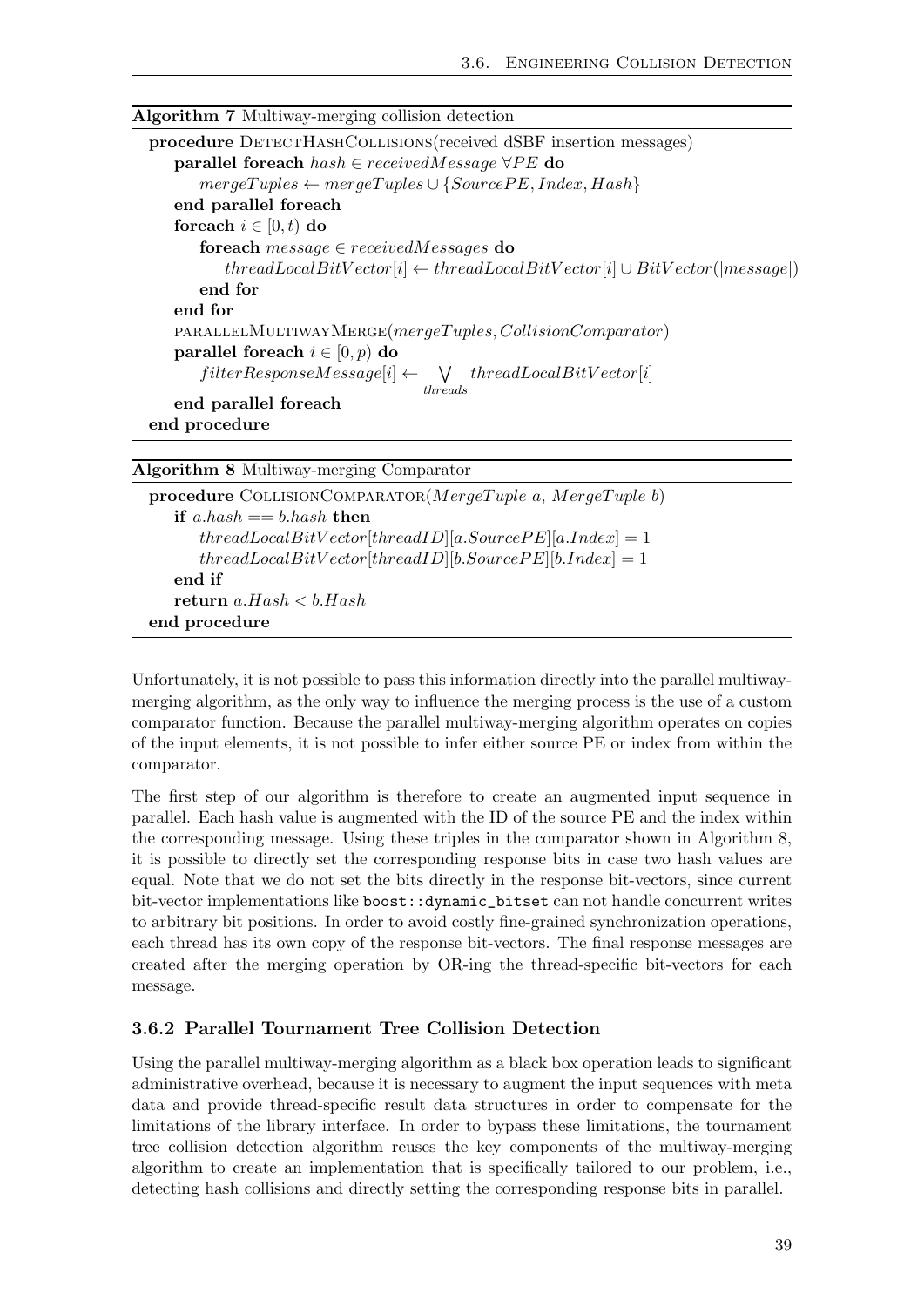**Algorithm 7** Multiway-merging collision detection

```
procedure DetectHashCollisions(received dSBF insertion messages)
    parallel foreach hash ∈ receivedMessage ∀PE do
        mergeTuples ← mergeTuples ∪ {SourcePE, Index, Hash}
    end parallel foreach
    foreach i ∈ [0, t) do
        foreach message ∈ receivedMessages do
            threadLocalBitVector[i] ← threadLocalBitVector[i] ∪ BitVector(|message|)
        end for
    end for
    parallelMultiwayMerge(mergeTuples, CollisionComparator)
    parallel foreach i ∈ [0, p) do
        filterResponseMessage[i] ← ⋁_{threads} threadLocalBitVector[i]
    end parallel foreach
end procedure
```

**Algorithm 8** Multiway-merging Comparator

```
procedure CollisionComparator(MergeTuple a, MergeTuple b)
    if a.hash == b.hash then
        threadLocalBitVector[threadID][a.SourcePE][a.Index] = 1
        threadLocalBitVector[threadID][b.SourcePE][b.Index] = 1
    end if
    return a.Hash < b.Hash
end procedure
```

Unfortunately, it is not possible to pass this information directly into the parallel multiway-merging algorithm, as the only way to influence the merging process is the use of a custom comparator function. Because the parallel multiway-merging algorithm operates on copies of the input elements, it is not possible to infer either source PE or index from within the comparator.

The first step of our algorithm is therefore to create an augmented input sequence in parallel. Each hash value is augmented with the ID of the source PE and the index within the corresponding message. Using these triples in the comparator shown in Algorithm 8, it is possible to directly set the corresponding response bits in case two hash values are equal. Note that we do not set the bits directly in the response bit-vectors, since current bit-vector implementations like `boost::dynamic_bitset` can not handle concurrent writes to arbitrary bit positions. In order to avoid costly fine-grained synchronization operations, each thread has its own copy of the response bit-vectors. The final response messages are created after the merging operation by OR-ing the thread-specific bit-vectors for each message.

### 3.6.2 Parallel Tournament Tree Collision Detection

Using the parallel multiway-merging algorithm as a black box operation leads to significant administrative overhead, because it is necessary to augment the input sequences with meta data and provide thread-specific result data structures in order to compensate for the limitations of the library interface. In order to bypass these limitations, the tournament tree collision detection algorithm reuses the key components of the multiway-merging algorithm to create an implementation that is specifically tailored to our problem, i.e., detecting hash collisions and directly setting the corresponding response bits in parallel.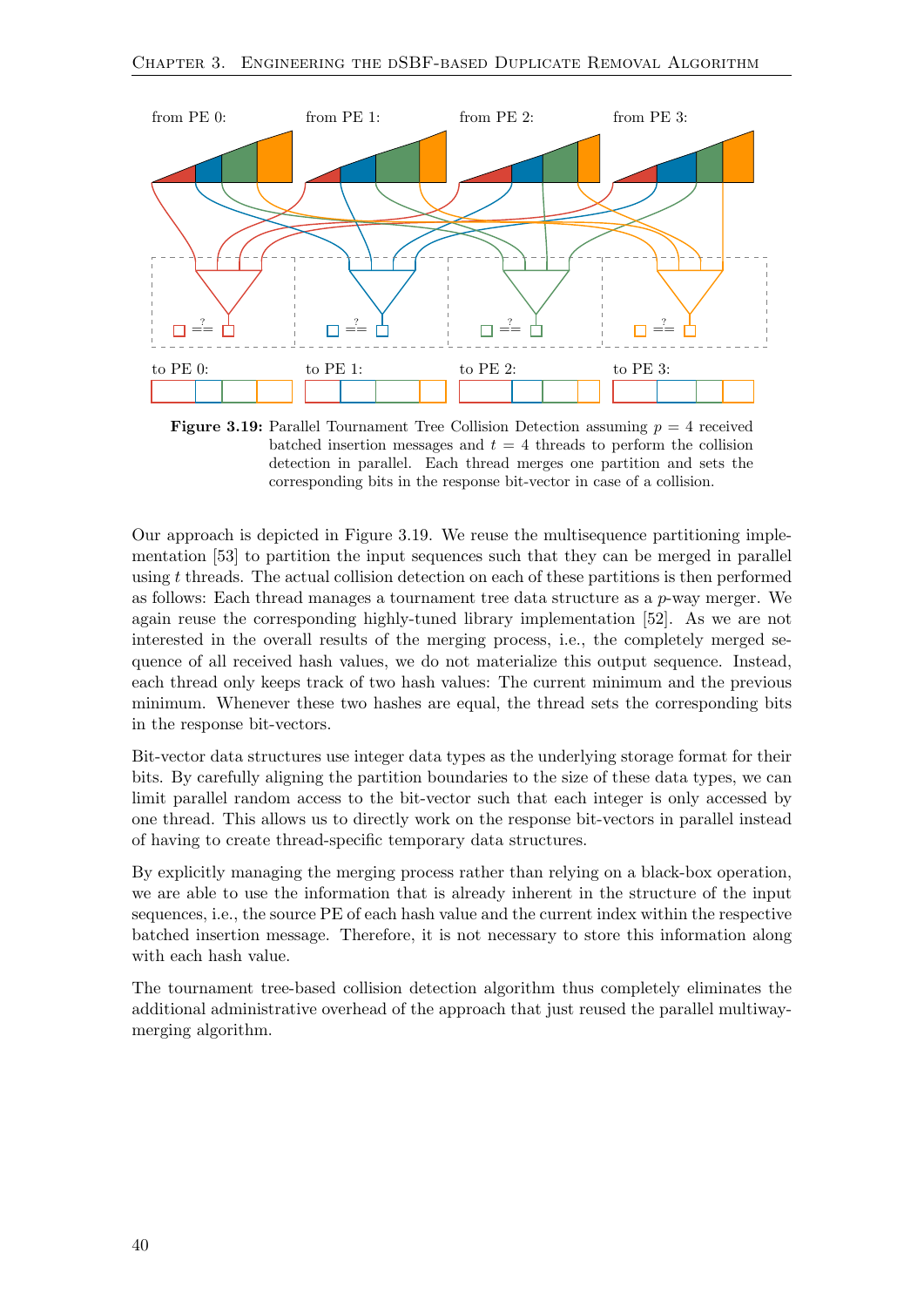**Figure 3.19:** Parallel Tournament Tree Collision Detection assuming $p = 4$ received batched insertion messages and $t = 4$ threads to perform the collision detection in parallel. Each thread merges one partition and sets the corresponding bits in the response bit-vector in case of a collision.

Our approach is depicted in Figure 3.19. We reuse the multisequence partitioning implementation [53] to partition the input sequences such that they can be merged in parallel using $t$ threads. The actual collision detection on each of these partitions is then performed as follows: Each thread manages a tournament tree data structure as a $p$-way merger. We again reuse the corresponding highly-tuned library implementation [52]. As we are not interested in the overall results of the merging process, i.e., the completely merged sequence of all received hash values, we do not materialize this output sequence. Instead, each thread only keeps track of two hash values: The current minimum and the previous minimum. Whenever these two hashes are equal, the thread sets the corresponding bits in the response bit-vectors.

Bit-vector data structures use integer data types as the underlying storage format for their bits. By carefully aligning the partition boundaries to the size of these data types, we can limit parallel random access to the bit-vector such that each integer is only accessed by one thread. This allows us to directly work on the response bit-vectors in parallel instead of having to create thread-specific temporary data structures.

By explicitly managing the merging process rather than relying on a black-box operation, we are able to use the information that is already inherent in the structure of the input sequences, i.e., the source PE of each hash value and the current index within the respective batched insertion message. Therefore, it is not necessary to store this information along with each hash value.

The tournament tree-based collision detection algorithm thus completely eliminates the additional administrative overhead of the approach that just reused the parallel multiway-merging algorithm.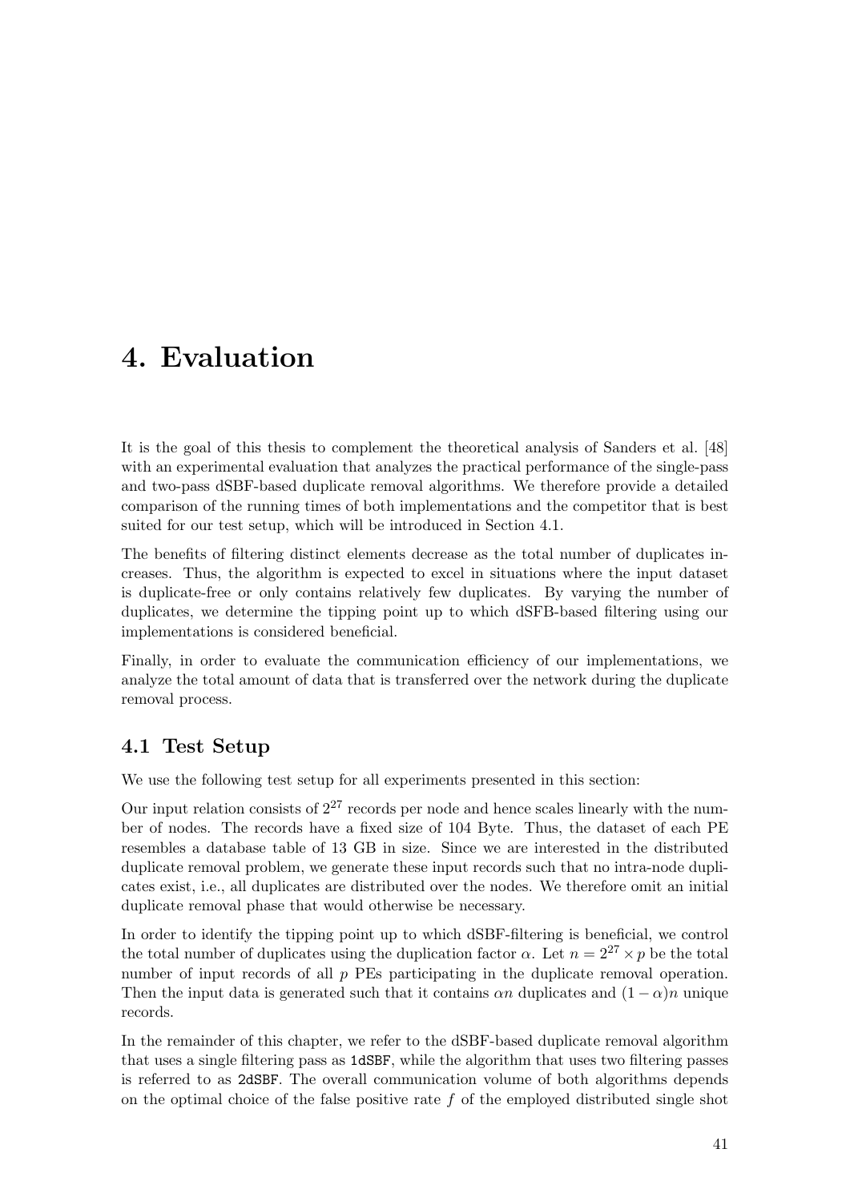// Transcription of page 49 (id 390fd00ffe80). Heading levels and LaTeX math follow the stated rules.

# 4. Evaluation

It is the goal of this thesis to complement the theoretical analysis of Sanders et al. [48] with an experimental evaluation that analyzes the practical performance of the single-pass and two-pass dSBF-based duplicate removal algorithms. We therefore provide a detailed comparison of the running times of both implementations and the competitor that is best suited for our test setup, which will be introduced in Section 4.1.

The benefits of filtering distinct elements decrease as the total number of duplicates increases. Thus, the algorithm is expected to excel in situations where the input dataset is duplicate-free or only contains relatively few duplicates. By varying the number of duplicates, we determine the tipping point up to which dSFB-based filtering using our implementations is considered beneficial.

Finally, in order to evaluate the communication efficiency of our implementations, we analyze the total amount of data that is transferred over the network during the duplicate removal process.

## 4.1 Test Setup

We use the following test setup for all experiments presented in this section:

Our input relation consists of $2^{27}$ records per node and hence scales linearly with the number of nodes. The records have a fixed size of 104 Byte. Thus, the dataset of each PE resembles a database table of 13 GB in size. Since we are interested in the distributed duplicate removal problem, we generate these input records such that no intra-node duplicates exist, i.e., all duplicates are distributed over the nodes. We therefore omit an initial duplicate removal phase that would otherwise be necessary.

In order to identify the tipping point up to which dSBF-filtering is beneficial, we control the total number of duplicates using the duplication factor $\alpha$. Let $n = 2^{27} \times p$ be the total number of input records of all $p$ PEs participating in the duplicate removal operation. Then the input data is generated such that it contains $\alpha n$ duplicates and $(1 - \alpha)n$ unique records.

In the remainder of this chapter, we refer to the dSBF-based duplicate removal algorithm that uses a single filtering pass as `1dSBF`, while the algorithm that uses two filtering passes is referred to as `2dSBF`. The overall communication volume of both algorithms depends on the optimal choice of the false positive rate $f$ of the employed distributed single shot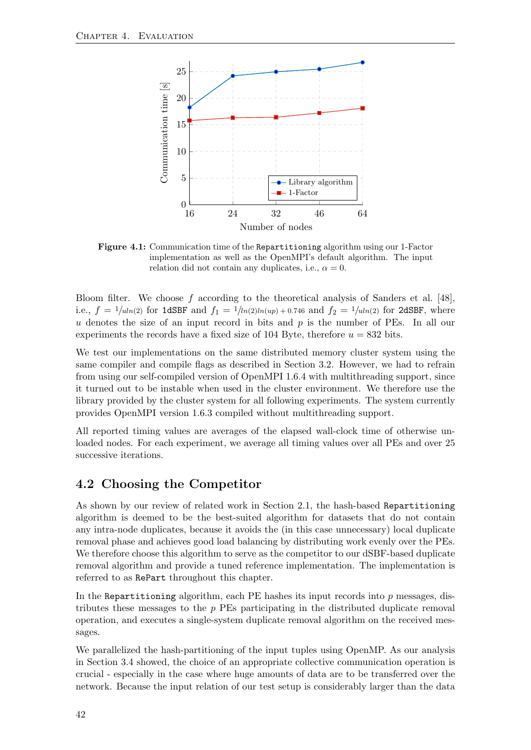Figure 4.1: Communication time of the `Repartitioning` algorithm using our 1-Factor implementation as well as the OpenMPI's default algorithm. The input relation did not contain any duplicates, i.e., $\alpha = 0$.

Bloom filter. We choose $f$ according to the theoretical analysis of Sanders et al. [48], i.e., $f = 1/u\ln(2)$ for `1dSBF` and $f_1 = 1/\ln(2)\ln(up) + 0.746$ and $f_2 = 1/u\ln(2)$ for `2dSBF`, where $u$ denotes the size of an input record in bits and $p$ is the number of PEs. In all our experiments the records have a fixed size of 104 Byte, therefore $u = 832$ bits.

We test our implementations on the same distributed memory cluster system using the same compiler and compile flags as described in Section 3.2. However, we had to refrain from using our self-compiled version of OpenMPI 1.6.4 with multithreading support, since it turned out to be instable when used in the cluster environment. We therefore use the library provided by the cluster system for all following experiments. The system currently provides OpenMPI version 1.6.3 compiled without multithreading support.

All reported timing values are averages of the elapsed wall-clock time of otherwise unloaded nodes. For each experiment, we average all timing values over all PEs and over 25 successive iterations.

## 4.2 Choosing the Competitor

As shown by our review of related work in Section 2.1, the hash-based `Repartitioning` algorithm is deemed to be the best-suited algorithm for datasets that do not contain any intra-node duplicates, because it avoids the (in this case unnecessary) local duplicate removal phase and achieves good load balancing by distributing work evenly over the PEs. We therefore choose this algorithm to serve as the competitor to our dSBF-based duplicate removal algorithm and provide a tuned reference implementation. The implementation is referred to as `RePart` throughout this chapter.

In the `Repartitioning` algorithm, each PE hashes its input records into $p$ messages, distributes these messages to the $p$ PEs participating in the distributed duplicate removal operation, and executes a single-system duplicate removal algorithm on the received messages.

We parallelized the hash-partitioning of the input tuples using OpenMP. As our analysis in Section 3.4 showed, the choice of an appropriate collective communication operation is crucial - especially in the case where huge amounts of data are to be transferred over the network. Because the input relation of our test setup is considerably larger than the data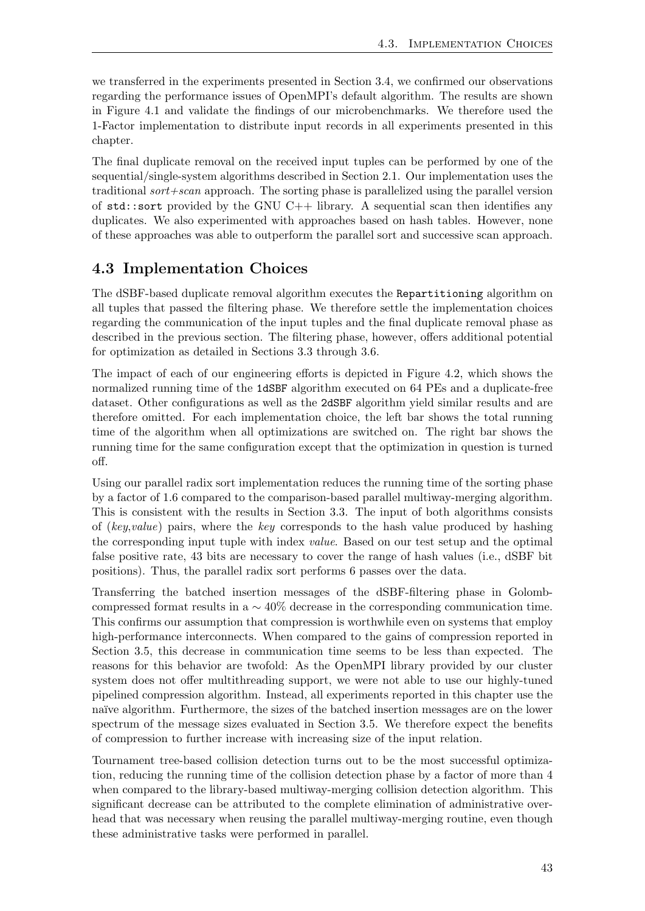we transferred in the experiments presented in Section 3.4, we confirmed our observations regarding the performance issues of OpenMPI's default algorithm. The results are shown in Figure 4.1 and validate the findings of our microbenchmarks. We therefore used the 1-Factor implementation to distribute input records in all experiments presented in this chapter.

The final duplicate removal on the received input tuples can be performed by one of the sequential/single-system algorithms described in Section 2.1. Our implementation uses the traditional *sort+scan* approach. The sorting phase is parallelized using the parallel version of `std::sort` provided by the GNU C++ library. A sequential scan then identifies any duplicates. We also experimented with approaches based on hash tables. However, none of these approaches was able to outperform the parallel sort and successive scan approach.

## 4.3 Implementation Choices

The dSBF-based duplicate removal algorithm executes the `Repartitioning` algorithm on all tuples that passed the filtering phase. We therefore settle the implementation choices regarding the communication of the input tuples and the final duplicate removal phase as described in the previous section. The filtering phase, however, offers additional potential for optimization as detailed in Sections 3.3 through 3.6.

The impact of each of our engineering efforts is depicted in Figure 4.2, which shows the normalized running time of the `1dSBF` algorithm executed on 64 PEs and a duplicate-free dataset. Other configurations as well as the `2dSBF` algorithm yield similar results and are therefore omitted. For each implementation choice, the left bar shows the total running time of the algorithm when all optimizations are switched on. The right bar shows the running time for the same configuration except that the optimization in question is turned off.

Using our parallel radix sort implementation reduces the running time of the sorting phase by a factor of 1.6 compared to the comparison-based parallel multiway-merging algorithm. This is consistent with the results in Section 3.3. The input of both algorithms consists of (*key*,*value*) pairs, where the *key* corresponds to the hash value produced by hashing the corresponding input tuple with index *value*. Based on our test setup and the optimal false positive rate, 43 bits are necessary to cover the range of hash values (i.e., dSBF bit positions). Thus, the parallel radix sort performs 6 passes over the data.

Transferring the batched insertion messages of the dSBF-filtering phase in Golomb-compressed format results in a $\sim 40\%$ decrease in the corresponding communication time. This confirms our assumption that compression is worthwhile even on systems that employ high-performance interconnects. When compared to the gains of compression reported in Section 3.5, this decrease in communication time seems to be less than expected. The reasons for this behavior are twofold: As the OpenMPI library provided by our cluster system does not offer multithreading support, we were not able to use our highly-tuned pipelined compression algorithm. Instead, all experiments reported in this chapter use the naïve algorithm. Furthermore, the sizes of the batched insertion messages are on the lower spectrum of the message sizes evaluated in Section 3.5. We therefore expect the benefits of compression to further increase with increasing size of the input relation.

Tournament tree-based collision detection turns out to be the most successful optimization, reducing the running time of the collision detection phase by a factor of more than 4 when compared to the library-based multiway-merging collision detection algorithm. This significant decrease can be attributed to the complete elimination of administrative overhead that was necessary when reusing the parallel multiway-merging routine, even though these administrative tasks were performed in parallel.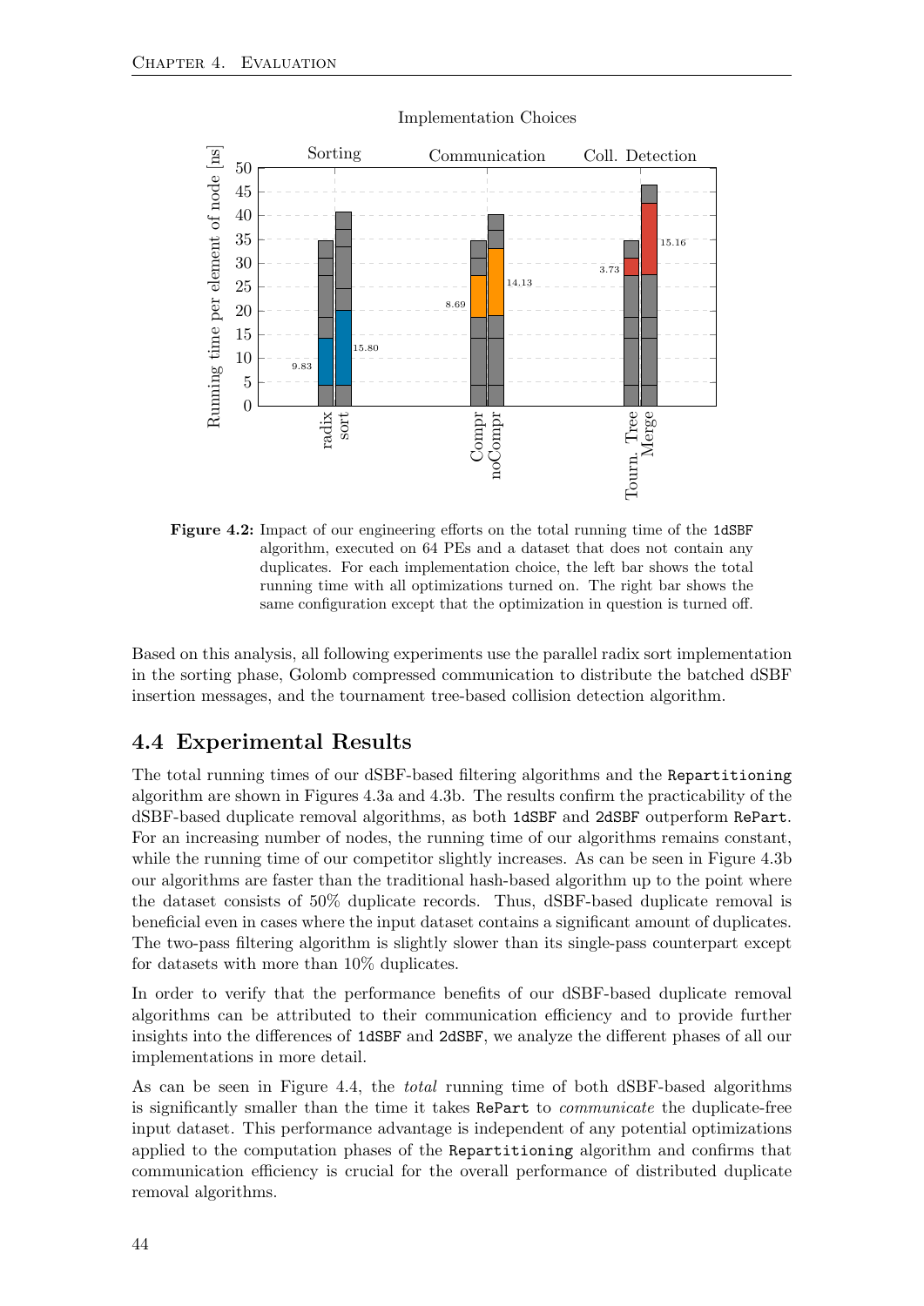Figure 4.2: Impact of our engineering efforts on the total running time of the 1dSBF algorithm, executed on 64 PEs and a dataset that does not contain any duplicates. For each implementation choice, the left bar shows the total running time with all optimizations turned on. The right bar shows the same configuration except that the optimization in question is turned off.

Based on this analysis, all following experiments use the parallel radix sort implementation in the sorting phase, Golomb compressed communication to distribute the batched dSBF insertion messages, and the tournament tree-based collision detection algorithm.

## 4.4 Experimental Results

The total running times of our dSBF-based filtering algorithms and the Repartitioning algorithm are shown in Figures 4.3a and 4.3b. The results confirm the practicability of the dSBF-based duplicate removal algorithms, as both 1dSBF and 2dSBF outperform RePart. For an increasing number of nodes, the running time of our algorithms remains constant, while the running time of our competitor slightly increases. As can be seen in Figure 4.3b our algorithms are faster than the traditional hash-based algorithm up to the point where the dataset consists of 50% duplicate records. Thus, dSBF-based duplicate removal is beneficial even in cases where the input dataset contains a significant amount of duplicates. The two-pass filtering algorithm is slightly slower than its single-pass counterpart except for datasets with more than 10% duplicates.

In order to verify that the performance benefits of our dSBF-based duplicate removal algorithms can be attributed to their communication efficiency and to provide further insights into the differences of 1dSBF and 2dSBF, we analyze the different phases of all our implementations in more detail.

As can be seen in Figure 4.4, the *total* running time of both dSBF-based algorithms is significantly smaller than the time it takes RePart to *communicate* the duplicate-free input dataset. This performance advantage is independent of any potential optimizations applied to the computation phases of the Repartitioning algorithm and confirms that communication efficiency is crucial for the overall performance of distributed duplicate removal algorithms.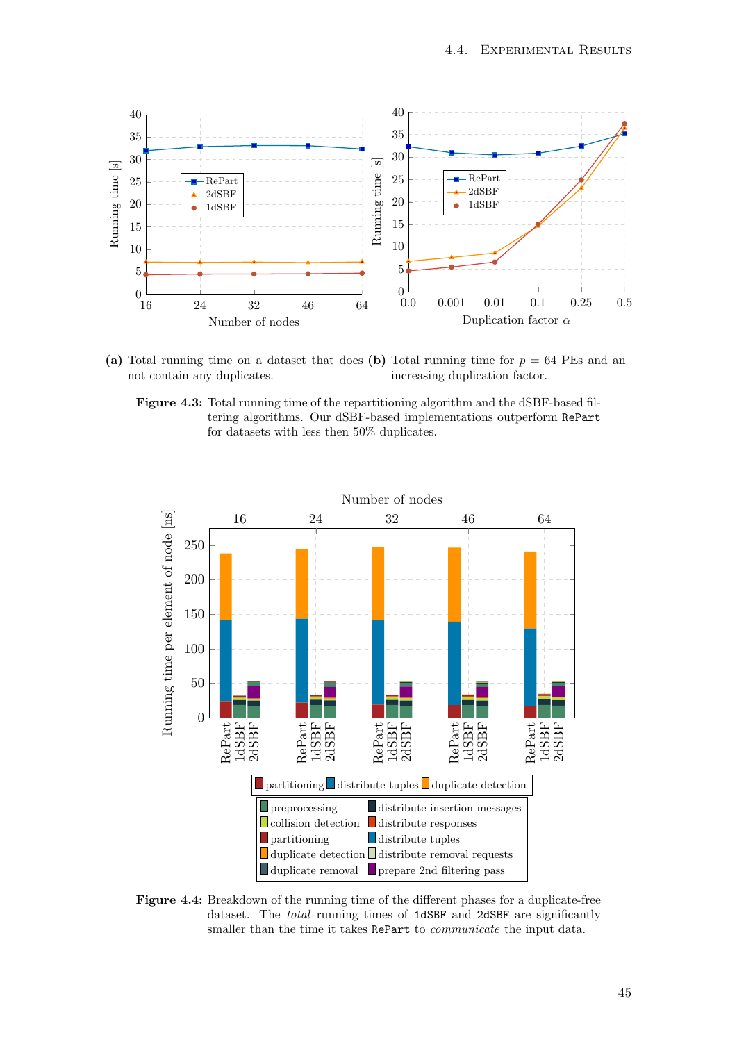(a) Total running time on a dataset that does not contain any duplicates.

(b) Total running time for $p = 64$ PEs and an increasing duplication factor.

**Figure 4.3:** Total running time of the repartitioning algorithm and the dSBF-based filtering algorithms. Our dSBF-based implementations outperform `RePart` for datasets with less then 50% duplicates.

**Figure 4.4:** Breakdown of the running time of the different phases for a duplicate-free dataset. The *total* running times of `1dSBF` and `2dSBF` are significantly smaller than the time it takes `RePart` to *communicate* the input data.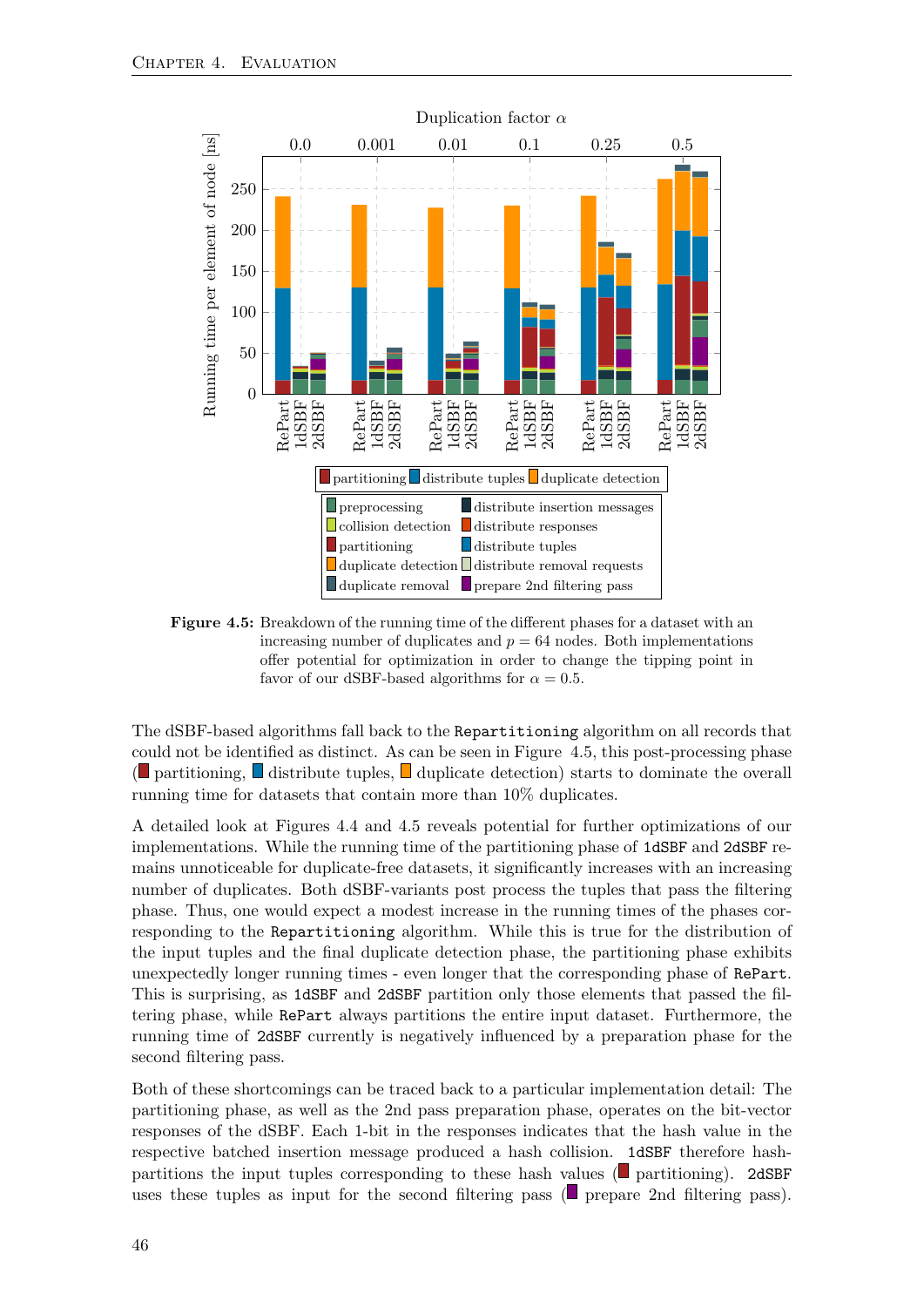**Figure 4.5:** Breakdown of the running time of the different phases for a dataset with an increasing number of duplicates and $p = 64$ nodes. Both implementations offer potential for optimization in order to change the tipping point in favor of our dSBF-based algorithms for $\alpha = 0.5$.

The dSBF-based algorithms fall back to the `Repartitioning` algorithm on all records that could not be identified as distinct. As can be seen in Figure 4.5, this post-processing phase (partitioning, distribute tuples, duplicate detection) starts to dominate the overall running time for datasets that contain more than 10% duplicates.

A detailed look at Figures 4.4 and 4.5 reveals potential for further optimizations of our implementations. While the running time of the partitioning phase of `1dSBF` and `2dSBF` remains unnoticeable for duplicate-free datasets, it significantly increases with an increasing number of duplicates. Both dSBF-variants post process the tuples that pass the filtering phase. Thus, one would expect a modest increase in the running times of the phases corresponding to the `Repartitioning` algorithm. While this is true for the distribution of the input tuples and the final duplicate detection phase, the partitioning phase exhibits unexpectedly longer running times - even longer that the corresponding phase of `RePart`. This is surprising, as `1dSBF` and `2dSBF` partition only those elements that passed the filtering phase, while `RePart` always partitions the entire input dataset. Furthermore, the running time of `2dSBF` currently is negatively influenced by a preparation phase for the second filtering pass.

Both of these shortcomings can be traced back to a particular implementation detail: The partitioning phase, as well as the 2nd pass preparation phase, operates on the bit-vector responses of the dSBF. Each 1-bit in the responses indicates that the hash value in the respective batched insertion message produced a hash collision. `1dSBF` therefore hash-partitions the input tuples corresponding to these hash values (partitioning). `2dSBF` uses these tuples as input for the second filtering pass (prepare 2nd filtering pass).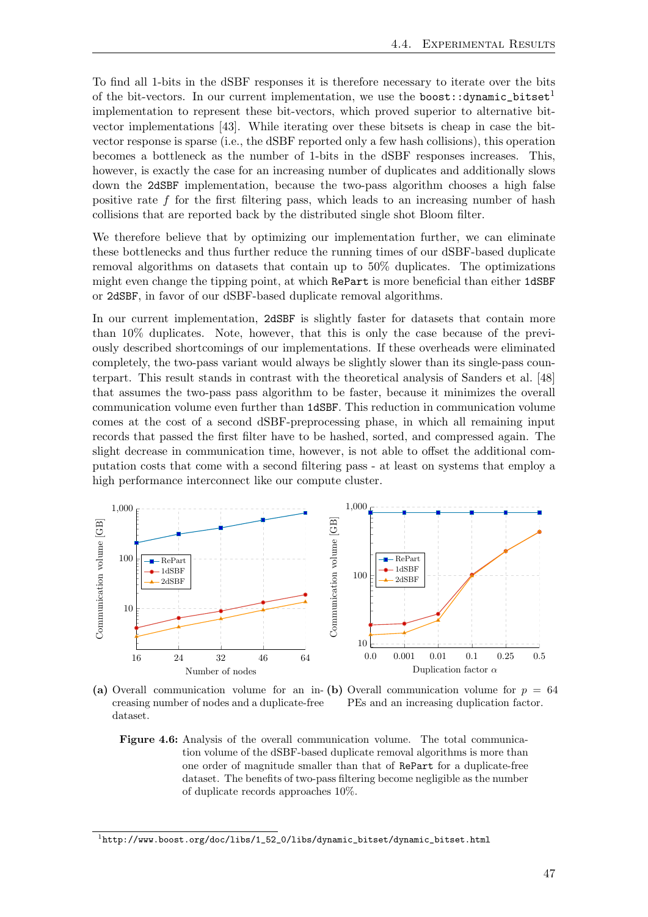To find all 1-bits in the dSBF responses it is therefore necessary to iterate over the bits of the bit-vectors. In our current implementation, we use the `boost::dynamic_bitset`[1] implementation to represent these bit-vectors, which proved superior to alternative bit-vector implementations [43]. While iterating over these bitsets is cheap in case the bit-vector response is sparse (i.e., the dSBF reported only a few hash collisions), this operation becomes a bottleneck as the number of 1-bits in the dSBF responses increases. This, however, is exactly the case for an increasing number of duplicates and additionally slows down the `2dSBF` implementation, because the two-pass algorithm chooses a high false positive rate $f$ for the first filtering pass, which leads to an increasing number of hash collisions that are reported back by the distributed single shot Bloom filter.

We therefore believe that by optimizing our implementation further, we can eliminate these bottlenecks and thus further reduce the running times of our dSBF-based duplicate removal algorithms on datasets that contain up to 50% duplicates. The optimizations might even change the tipping point, at which `RePart` is more beneficial than either `1dSBF` or `2dSBF`, in favor of our dSBF-based duplicate removal algorithms.

In our current implementation, `2dSBF` is slightly faster for datasets that contain more than 10% duplicates. Note, however, that this is only the case because of the previously described shortcomings of our implementations. If these overheads were eliminated completely, the two-pass variant would always be slightly slower than its single-pass counterpart. This result stands in contrast with the theoretical analysis of Sanders et al. [48] that assumes the two-pass pass algorithm to be faster, because it minimizes the overall communication volume even further than `1dSBF`. This reduction in communication volume comes at the cost of a second dSBF-preprocessing phase, in which all remaining input records that passed the first filter have to be hashed, sorted, and compressed again. The slight decrease in communication time, however, is not able to offset the additional computation costs that come with a second filtering pass - at least on systems that employ a high performance interconnect like our compute cluster.

**(a)** Overall communication volume for an increasing number of nodes and a duplicate-free dataset.

**(b)** Overall communication volume for $p = 64$ PEs and an increasing duplication factor.

**Figure 4.6:** Analysis of the overall communication volume. The total communication volume of the dSBF-based duplicate removal algorithms is more than one order of magnitude smaller than that of `RePart` for a duplicate-free dataset. The benefits of two-pass filtering become negligible as the number of duplicate records approaches 10%.

[1] `http://www.boost.org/doc/libs/1_52_0/libs/dynamic_bitset/dynamic_bitset.html`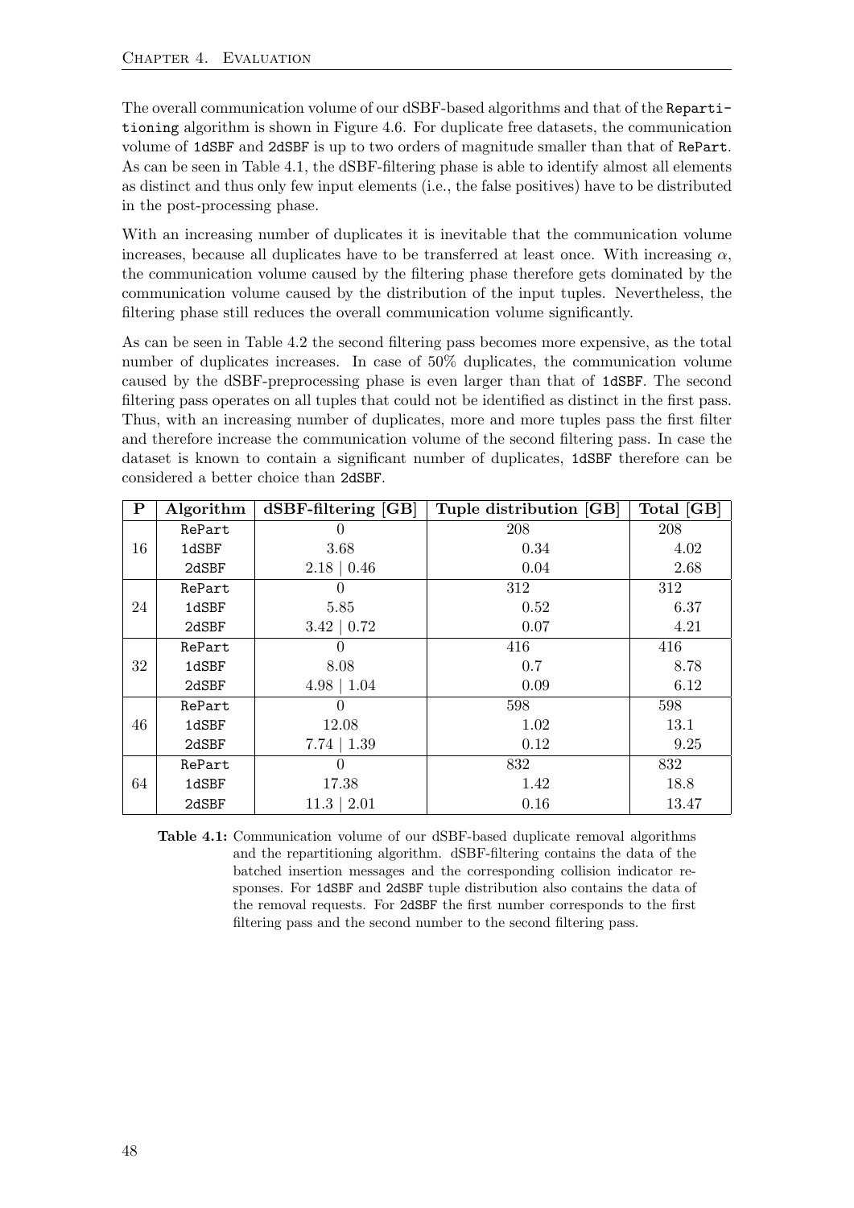The overall communication volume of our dSBF-based algorithms and that of the Repartitioning algorithm is shown in Figure 4.6. For duplicate free datasets, the communication volume of 1dSBF and 2dSBF is up to two orders of magnitude smaller than that of RePart. As can be seen in Table 4.1, the dSBF-filtering phase is able to identify almost all elements as distinct and thus only few input elements (i.e., the false positives) have to be distributed in the post-processing phase.

With an increasing number of duplicates it is inevitable that the communication volume increases, because all duplicates have to be transferred at least once. With increasing $\alpha$, the communication volume caused by the filtering phase therefore gets dominated by the communication volume caused by the distribution of the input tuples. Nevertheless, the filtering phase still reduces the overall communication volume significantly.

As can be seen in Table 4.2 the second filtering pass becomes more expensive, as the total number of duplicates increases. In case of 50% duplicates, the communication volume caused by the dSBF-preprocessing phase is even larger than that of 1dSBF. The second filtering pass operates on all tuples that could not be identified as distinct in the first pass. Thus, with an increasing number of duplicates, more and more tuples pass the first filter and therefore increase the communication volume of the second filtering pass. In case the dataset is known to contain a significant number of duplicates, 1dSBF therefore can be considered a better choice than 2dSBF.

| P | Algorithm | dSBF-filtering [GB] | Tuple distribution [GB] | Total [GB] |
|---|---|---|---|---|
| 16 | RePart | 0 | 208 | 208 |
| | 1dSBF | 3.68 | 0.34 | 4.02 |
| | 2dSBF | 2.18 \| 0.46 | 0.04 | 2.68 |
| 24 | RePart | 0 | 312 | 312 |
| | 1dSBF | 5.85 | 0.52 | 6.37 |
| | 2dSBF | 3.42 \| 0.72 | 0.07 | 4.21 |
| 32 | RePart | 0 | 416 | 416 |
| | 1dSBF | 8.08 | 0.7 | 8.78 |
| | 2dSBF | 4.98 \| 1.04 | 0.09 | 6.12 |
| 46 | RePart | 0 | 598 | 598 |
| | 1dSBF | 12.08 | 1.02 | 13.1 |
| | 2dSBF | 7.74 \| 1.39 | 0.12 | 9.25 |
| 64 | RePart | 0 | 832 | 832 |
| | 1dSBF | 17.38 | 1.42 | 18.8 |
| | 2dSBF | 11.3 \| 2.01 | 0.16 | 13.47 |

**Table 4.1:** Communication volume of our dSBF-based duplicate removal algorithms and the repartitioning algorithm. dSBF-filtering contains the data of the batched insertion messages and the corresponding collision indicator responses. For 1dSBF and 2dSBF tuple distribution also contains the data of the removal requests. For 2dSBF the first number corresponds to the first filtering pass and the second number to the second filtering pass.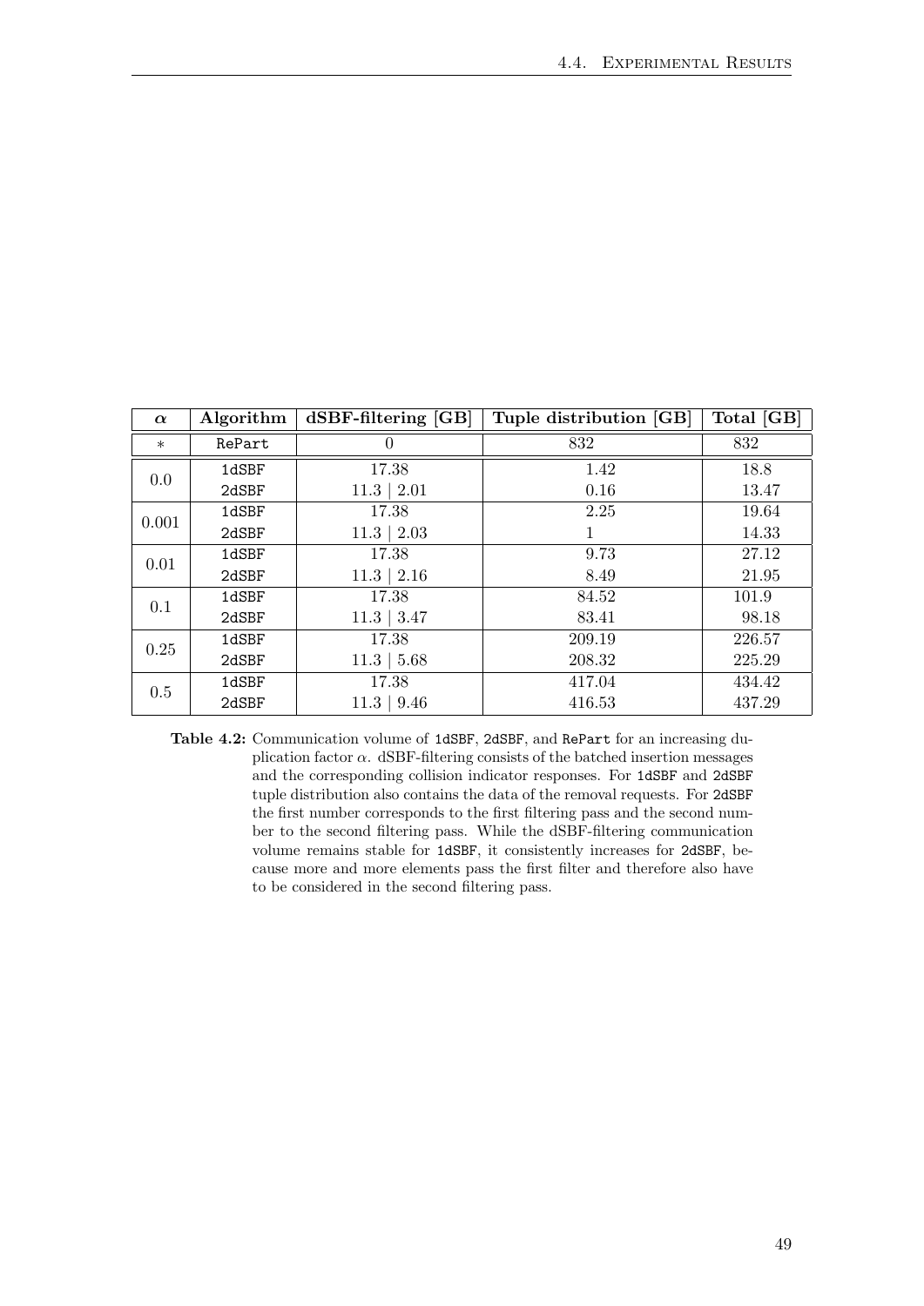| $\alpha$ | Algorithm | dSBF-filtering [GB] | Tuple distribution [GB] | Total [GB] |
|---|---|---|---|---|
| $*$ | `RePart` | 0 | 832 | 832 |
| 0.0 | `1dSBF` | 17.38 | 1.42 | 18.8 |
| | `2dSBF` | 11.3 \| 2.01 | 0.16 | 13.47 |
| 0.001 | `1dSBF` | 17.38 | 2.25 | 19.64 |
| | `2dSBF` | 11.3 \| 2.03 | 1 | 14.33 |
| 0.01 | `1dSBF` | 17.38 | 9.73 | 27.12 |
| | `2dSBF` | 11.3 \| 2.16 | 8.49 | 21.95 |
| 0.1 | `1dSBF` | 17.38 | 84.52 | 101.9 |
| | `2dSBF` | 11.3 \| 3.47 | 83.41 | 98.18 |
| 0.25 | `1dSBF` | 17.38 | 209.19 | 226.57 |
| | `2dSBF` | 11.3 \| 5.68 | 208.32 | 225.29 |
| 0.5 | `1dSBF` | 17.38 | 417.04 | 434.42 |
| | `2dSBF` | 11.3 \| 9.46 | 416.53 | 437.29 |

**Table 4.2:** Communication volume of `1dSBF`, `2dSBF`, and `RePart` for an increasing duplication factor $\alpha$. dSBF-filtering consists of the batched insertion messages and the corresponding collision indicator responses. For `1dSBF` and `2dSBF` tuple distribution also contains the data of the removal requests. For `2dSBF` the first number corresponds to the first filtering pass and the second number to the second filtering pass. While the dSBF-filtering communication volume remains stable for `1dSBF`, it consistently increases for `2dSBF`, because more and more elements pass the first filter and therefore also have to be considered in the second filtering pass.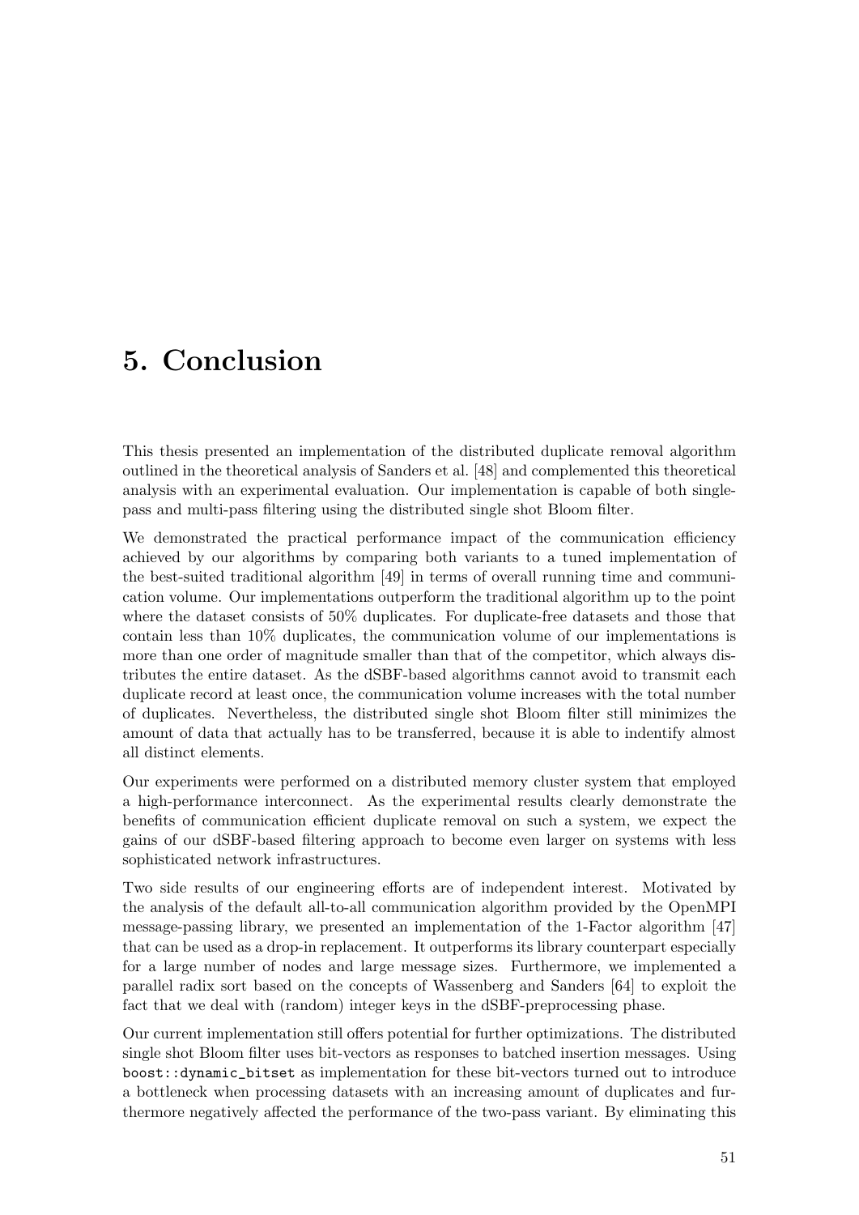# 5. Conclusion

This thesis presented an implementation of the distributed duplicate removal algorithm outlined in the theoretical analysis of Sanders et al. [48] and complemented this theoretical analysis with an experimental evaluation. Our implementation is capable of both single-pass and multi-pass filtering using the distributed single shot Bloom filter.

We demonstrated the practical performance impact of the communication efficiency achieved by our algorithms by comparing both variants to a tuned implementation of the best-suited traditional algorithm [49] in terms of overall running time and communication volume. Our implementations outperform the traditional algorithm up to the point where the dataset consists of 50% duplicates. For duplicate-free datasets and those that contain less than 10% duplicates, the communication volume of our implementations is more than one order of magnitude smaller than that of the competitor, which always distributes the entire dataset. As the dSBF-based algorithms cannot avoid to transmit each duplicate record at least once, the communication volume increases with the total number of duplicates. Nevertheless, the distributed single shot Bloom filter still minimizes the amount of data that actually has to be transferred, because it is able to indentify almost all distinct elements.

Our experiments were performed on a distributed memory cluster system that employed a high-performance interconnect. As the experimental results clearly demonstrate the benefits of communication efficient duplicate removal on such a system, we expect the gains of our dSBF-based filtering approach to become even larger on systems with less sophisticated network infrastructures.

Two side results of our engineering efforts are of independent interest. Motivated by the analysis of the default all-to-all communication algorithm provided by the OpenMPI message-passing library, we presented an implementation of the 1-Factor algorithm [47] that can be used as a drop-in replacement. It outperforms its library counterpart especially for a large number of nodes and large message sizes. Furthermore, we implemented a parallel radix sort based on the concepts of Wassenberg and Sanders [64] to exploit the fact that we deal with (random) integer keys in the dSBF-preprocessing phase.

Our current implementation still offers potential for further optimizations. The distributed single shot Bloom filter uses bit-vectors as responses to batched insertion messages. Using `boost::dynamic_bitset` as implementation for these bit-vectors turned out to introduce a bottleneck when processing datasets with an increasing amount of duplicates and furthermore negatively affected the performance of the two-pass variant. By eliminating this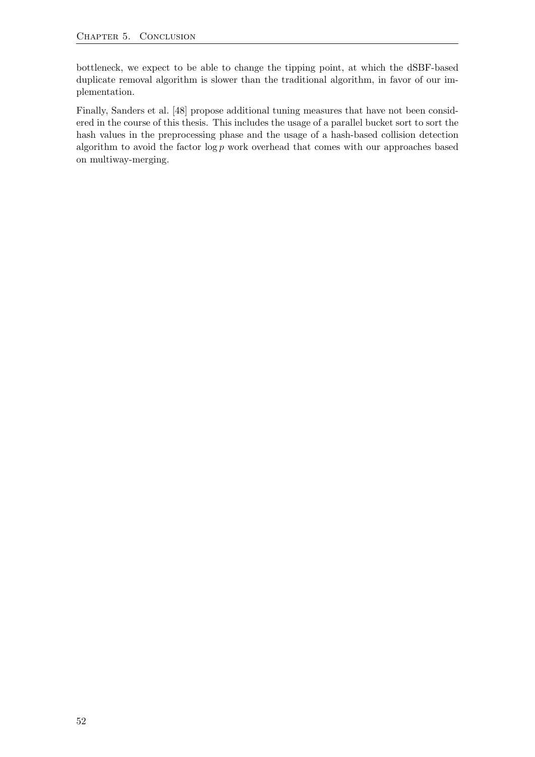bottleneck, we expect to be able to change the tipping point, at which the dSBF-based duplicate removal algorithm is slower than the traditional algorithm, in favor of our implementation.

Finally, Sanders et al. [48] propose additional tuning measures that have not been considered in the course of this thesis. This includes the usage of a parallel bucket sort to sort the hash values in the preprocessing phase and the usage of a hash-based collision detection algorithm to avoid the factor $\log p$ work overhead that comes with our approaches based on multiway-merging.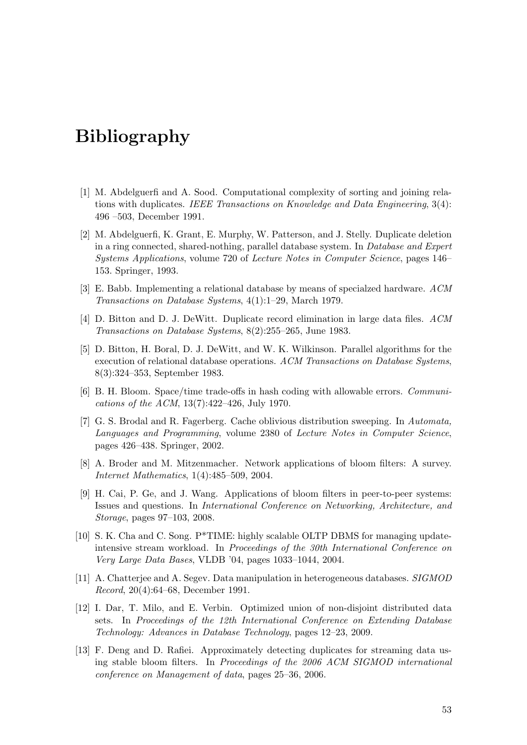# Bibliography

[1] M. Abdelguerfi and A. Sood. Computational complexity of sorting and joining relations with duplicates. *IEEE Transactions on Knowledge and Data Engineering*, 3(4): 496 –503, December 1991.

[2] M. Abdelguerfi, K. Grant, E. Murphy, W. Patterson, and J. Stelly. Duplicate deletion in a ring connected, shared-nothing, parallel database system. In *Database and Expert Systems Applications*, volume 720 of *Lecture Notes in Computer Science*, pages 146–153. Springer, 1993.

[3] E. Babb. Implementing a relational database by means of specialzed hardware. *ACM Transactions on Database Systems*, 4(1):1–29, March 1979.

[4] D. Bitton and D. J. DeWitt. Duplicate record elimination in large data files. *ACM Transactions on Database Systems*, 8(2):255–265, June 1983.

[5] D. Bitton, H. Boral, D. J. DeWitt, and W. K. Wilkinson. Parallel algorithms for the execution of relational database operations. *ACM Transactions on Database Systems*, 8(3):324–353, September 1983.

[6] B. H. Bloom. Space/time trade-offs in hash coding with allowable errors. *Communications of the ACM*, 13(7):422–426, July 1970.

[7] G. S. Brodal and R. Fagerberg. Cache oblivious distribution sweeping. In *Automata, Languages and Programming*, volume 2380 of *Lecture Notes in Computer Science*, pages 426–438. Springer, 2002.

[8] A. Broder and M. Mitzenmacher. Network applications of bloom filters: A survey. *Internet Mathematics*, 1(4):485–509, 2004.

[9] H. Cai, P. Ge, and J. Wang. Applications of bloom filters in peer-to-peer systems: Issues and questions. In *International Conference on Networking, Architecture, and Storage*, pages 97–103, 2008.

[10] S. K. Cha and C. Song. P*TIME: highly scalable OLTP DBMS for managing update-intensive stream workload. In *Proceedings of the 30th International Conference on Very Large Data Bases*, VLDB '04, pages 1033–1044, 2004.

[11] A. Chatterjee and A. Segev. Data manipulation in heterogeneous databases. *SIGMOD Record*, 20(4):64–68, December 1991.

[12] I. Dar, T. Milo, and E. Verbin. Optimized union of non-disjoint distributed data sets. In *Proceedings of the 12th International Conference on Extending Database Technology: Advances in Database Technology*, pages 12–23, 2009.

[13] F. Deng and D. Rafiei. Approximately detecting duplicates for streaming data using stable bloom filters. In *Proceedings of the 2006 ACM SIGMOD international conference on Management of data*, pages 25–36, 2006.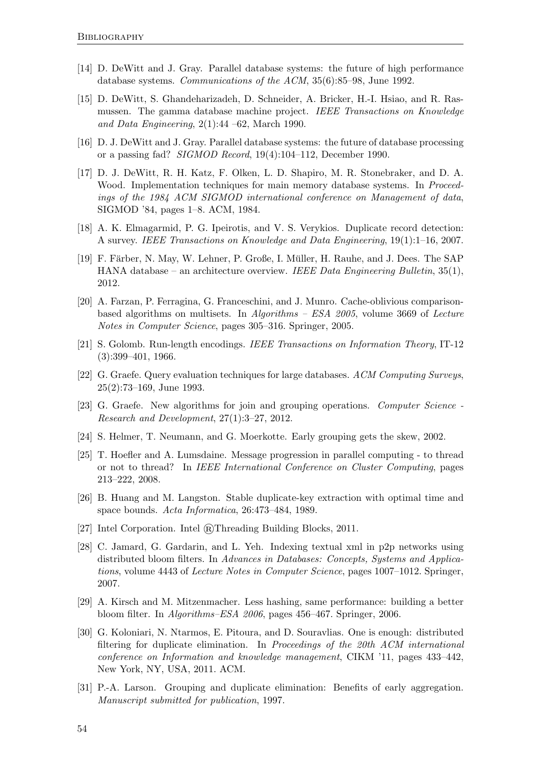[14] D. DeWitt and J. Gray. Parallel database systems: the future of high performance database systems. *Communications of the ACM*, 35(6):85–98, June 1992.

[15] D. DeWitt, S. Ghandeharizadeh, D. Schneider, A. Bricker, H.-I. Hsiao, and R. Rasmussen. The gamma database machine project. *IEEE Transactions on Knowledge and Data Engineering*, 2(1):44 –62, March 1990.

[16] D. J. DeWitt and J. Gray. Parallel database systems: the future of database processing or a passing fad? *SIGMOD Record*, 19(4):104–112, December 1990.

[17] D. J. DeWitt, R. H. Katz, F. Olken, L. D. Shapiro, M. R. Stonebraker, and D. A. Wood. Implementation techniques for main memory database systems. In *Proceedings of the 1984 ACM SIGMOD international conference on Management of data*, SIGMOD '84, pages 1–8. ACM, 1984.

[18] A. K. Elmagarmid, P. G. Ipeirotis, and V. S. Verykios. Duplicate record detection: A survey. *IEEE Transactions on Knowledge and Data Engineering*, 19(1):1–16, 2007.

[19] F. Färber, N. May, W. Lehner, P. Große, I. Müller, H. Rauhe, and J. Dees. The SAP HANA database – an architecture overview. *IEEE Data Engineering Bulletin*, 35(1), 2012.

[20] A. Farzan, P. Ferragina, G. Franceschini, and J. Munro. Cache-oblivious comparison-based algorithms on multisets. In *Algorithms – ESA 2005*, volume 3669 of *Lecture Notes in Computer Science*, pages 305–316. Springer, 2005.

[21] S. Golomb. Run-length encodings. *IEEE Transactions on Information Theory*, IT-12 (3):399–401, 1966.

[22] G. Graefe. Query evaluation techniques for large databases. *ACM Computing Surveys*, 25(2):73–169, June 1993.

[23] G. Graefe. New algorithms for join and grouping operations. *Computer Science - Research and Development*, 27(1):3–27, 2012.

[24] S. Helmer, T. Neumann, and G. Moerkotte. Early grouping gets the skew, 2002.

[25] T. Hoefler and A. Lumsdaine. Message progression in parallel computing - to thread or not to thread? In *IEEE International Conference on Cluster Computing*, pages 213–222, 2008.

[26] B. Huang and M. Langston. Stable duplicate-key extraction with optimal time and space bounds. *Acta Informatica*, 26:473–484, 1989.

[27] Intel Corporation. Intel ®Threading Building Blocks, 2011.

[28] C. Jamard, G. Gardarin, and L. Yeh. Indexing textual xml in p2p networks using distributed bloom filters. In *Advances in Databases: Concepts, Systems and Applications*, volume 4443 of *Lecture Notes in Computer Science*, pages 1007–1012. Springer, 2007.

[29] A. Kirsch and M. Mitzenmacher. Less hashing, same performance: building a better bloom filter. In *Algorithms–ESA 2006*, pages 456–467. Springer, 2006.

[30] G. Koloniari, N. Ntarmos, E. Pitoura, and D. Souravlias. One is enough: distributed filtering for duplicate elimination. In *Proceedings of the 20th ACM international conference on Information and knowledge management*, CIKM '11, pages 433–442, New York, NY, USA, 2011. ACM.

[31] P.-A. Larson. Grouping and duplicate elimination: Benefits of early aggregation. *Manuscript submitted for publication*, 1997.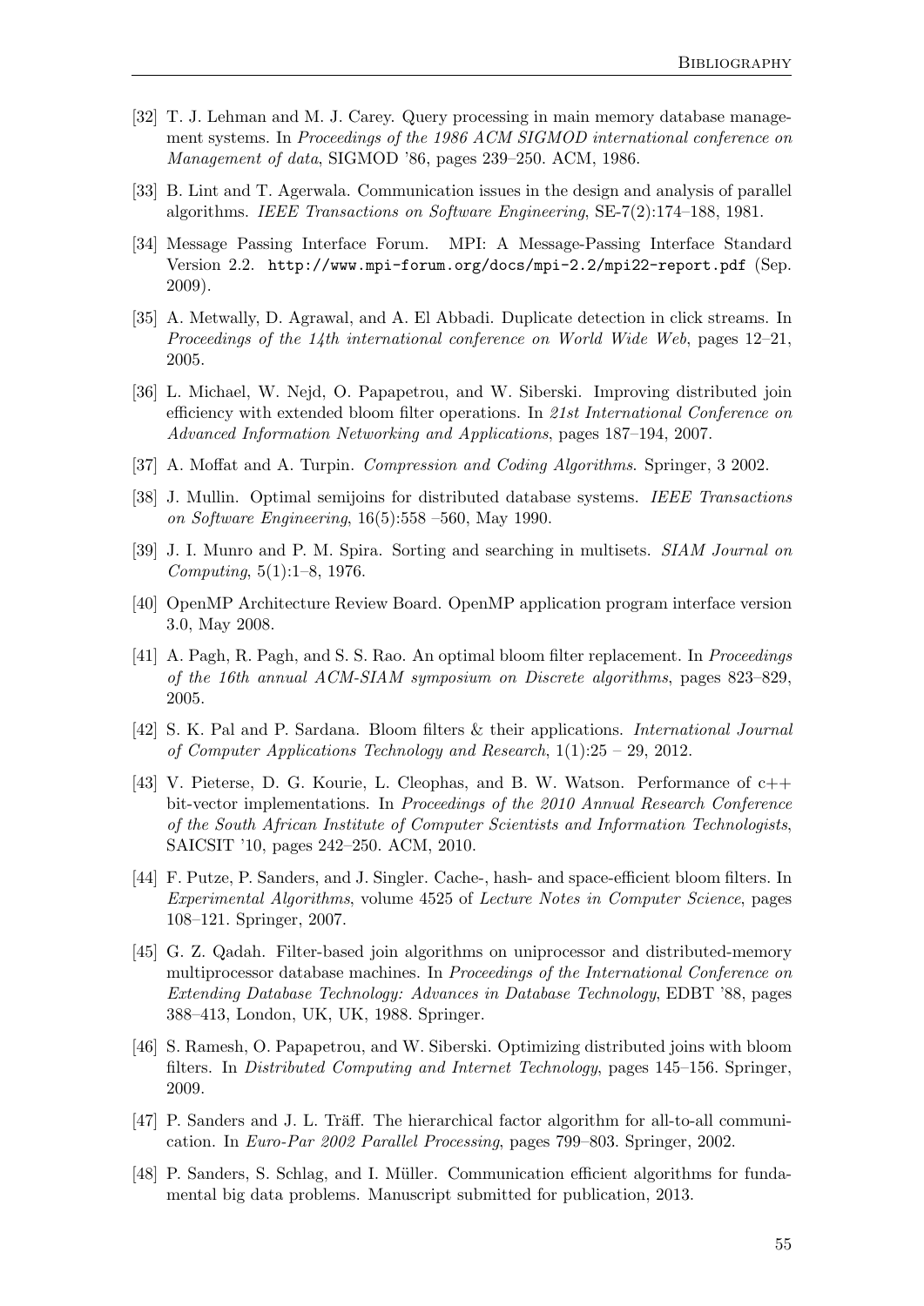[32] T. J. Lehman and M. J. Carey. Query processing in main memory database management systems. In *Proceedings of the 1986 ACM SIGMOD international conference on Management of data*, SIGMOD '86, pages 239–250. ACM, 1986.

[33] B. Lint and T. Agerwala. Communication issues in the design and analysis of parallel algorithms. *IEEE Transactions on Software Engineering*, SE-7(2):174–188, 1981.

[34] Message Passing Interface Forum. MPI: A Message-Passing Interface Standard Version 2.2. `http://www.mpi-forum.org/docs/mpi-2.2/mpi22-report.pdf` (Sep. 2009).

[35] A. Metwally, D. Agrawal, and A. El Abbadi. Duplicate detection in click streams. In *Proceedings of the 14th international conference on World Wide Web*, pages 12–21, 2005.

[36] L. Michael, W. Nejd, O. Papapetrou, and W. Siberski. Improving distributed join efficiency with extended bloom filter operations. In *21st International Conference on Advanced Information Networking and Applications*, pages 187–194, 2007.

[37] A. Moffat and A. Turpin. *Compression and Coding Algorithms*. Springer, 3 2002.

[38] J. Mullin. Optimal semijoins for distributed database systems. *IEEE Transactions on Software Engineering*, 16(5):558 –560, May 1990.

[39] J. I. Munro and P. M. Spira. Sorting and searching in multisets. *SIAM Journal on Computing*, 5(1):1–8, 1976.

[40] OpenMP Architecture Review Board. OpenMP application program interface version 3.0, May 2008.

[41] A. Pagh, R. Pagh, and S. S. Rao. An optimal bloom filter replacement. In *Proceedings of the 16th annual ACM-SIAM symposium on Discrete algorithms*, pages 823–829, 2005.

[42] S. K. Pal and P. Sardana. Bloom filters & their applications. *International Journal of Computer Applications Technology and Research*, 1(1):25 – 29, 2012.

[43] V. Pieterse, D. G. Kourie, L. Cleophas, and B. W. Watson. Performance of c++ bit-vector implementations. In *Proceedings of the 2010 Annual Research Conference of the South African Institute of Computer Scientists and Information Technologists*, SAICSIT '10, pages 242–250. ACM, 2010.

[44] F. Putze, P. Sanders, and J. Singler. Cache-, hash- and space-efficient bloom filters. In *Experimental Algorithms*, volume 4525 of *Lecture Notes in Computer Science*, pages 108–121. Springer, 2007.

[45] G. Z. Qadah. Filter-based join algorithms on uniprocessor and distributed-memory multiprocessor database machines. In *Proceedings of the International Conference on Extending Database Technology: Advances in Database Technology*, EDBT '88, pages 388–413, London, UK, UK, 1988. Springer.

[46] S. Ramesh, O. Papapetrou, and W. Siberski. Optimizing distributed joins with bloom filters. In *Distributed Computing and Internet Technology*, pages 145–156. Springer, 2009.

[47] P. Sanders and J. L. Träff. The hierarchical factor algorithm for all-to-all communication. In *Euro-Par 2002 Parallel Processing*, pages 799–803. Springer, 2002.

[48] P. Sanders, S. Schlag, and I. Müller. Communication efficient algorithms for fundamental big data problems. Manuscript submitted for publication, 2013.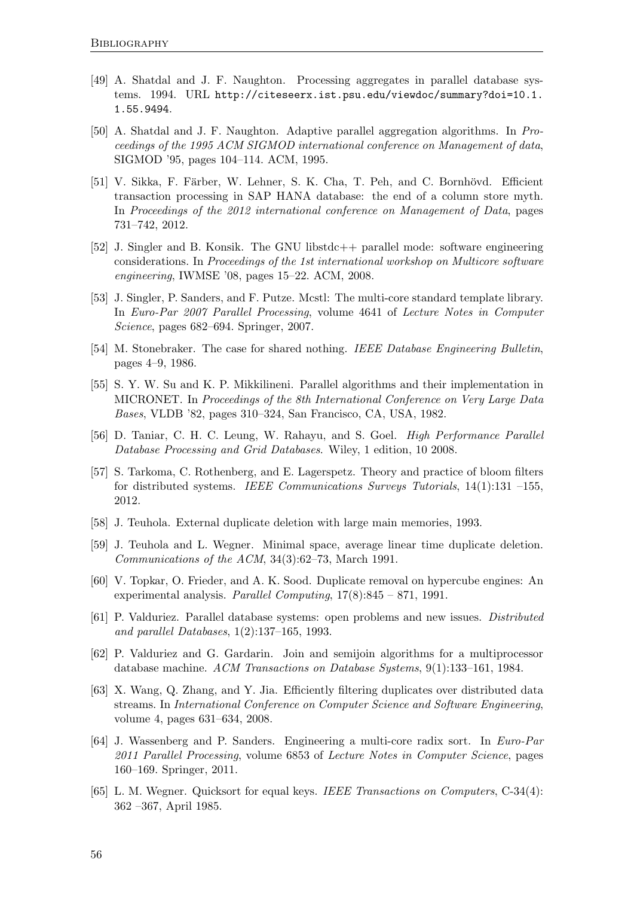[49] A. Shatdal and J. F. Naughton. Processing aggregates in parallel database systems. 1994. URL http://citeseerx.ist.psu.edu/viewdoc/summary?doi=10.1.1.55.9494.

[50] A. Shatdal and J. F. Naughton. Adaptive parallel aggregation algorithms. In *Proceedings of the 1995 ACM SIGMOD international conference on Management of data*, SIGMOD '95, pages 104–114. ACM, 1995.

[51] V. Sikka, F. Färber, W. Lehner, S. K. Cha, T. Peh, and C. Bornhövd. Efficient transaction processing in SAP HANA database: the end of a column store myth. In *Proceedings of the 2012 international conference on Management of Data*, pages 731–742, 2012.

[52] J. Singler and B. Konsik. The GNU libstdc++ parallel mode: software engineering considerations. In *Proceedings of the 1st international workshop on Multicore software engineering*, IWMSE '08, pages 15–22. ACM, 2008.

[53] J. Singler, P. Sanders, and F. Putze. Mcstl: The multi-core standard template library. In *Euro-Par 2007 Parallel Processing*, volume 4641 of *Lecture Notes in Computer Science*, pages 682–694. Springer, 2007.

[54] M. Stonebraker. The case for shared nothing. *IEEE Database Engineering Bulletin*, pages 4–9, 1986.

[55] S. Y. W. Su and K. P. Mikkilineni. Parallel algorithms and their implementation in MICRONET. In *Proceedings of the 8th International Conference on Very Large Data Bases*, VLDB '82, pages 310–324, San Francisco, CA, USA, 1982.

[56] D. Taniar, C. H. C. Leung, W. Rahayu, and S. Goel. *High Performance Parallel Database Processing and Grid Databases*. Wiley, 1 edition, 10 2008.

[57] S. Tarkoma, C. Rothenberg, and E. Lagerspetz. Theory and practice of bloom filters for distributed systems. *IEEE Communications Surveys Tutorials*, 14(1):131 –155, 2012.

[58] J. Teuhola. External duplicate deletion with large main memories, 1993.

[59] J. Teuhola and L. Wegner. Minimal space, average linear time duplicate deletion. *Communications of the ACM*, 34(3):62–73, March 1991.

[60] V. Topkar, O. Frieder, and A. K. Sood. Duplicate removal on hypercube engines: An experimental analysis. *Parallel Computing*, 17(8):845 – 871, 1991.

[61] P. Valduriez. Parallel database systems: open problems and new issues. *Distributed and parallel Databases*, 1(2):137–165, 1993.

[62] P. Valduriez and G. Gardarin. Join and semijoin algorithms for a multiprocessor database machine. *ACM Transactions on Database Systems*, 9(1):133–161, 1984.

[63] X. Wang, Q. Zhang, and Y. Jia. Efficiently filtering duplicates over distributed data streams. In *International Conference on Computer Science and Software Engineering*, volume 4, pages 631–634, 2008.

[64] J. Wassenberg and P. Sanders. Engineering a multi-core radix sort. In *Euro-Par 2011 Parallel Processing*, volume 6853 of *Lecture Notes in Computer Science*, pages 160–169. Springer, 2011.

[65] L. M. Wegner. Quicksort for equal keys. *IEEE Transactions on Computers*, C-34(4): 362 –367, April 1985.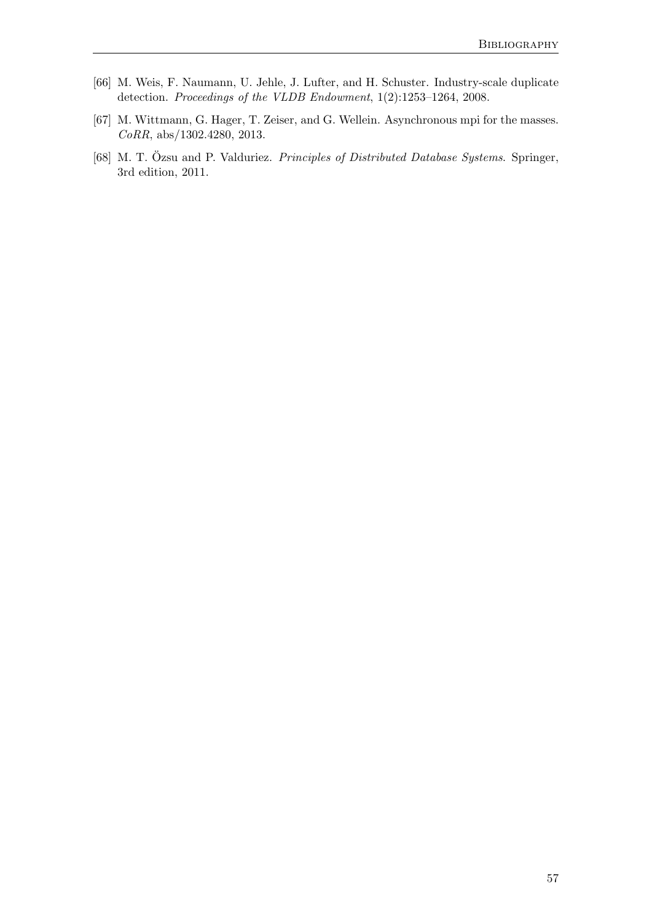[66] M. Weis, F. Naumann, U. Jehle, J. Lufter, and H. Schuster. Industry-scale duplicate detection. *Proceedings of the VLDB Endowment*, 1(2):1253–1264, 2008.

[67] M. Wittmann, G. Hager, T. Zeiser, and G. Wellein. Asynchronous mpi for the masses. *CoRR*, abs/1302.4280, 2013.

[68] M. T. Özsu and P. Valduriez. *Principles of Distributed Database Systems*. Springer, 3rd edition, 2011.